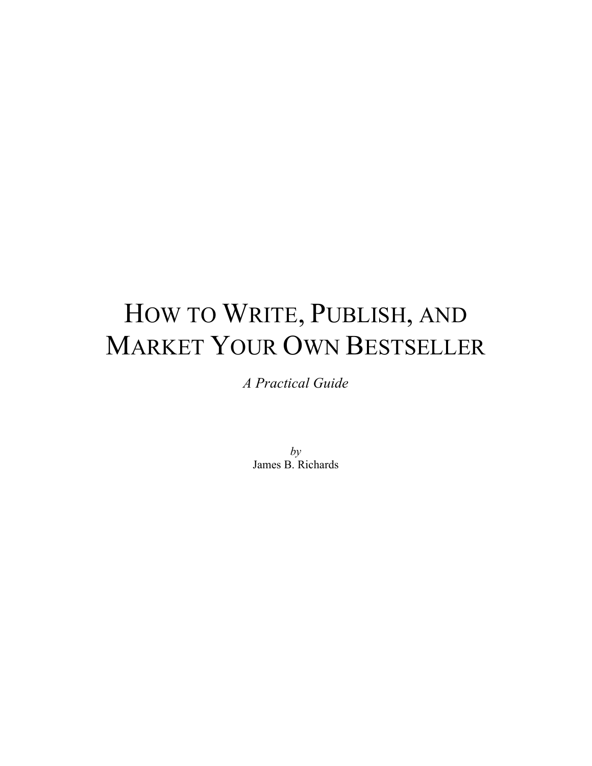# How to Write, Publish, and Market Your Own Bestseller

*A Practical Guide*

*by*
James B. Richards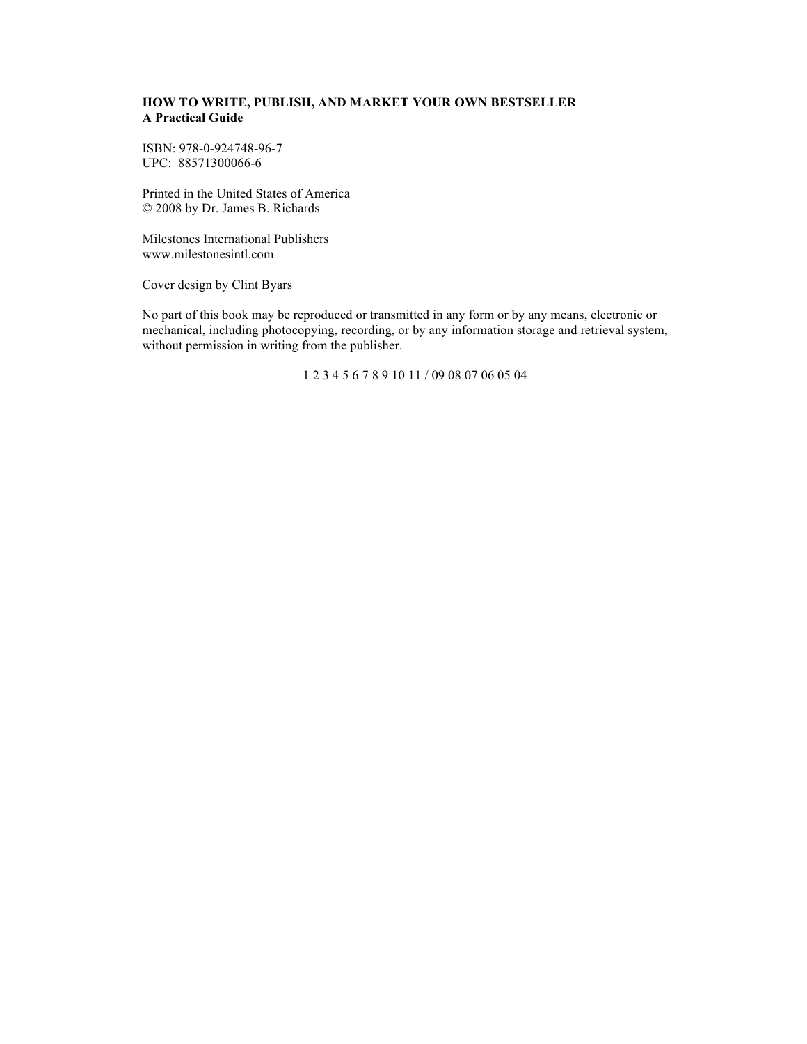**HOW TO WRITE, PUBLISH, AND MARKET YOUR OWN BESTSELLER**
**A Practical Guide**

ISBN: 978-0-924748-96-7
UPC: 88571300066-6

Printed in the United States of America
© 2008 by Dr. James B. Richards

Milestones International Publishers
www.milestonesintl.com

Cover design by Clint Byars

No part of this book may be reproduced or transmitted in any form or by any means, electronic or mechanical, including photocopying, recording, or by any information storage and retrieval system, without permission in writing from the publisher.

1 2 3 4 5 6 7 8 9 10 11 / 09 08 07 06 05 04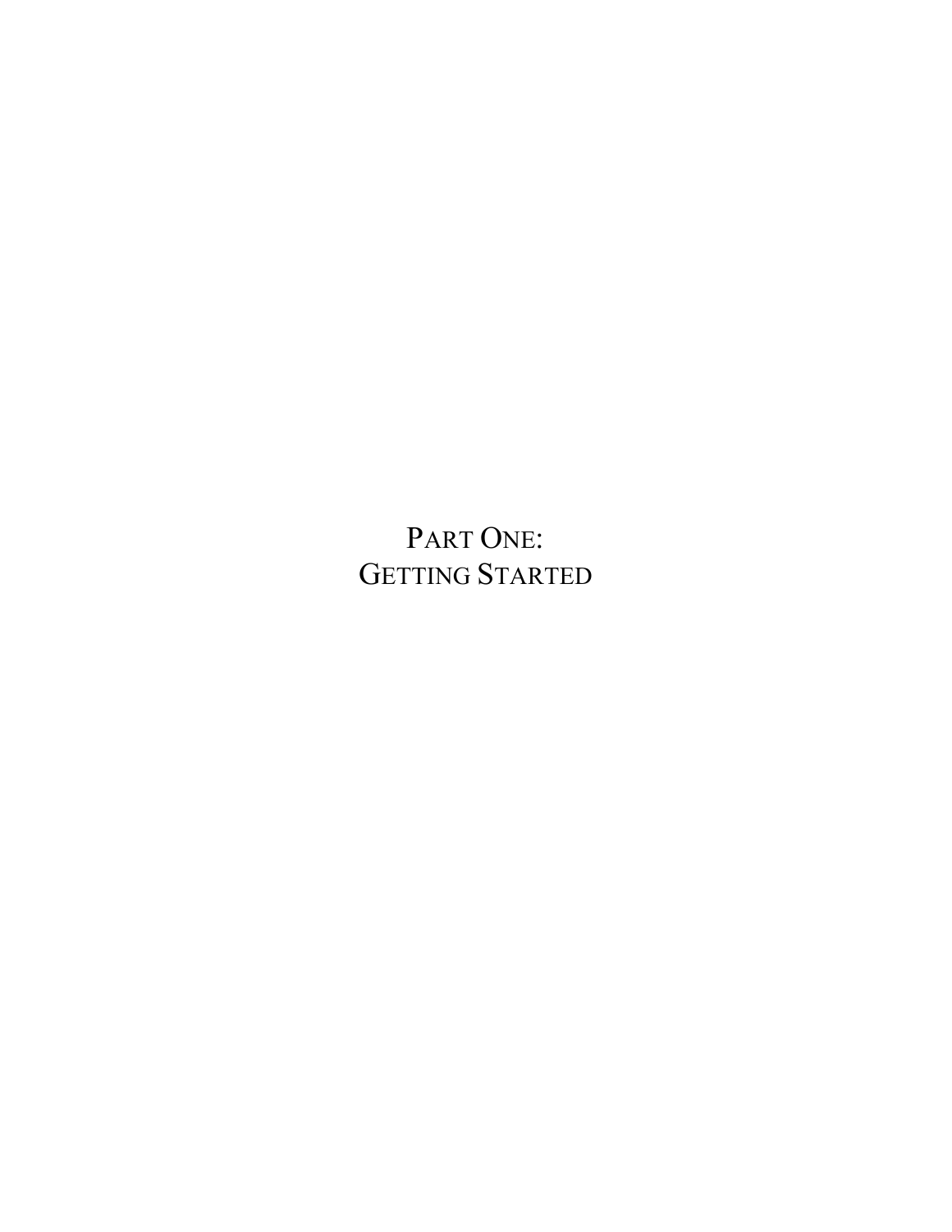# PART ONE: GETTING STARTED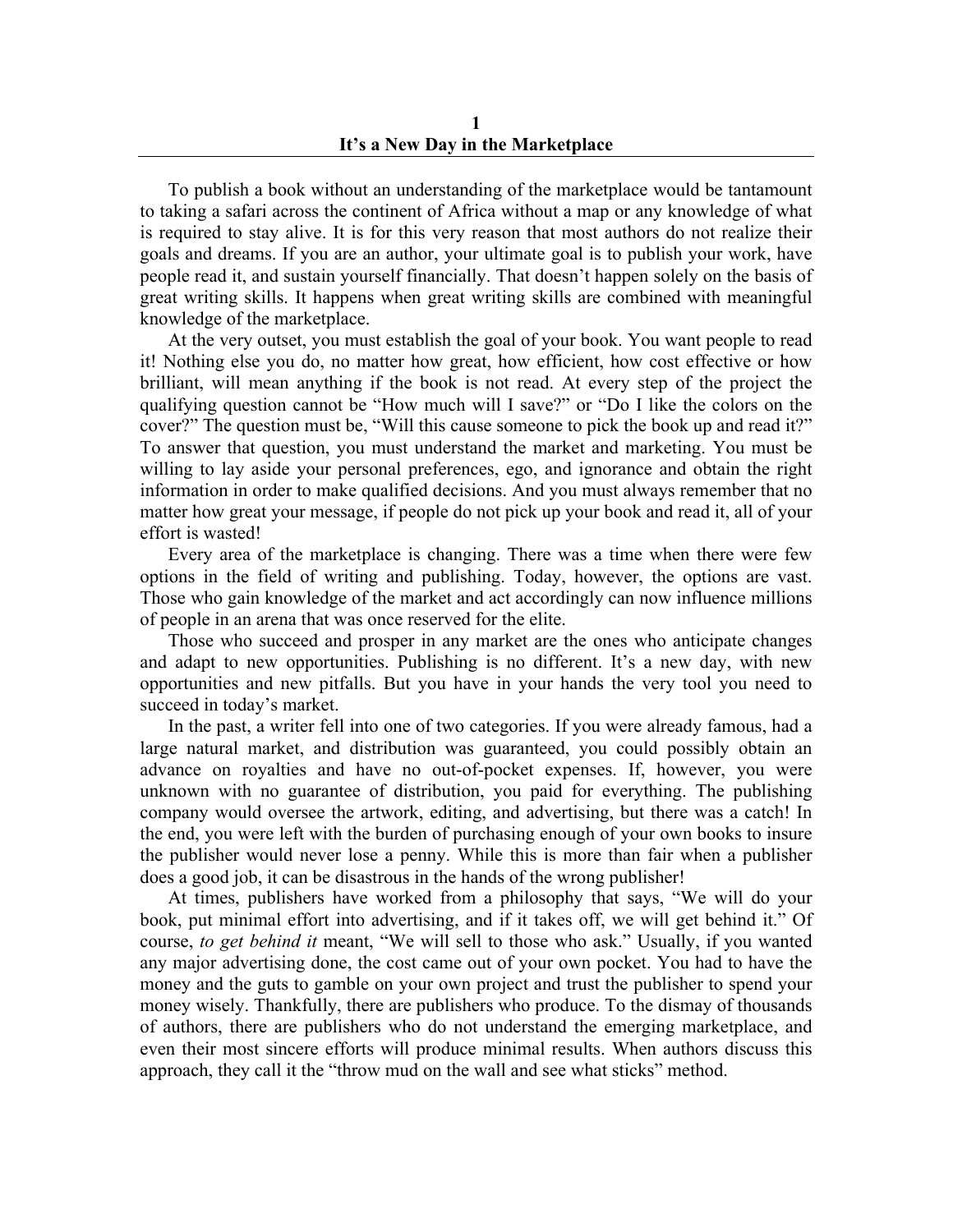# 1
# It's a New Day in the Marketplace

To publish a book without an understanding of the marketplace would be tantamount to taking a safari across the continent of Africa without a map or any knowledge of what is required to stay alive. It is for this very reason that most authors do not realize their goals and dreams. If you are an author, your ultimate goal is to publish your work, have people read it, and sustain yourself financially. That doesn't happen solely on the basis of great writing skills. It happens when great writing skills are combined with meaningful knowledge of the marketplace.

At the very outset, you must establish the goal of your book. You want people to read it! Nothing else you do, no matter how great, how efficient, how cost effective or how brilliant, will mean anything if the book is not read. At every step of the project the qualifying question cannot be "How much will I save?" or "Do I like the colors on the cover?" The question must be, "Will this cause someone to pick the book up and read it?" To answer that question, you must understand the market and marketing. You must be willing to lay aside your personal preferences, ego, and ignorance and obtain the right information in order to make qualified decisions. And you must always remember that no matter how great your message, if people do not pick up your book and read it, all of your effort is wasted!

Every area of the marketplace is changing. There was a time when there were few options in the field of writing and publishing. Today, however, the options are vast. Those who gain knowledge of the market and act accordingly can now influence millions of people in an arena that was once reserved for the elite.

Those who succeed and prosper in any market are the ones who anticipate changes and adapt to new opportunities. Publishing is no different. It's a new day, with new opportunities and new pitfalls. But you have in your hands the very tool you need to succeed in today's market.

In the past, a writer fell into one of two categories. If you were already famous, had a large natural market, and distribution was guaranteed, you could possibly obtain an advance on royalties and have no out-of-pocket expenses. If, however, you were unknown with no guarantee of distribution, you paid for everything. The publishing company would oversee the artwork, editing, and advertising, but there was a catch! In the end, you were left with the burden of purchasing enough of your own books to insure the publisher would never lose a penny. While this is more than fair when a publisher does a good job, it can be disastrous in the hands of the wrong publisher!

At times, publishers have worked from a philosophy that says, "We will do your book, put minimal effort into advertising, and if it takes off, we will get behind it." Of course, *to get behind it* meant, "We will sell to those who ask." Usually, if you wanted any major advertising done, the cost came out of your own pocket. You had to have the money and the guts to gamble on your own project and trust the publisher to spend your money wisely. Thankfully, there are publishers who produce. To the dismay of thousands of authors, there are publishers who do not understand the emerging marketplace, and even their most sincere efforts will produce minimal results. When authors discuss this approach, they call it the "throw mud on the wall and see what sticks" method.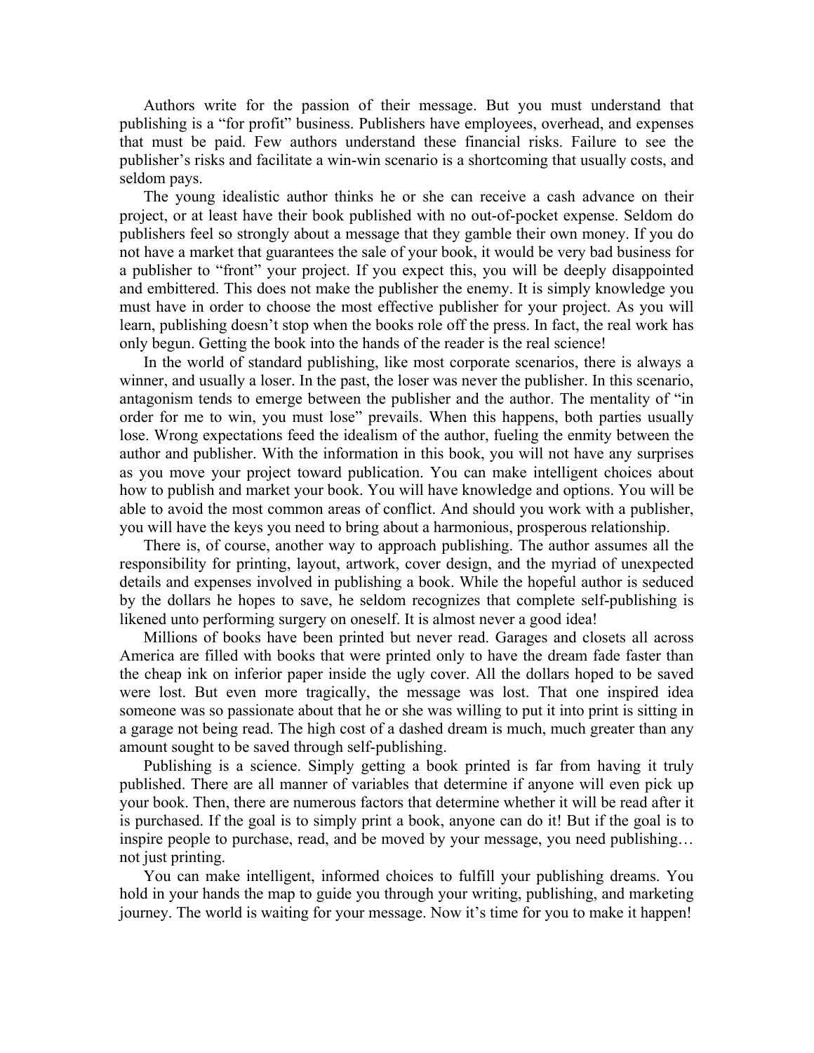Authors write for the passion of their message. But you must understand that publishing is a "for profit" business. Publishers have employees, overhead, and expenses that must be paid. Few authors understand these financial risks. Failure to see the publisher's risks and facilitate a win-win scenario is a shortcoming that usually costs, and seldom pays.

The young idealistic author thinks he or she can receive a cash advance on their project, or at least have their book published with no out-of-pocket expense. Seldom do publishers feel so strongly about a message that they gamble their own money. If you do not have a market that guarantees the sale of your book, it would be very bad business for a publisher to "front" your project. If you expect this, you will be deeply disappointed and embittered. This does not make the publisher the enemy. It is simply knowledge you must have in order to choose the most effective publisher for your project. As you will learn, publishing doesn't stop when the books role off the press. In fact, the real work has only begun. Getting the book into the hands of the reader is the real science!

In the world of standard publishing, like most corporate scenarios, there is always a winner, and usually a loser. In the past, the loser was never the publisher. In this scenario, antagonism tends to emerge between the publisher and the author. The mentality of "in order for me to win, you must lose" prevails. When this happens, both parties usually lose. Wrong expectations feed the idealism of the author, fueling the enmity between the author and publisher. With the information in this book, you will not have any surprises as you move your project toward publication. You can make intelligent choices about how to publish and market your book. You will have knowledge and options. You will be able to avoid the most common areas of conflict. And should you work with a publisher, you will have the keys you need to bring about a harmonious, prosperous relationship.

There is, of course, another way to approach publishing. The author assumes all the responsibility for printing, layout, artwork, cover design, and the myriad of unexpected details and expenses involved in publishing a book. While the hopeful author is seduced by the dollars he hopes to save, he seldom recognizes that complete self-publishing is likened unto performing surgery on oneself. It is almost never a good idea!

Millions of books have been printed but never read. Garages and closets all across America are filled with books that were printed only to have the dream fade faster than the cheap ink on inferior paper inside the ugly cover. All the dollars hoped to be saved were lost. But even more tragically, the message was lost. That one inspired idea someone was so passionate about that he or she was willing to put it into print is sitting in a garage not being read. The high cost of a dashed dream is much, much greater than any amount sought to be saved through self-publishing.

Publishing is a science. Simply getting a book printed is far from having it truly published. There are all manner of variables that determine if anyone will even pick up your book. Then, there are numerous factors that determine whether it will be read after it is purchased. If the goal is to simply print a book, anyone can do it! But if the goal is to inspire people to purchase, read, and be moved by your message, you need publishing… not just printing.

You can make intelligent, informed choices to fulfill your publishing dreams. You hold in your hands the map to guide you through your writing, publishing, and marketing journey. The world is waiting for your message. Now it's time for you to make it happen!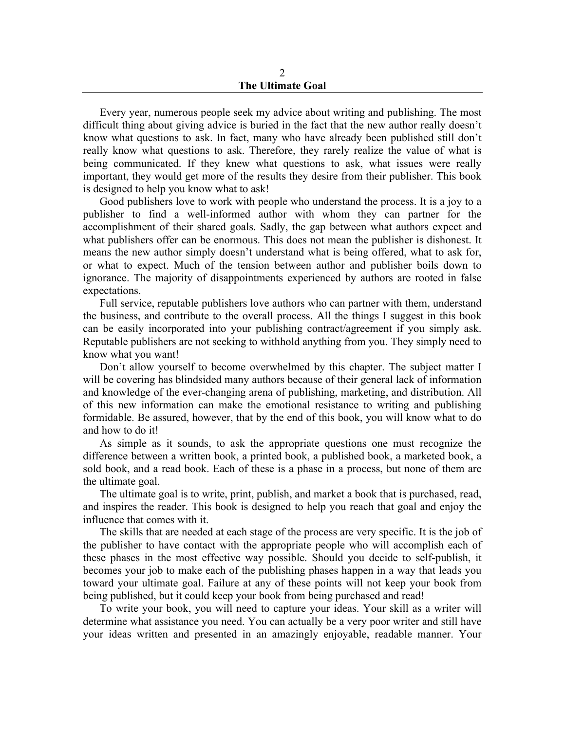## 2
## The Ultimate Goal

Every year, numerous people seek my advice about writing and publishing. The most difficult thing about giving advice is buried in the fact that the new author really doesn't know what questions to ask. In fact, many who have already been published still don't really know what questions to ask. Therefore, they rarely realize the value of what is being communicated. If they knew what questions to ask, what issues were really important, they would get more of the results they desire from their publisher. This book is designed to help you know what to ask!

Good publishers love to work with people who understand the process. It is a joy to a publisher to find a well-informed author with whom they can partner for the accomplishment of their shared goals. Sadly, the gap between what authors expect and what publishers offer can be enormous. This does not mean the publisher is dishonest. It means the new author simply doesn't understand what is being offered, what to ask for, or what to expect. Much of the tension between author and publisher boils down to ignorance. The majority of disappointments experienced by authors are rooted in false expectations.

Full service, reputable publishers love authors who can partner with them, understand the business, and contribute to the overall process. All the things I suggest in this book can be easily incorporated into your publishing contract/agreement if you simply ask. Reputable publishers are not seeking to withhold anything from you. They simply need to know what you want!

Don't allow yourself to become overwhelmed by this chapter. The subject matter I will be covering has blindsided many authors because of their general lack of information and knowledge of the ever-changing arena of publishing, marketing, and distribution. All of this new information can make the emotional resistance to writing and publishing formidable. Be assured, however, that by the end of this book, you will know what to do and how to do it!

As simple as it sounds, to ask the appropriate questions one must recognize the difference between a written book, a printed book, a published book, a marketed book, a sold book, and a read book. Each of these is a phase in a process, but none of them are the ultimate goal.

The ultimate goal is to write, print, publish, and market a book that is purchased, read, and inspires the reader. This book is designed to help you reach that goal and enjoy the influence that comes with it.

The skills that are needed at each stage of the process are very specific. It is the job of the publisher to have contact with the appropriate people who will accomplish each of these phases in the most effective way possible. Should you decide to self-publish, it becomes your job to make each of the publishing phases happen in a way that leads you toward your ultimate goal. Failure at any of these points will not keep your book from being published, but it could keep your book from being purchased and read!

To write your book, you will need to capture your ideas. Your skill as a writer will determine what assistance you need. You can actually be a very poor writer and still have your ideas written and presented in an amazingly enjoyable, readable manner. Your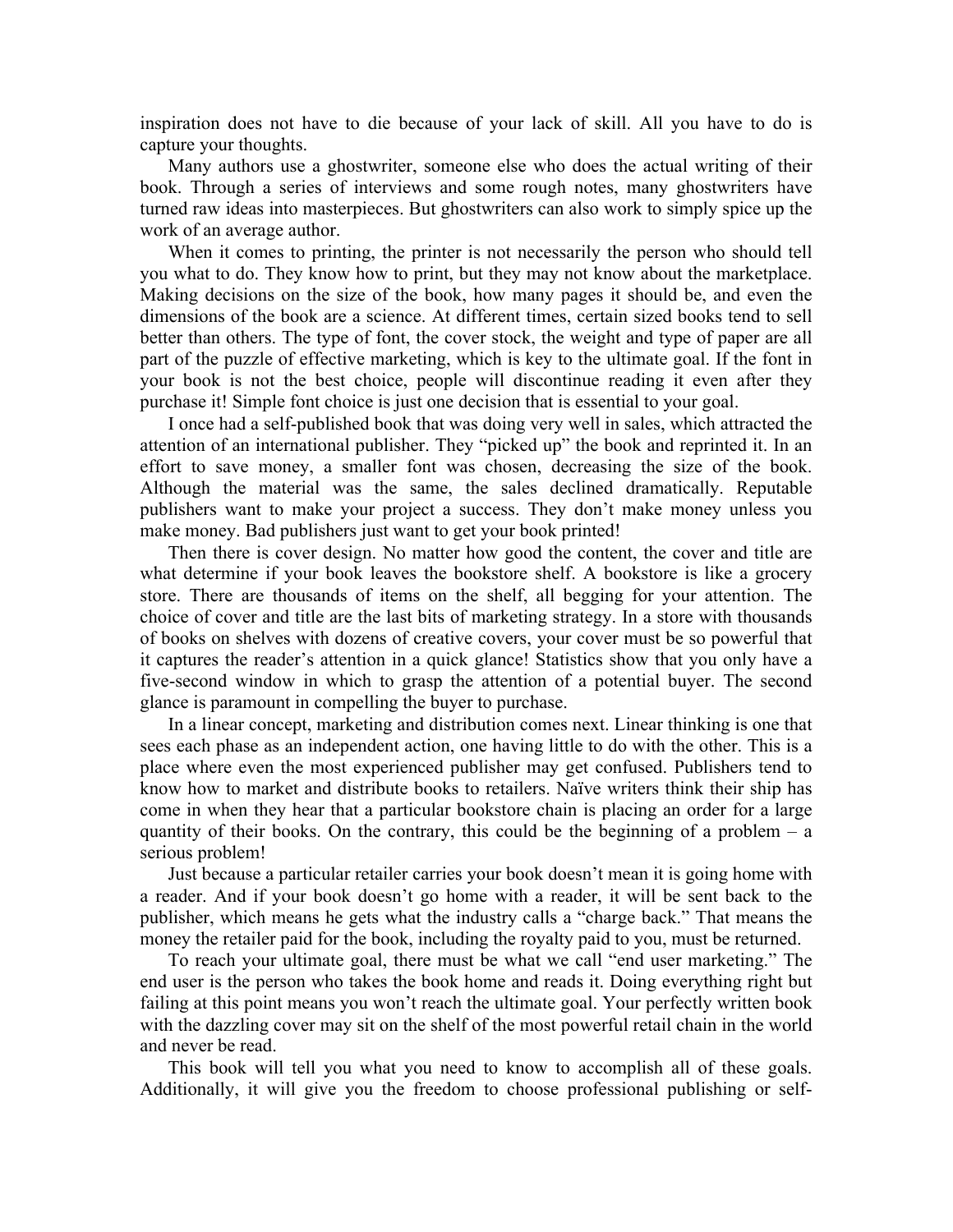inspiration does not have to die because of your lack of skill. All you have to do is capture your thoughts.

Many authors use a ghostwriter, someone else who does the actual writing of their book. Through a series of interviews and some rough notes, many ghostwriters have turned raw ideas into masterpieces. But ghostwriters can also work to simply spice up the work of an average author.

When it comes to printing, the printer is not necessarily the person who should tell you what to do. They know how to print, but they may not know about the marketplace. Making decisions on the size of the book, how many pages it should be, and even the dimensions of the book are a science. At different times, certain sized books tend to sell better than others. The type of font, the cover stock, the weight and type of paper are all part of the puzzle of effective marketing, which is key to the ultimate goal. If the font in your book is not the best choice, people will discontinue reading it even after they purchase it! Simple font choice is just one decision that is essential to your goal.

I once had a self-published book that was doing very well in sales, which attracted the attention of an international publisher. They "picked up" the book and reprinted it. In an effort to save money, a smaller font was chosen, decreasing the size of the book. Although the material was the same, the sales declined dramatically. Reputable publishers want to make your project a success. They don't make money unless you make money. Bad publishers just want to get your book printed!

Then there is cover design. No matter how good the content, the cover and title are what determine if your book leaves the bookstore shelf. A bookstore is like a grocery store. There are thousands of items on the shelf, all begging for your attention. The choice of cover and title are the last bits of marketing strategy. In a store with thousands of books on shelves with dozens of creative covers, your cover must be so powerful that it captures the reader's attention in a quick glance! Statistics show that you only have a five-second window in which to grasp the attention of a potential buyer. The second glance is paramount in compelling the buyer to purchase.

In a linear concept, marketing and distribution comes next. Linear thinking is one that sees each phase as an independent action, one having little to do with the other. This is a place where even the most experienced publisher may get confused. Publishers tend to know how to market and distribute books to retailers. Naïve writers think their ship has come in when they hear that a particular bookstore chain is placing an order for a large quantity of their books. On the contrary, this could be the beginning of a problem – a serious problem!

Just because a particular retailer carries your book doesn't mean it is going home with a reader. And if your book doesn't go home with a reader, it will be sent back to the publisher, which means he gets what the industry calls a "charge back." That means the money the retailer paid for the book, including the royalty paid to you, must be returned.

To reach your ultimate goal, there must be what we call "end user marketing." The end user is the person who takes the book home and reads it. Doing everything right but failing at this point means you won't reach the ultimate goal. Your perfectly written book with the dazzling cover may sit on the shelf of the most powerful retail chain in the world and never be read.

This book will tell you what you need to know to accomplish all of these goals. Additionally, it will give you the freedom to choose professional publishing or self-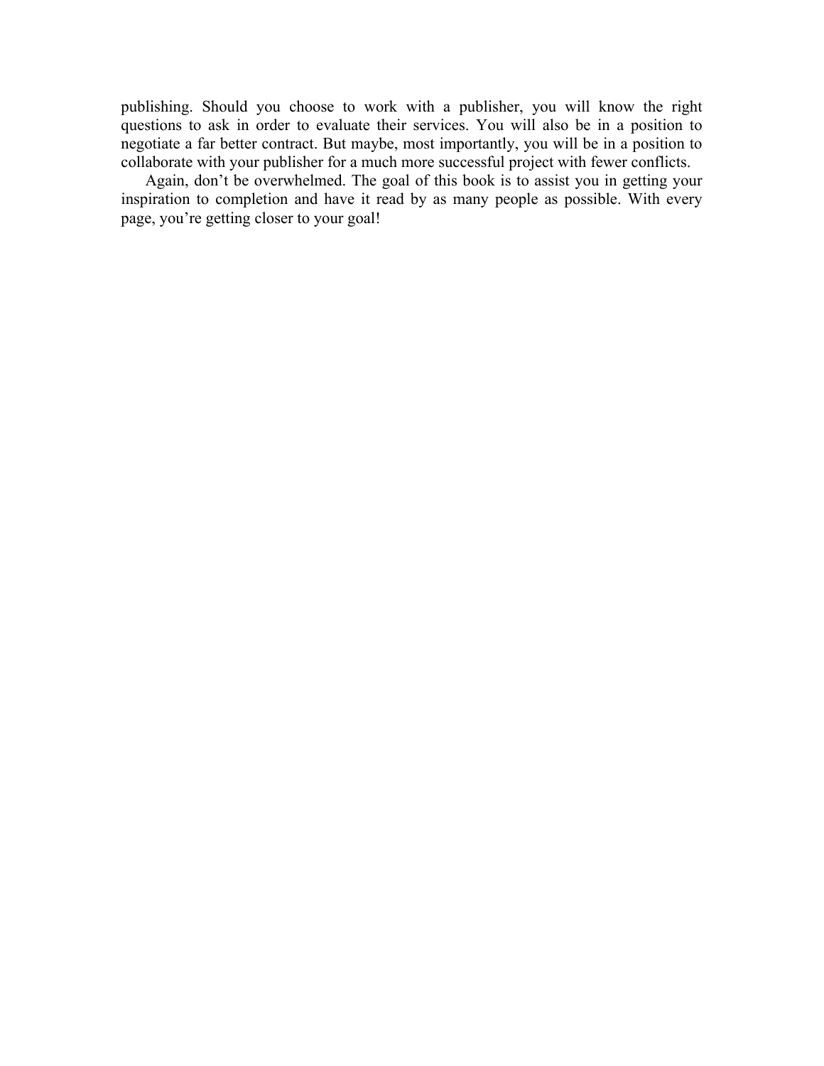publishing. Should you choose to work with a publisher, you will know the right questions to ask in order to evaluate their services. You will also be in a position to negotiate a far better contract. But maybe, most importantly, you will be in a position to collaborate with your publisher for a much more successful project with fewer conflicts.

Again, don't be overwhelmed. The goal of this book is to assist you in getting your inspiration to completion and have it read by as many people as possible. With every page, you're getting closer to your goal!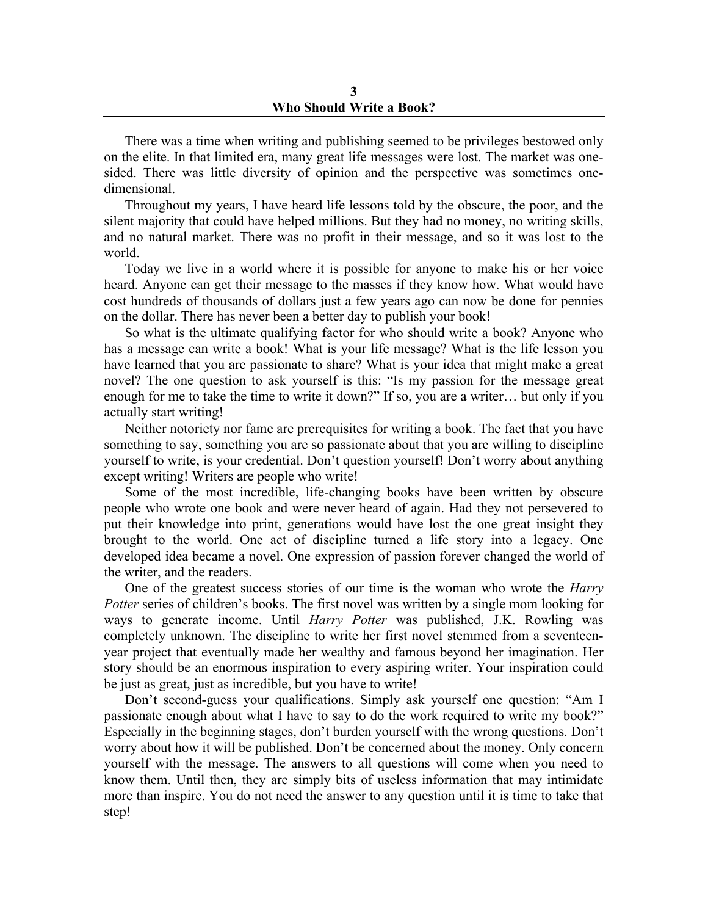# 3
# Who Should Write a Book?

There was a time when writing and publishing seemed to be privileges bestowed only on the elite. In that limited era, many great life messages were lost. The market was one-sided. There was little diversity of opinion and the perspective was sometimes one-dimensional.

Throughout my years, I have heard life lessons told by the obscure, the poor, and the silent majority that could have helped millions. But they had no money, no writing skills, and no natural market. There was no profit in their message, and so it was lost to the world.

Today we live in a world where it is possible for anyone to make his or her voice heard. Anyone can get their message to the masses if they know how. What would have cost hundreds of thousands of dollars just a few years ago can now be done for pennies on the dollar. There has never been a better day to publish your book!

So what is the ultimate qualifying factor for who should write a book? Anyone who has a message can write a book! What is your life message? What is the life lesson you have learned that you are passionate to share? What is your idea that might make a great novel? The one question to ask yourself is this: "Is my passion for the message great enough for me to take the time to write it down?" If so, you are a writer… but only if you actually start writing!

Neither notoriety nor fame are prerequisites for writing a book. The fact that you have something to say, something you are so passionate about that you are willing to discipline yourself to write, is your credential. Don't question yourself! Don't worry about anything except writing! Writers are people who write!

Some of the most incredible, life-changing books have been written by obscure people who wrote one book and were never heard of again. Had they not persevered to put their knowledge into print, generations would have lost the one great insight they brought to the world. One act of discipline turned a life story into a legacy. One developed idea became a novel. One expression of passion forever changed the world of the writer, and the readers.

One of the greatest success stories of our time is the woman who wrote the *Harry Potter* series of children's books. The first novel was written by a single mom looking for ways to generate income. Until *Harry Potter* was published, J.K. Rowling was completely unknown. The discipline to write her first novel stemmed from a seventeen-year project that eventually made her wealthy and famous beyond her imagination. Her story should be an enormous inspiration to every aspiring writer. Your inspiration could be just as great, just as incredible, but you have to write!

Don't second-guess your qualifications. Simply ask yourself one question: "Am I passionate enough about what I have to say to do the work required to write my book?" Especially in the beginning stages, don't burden yourself with the wrong questions. Don't worry about how it will be published. Don't be concerned about the money. Only concern yourself with the message. The answers to all questions will come when you need to know them. Until then, they are simply bits of useless information that may intimidate more than inspire. You do not need the answer to any question until it is time to take that step!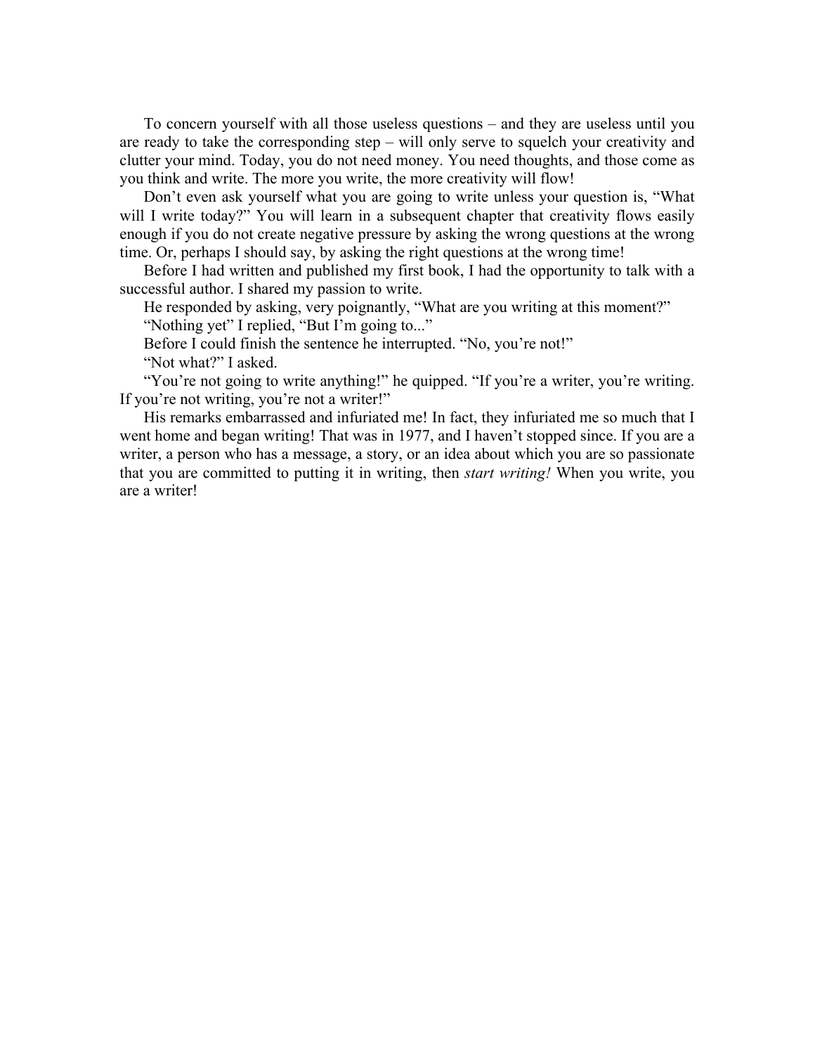To concern yourself with all those useless questions – and they are useless until you are ready to take the corresponding step – will only serve to squelch your creativity and clutter your mind. Today, you do not need money. You need thoughts, and those come as you think and write. The more you write, the more creativity will flow!

Don't even ask yourself what you are going to write unless your question is, "What will I write today?" You will learn in a subsequent chapter that creativity flows easily enough if you do not create negative pressure by asking the wrong questions at the wrong time. Or, perhaps I should say, by asking the right questions at the wrong time!

Before I had written and published my first book, I had the opportunity to talk with a successful author. I shared my passion to write.

He responded by asking, very poignantly, "What are you writing at this moment?"

"Nothing yet" I replied, "But I'm going to..."

Before I could finish the sentence he interrupted. "No, you're not!"

"Not what?" I asked.

"You're not going to write anything!" he quipped. "If you're a writer, you're writing. If you're not writing, you're not a writer!"

His remarks embarrassed and infuriated me! In fact, they infuriated me so much that I went home and began writing! That was in 1977, and I haven't stopped since. If you are a writer, a person who has a message, a story, or an idea about which you are so passionate that you are committed to putting it in writing, then *start writing!* When you write, you are a writer!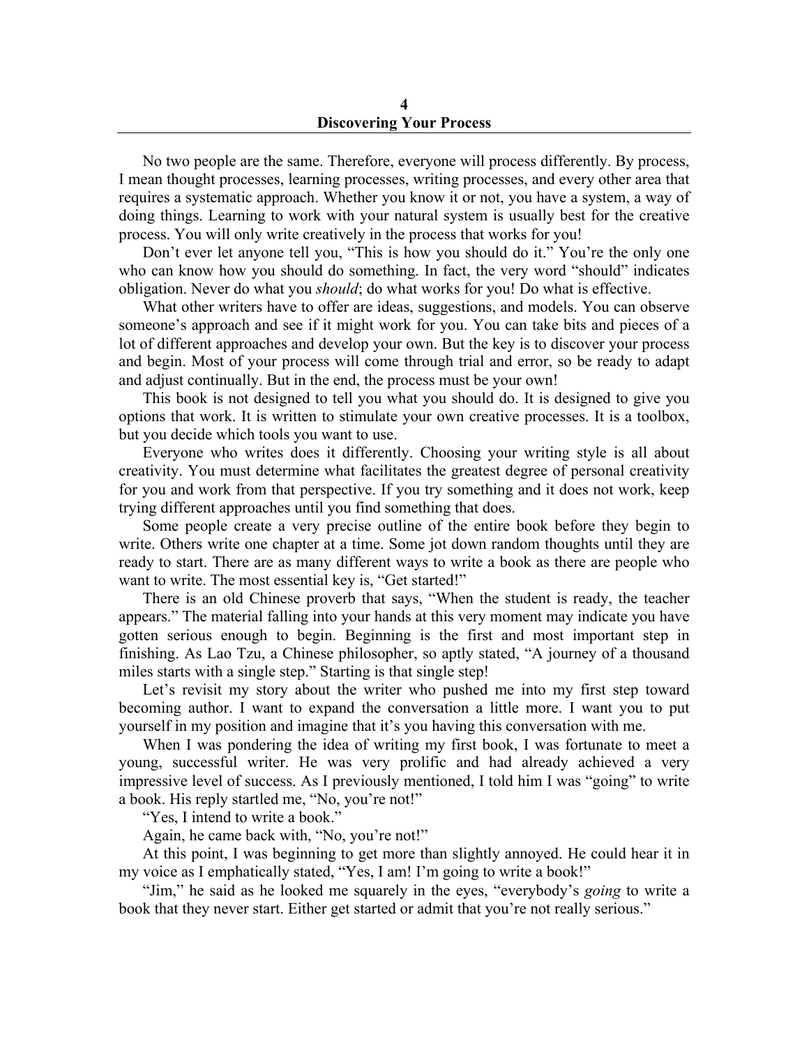# 4
# Discovering Your Process

No two people are the same. Therefore, everyone will process differently. By process, I mean thought processes, learning processes, writing processes, and every other area that requires a systematic approach. Whether you know it or not, you have a system, a way of doing things. Learning to work with your natural system is usually best for the creative process. You will only write creatively in the process that works for you!

Don't ever let anyone tell you, "This is how you should do it." You're the only one who can know how you should do something. In fact, the very word "should" indicates obligation. Never do what you *should*; do what works for you! Do what is effective.

What other writers have to offer are ideas, suggestions, and models. You can observe someone's approach and see if it might work for you. You can take bits and pieces of a lot of different approaches and develop your own. But the key is to discover your process and begin. Most of your process will come through trial and error, so be ready to adapt and adjust continually. But in the end, the process must be your own!

This book is not designed to tell you what you should do. It is designed to give you options that work. It is written to stimulate your own creative processes. It is a toolbox, but you decide which tools you want to use.

Everyone who writes does it differently. Choosing your writing style is all about creativity. You must determine what facilitates the greatest degree of personal creativity for you and work from that perspective. If you try something and it does not work, keep trying different approaches until you find something that does.

Some people create a very precise outline of the entire book before they begin to write. Others write one chapter at a time. Some jot down random thoughts until they are ready to start. There are as many different ways to write a book as there are people who want to write. The most essential key is, "Get started!"

There is an old Chinese proverb that says, "When the student is ready, the teacher appears." The material falling into your hands at this very moment may indicate you have gotten serious enough to begin. Beginning is the first and most important step in finishing. As Lao Tzu, a Chinese philosopher, so aptly stated, "A journey of a thousand miles starts with a single step." Starting is that single step!

Let's revisit my story about the writer who pushed me into my first step toward becoming author. I want to expand the conversation a little more. I want you to put yourself in my position and imagine that it's you having this conversation with me.

When I was pondering the idea of writing my first book, I was fortunate to meet a young, successful writer. He was very prolific and had already achieved a very impressive level of success. As I previously mentioned, I told him I was "going" to write a book. His reply startled me, "No, you're not!"

"Yes, I intend to write a book."

Again, he came back with, "No, you're not!"

At this point, I was beginning to get more than slightly annoyed. He could hear it in my voice as I emphatically stated, "Yes, I am! I'm going to write a book!"

"Jim," he said as he looked me squarely in the eyes, "everybody's *going* to write a book that they never start. Either get started or admit that you're not really serious."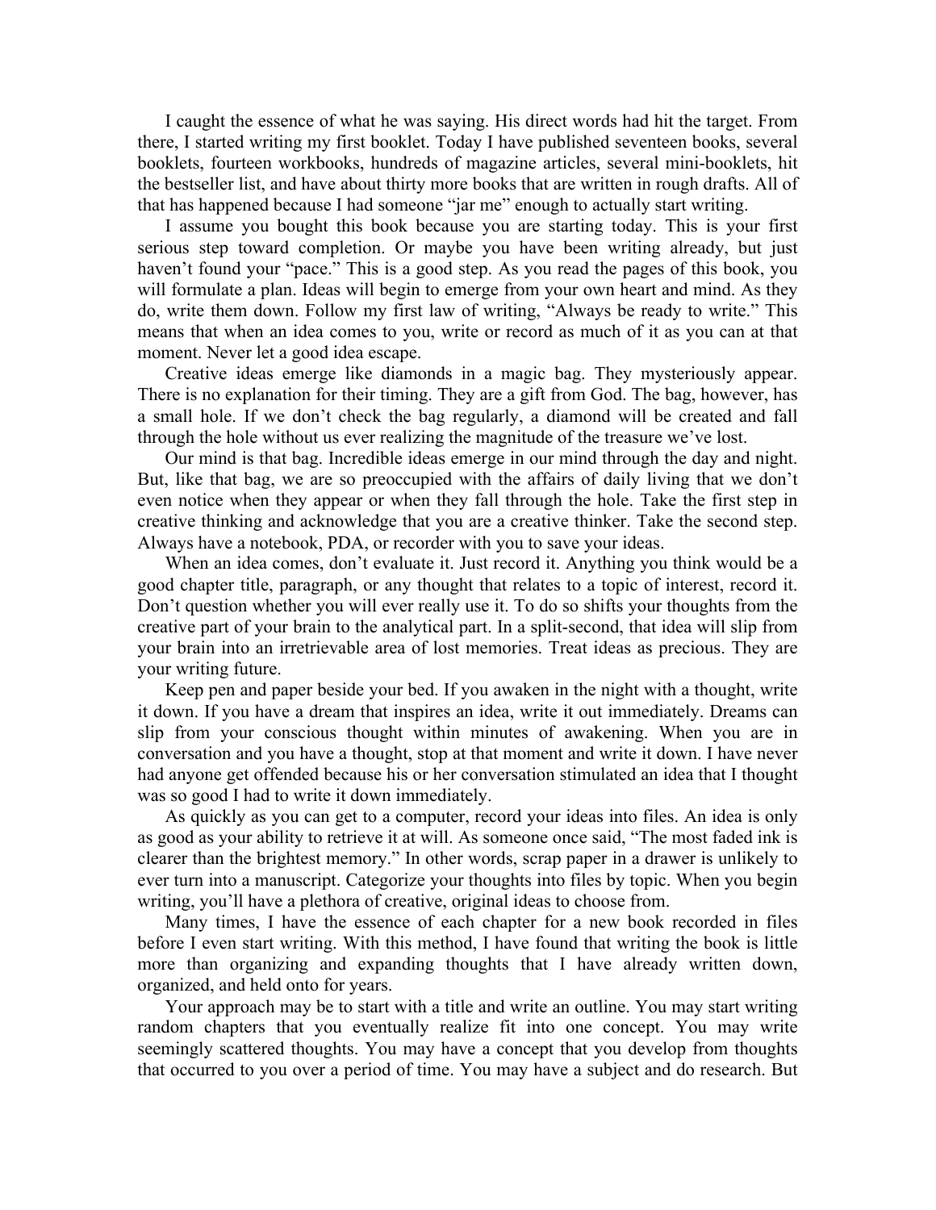I caught the essence of what he was saying. His direct words had hit the target. From there, I started writing my first booklet. Today I have published seventeen books, several booklets, fourteen workbooks, hundreds of magazine articles, several mini-booklets, hit the bestseller list, and have about thirty more books that are written in rough drafts. All of that has happened because I had someone "jar me" enough to actually start writing.

I assume you bought this book because you are starting today. This is your first serious step toward completion. Or maybe you have been writing already, but just haven't found your "pace." This is a good step. As you read the pages of this book, you will formulate a plan. Ideas will begin to emerge from your own heart and mind. As they do, write them down. Follow my first law of writing, "Always be ready to write." This means that when an idea comes to you, write or record as much of it as you can at that moment. Never let a good idea escape.

Creative ideas emerge like diamonds in a magic bag. They mysteriously appear. There is no explanation for their timing. They are a gift from God. The bag, however, has a small hole. If we don't check the bag regularly, a diamond will be created and fall through the hole without us ever realizing the magnitude of the treasure we've lost.

Our mind is that bag. Incredible ideas emerge in our mind through the day and night. But, like that bag, we are so preoccupied with the affairs of daily living that we don't even notice when they appear or when they fall through the hole. Take the first step in creative thinking and acknowledge that you are a creative thinker. Take the second step. Always have a notebook, PDA, or recorder with you to save your ideas.

When an idea comes, don't evaluate it. Just record it. Anything you think would be a good chapter title, paragraph, or any thought that relates to a topic of interest, record it. Don't question whether you will ever really use it. To do so shifts your thoughts from the creative part of your brain to the analytical part. In a split-second, that idea will slip from your brain into an irretrievable area of lost memories. Treat ideas as precious. They are your writing future.

Keep pen and paper beside your bed. If you awaken in the night with a thought, write it down. If you have a dream that inspires an idea, write it out immediately. Dreams can slip from your conscious thought within minutes of awakening. When you are in conversation and you have a thought, stop at that moment and write it down. I have never had anyone get offended because his or her conversation stimulated an idea that I thought was so good I had to write it down immediately.

As quickly as you can get to a computer, record your ideas into files. An idea is only as good as your ability to retrieve it at will. As someone once said, "The most faded ink is clearer than the brightest memory." In other words, scrap paper in a drawer is unlikely to ever turn into a manuscript. Categorize your thoughts into files by topic. When you begin writing, you'll have a plethora of creative, original ideas to choose from.

Many times, I have the essence of each chapter for a new book recorded in files before I even start writing. With this method, I have found that writing the book is little more than organizing and expanding thoughts that I have already written down, organized, and held onto for years.

Your approach may be to start with a title and write an outline. You may start writing random chapters that you eventually realize fit into one concept. You may write seemingly scattered thoughts. You may have a concept that you develop from thoughts that occurred to you over a period of time. You may have a subject and do research. But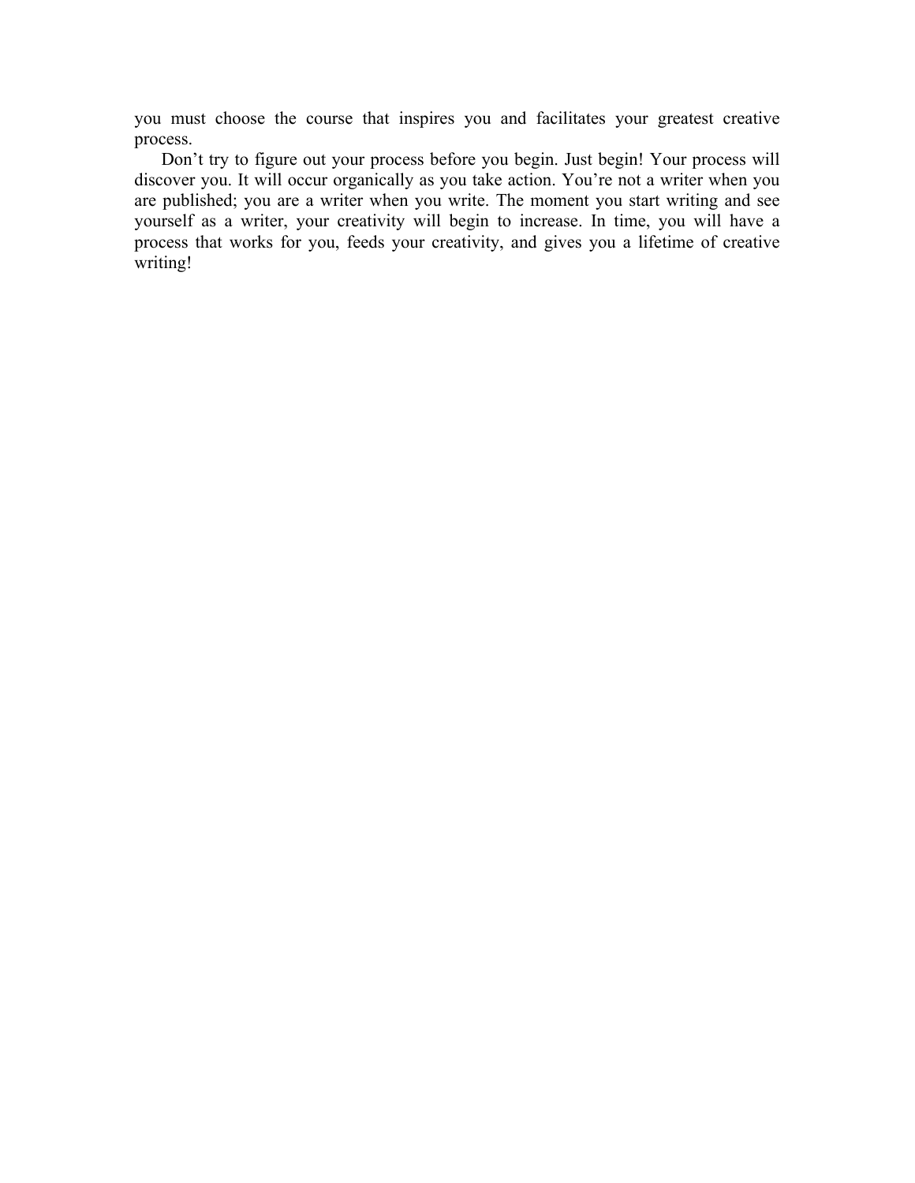you must choose the course that inspires you and facilitates your greatest creative process.

Don't try to figure out your process before you begin. Just begin! Your process will discover you. It will occur organically as you take action. You're not a writer when you are published; you are a writer when you write. The moment you start writing and see yourself as a writer, your creativity will begin to increase. In time, you will have a process that works for you, feeds your creativity, and gives you a lifetime of creative writing!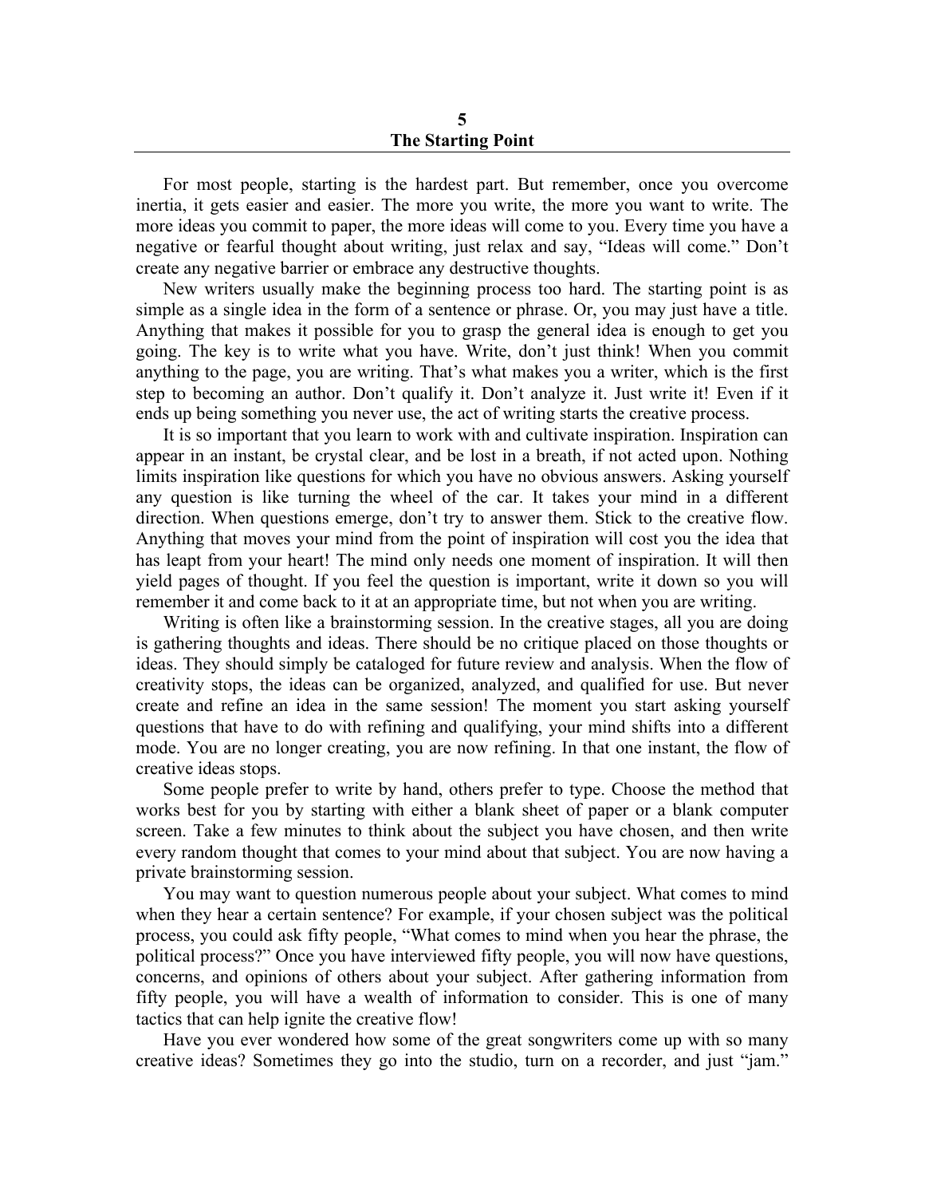# 5
# The Starting Point

For most people, starting is the hardest part. But remember, once you overcome inertia, it gets easier and easier. The more you write, the more you want to write. The more ideas you commit to paper, the more ideas will come to you. Every time you have a negative or fearful thought about writing, just relax and say, "Ideas will come." Don't create any negative barrier or embrace any destructive thoughts.

New writers usually make the beginning process too hard. The starting point is as simple as a single idea in the form of a sentence or phrase. Or, you may just have a title. Anything that makes it possible for you to grasp the general idea is enough to get you going. The key is to write what you have. Write, don't just think! When you commit anything to the page, you are writing. That's what makes you a writer, which is the first step to becoming an author. Don't qualify it. Don't analyze it. Just write it! Even if it ends up being something you never use, the act of writing starts the creative process.

It is so important that you learn to work with and cultivate inspiration. Inspiration can appear in an instant, be crystal clear, and be lost in a breath, if not acted upon. Nothing limits inspiration like questions for which you have no obvious answers. Asking yourself any question is like turning the wheel of the car. It takes your mind in a different direction. When questions emerge, don't try to answer them. Stick to the creative flow. Anything that moves your mind from the point of inspiration will cost you the idea that has leapt from your heart! The mind only needs one moment of inspiration. It will then yield pages of thought. If you feel the question is important, write it down so you will remember it and come back to it at an appropriate time, but not when you are writing.

Writing is often like a brainstorming session. In the creative stages, all you are doing is gathering thoughts and ideas. There should be no critique placed on those thoughts or ideas. They should simply be cataloged for future review and analysis. When the flow of creativity stops, the ideas can be organized, analyzed, and qualified for use. But never create and refine an idea in the same session! The moment you start asking yourself questions that have to do with refining and qualifying, your mind shifts into a different mode. You are no longer creating, you are now refining. In that one instant, the flow of creative ideas stops.

Some people prefer to write by hand, others prefer to type. Choose the method that works best for you by starting with either a blank sheet of paper or a blank computer screen. Take a few minutes to think about the subject you have chosen, and then write every random thought that comes to your mind about that subject. You are now having a private brainstorming session.

You may want to question numerous people about your subject. What comes to mind when they hear a certain sentence? For example, if your chosen subject was the political process, you could ask fifty people, "What comes to mind when you hear the phrase, the political process?" Once you have interviewed fifty people, you will now have questions, concerns, and opinions of others about your subject. After gathering information from fifty people, you will have a wealth of information to consider. This is one of many tactics that can help ignite the creative flow!

Have you ever wondered how some of the great songwriters come up with so many creative ideas? Sometimes they go into the studio, turn on a recorder, and just "jam."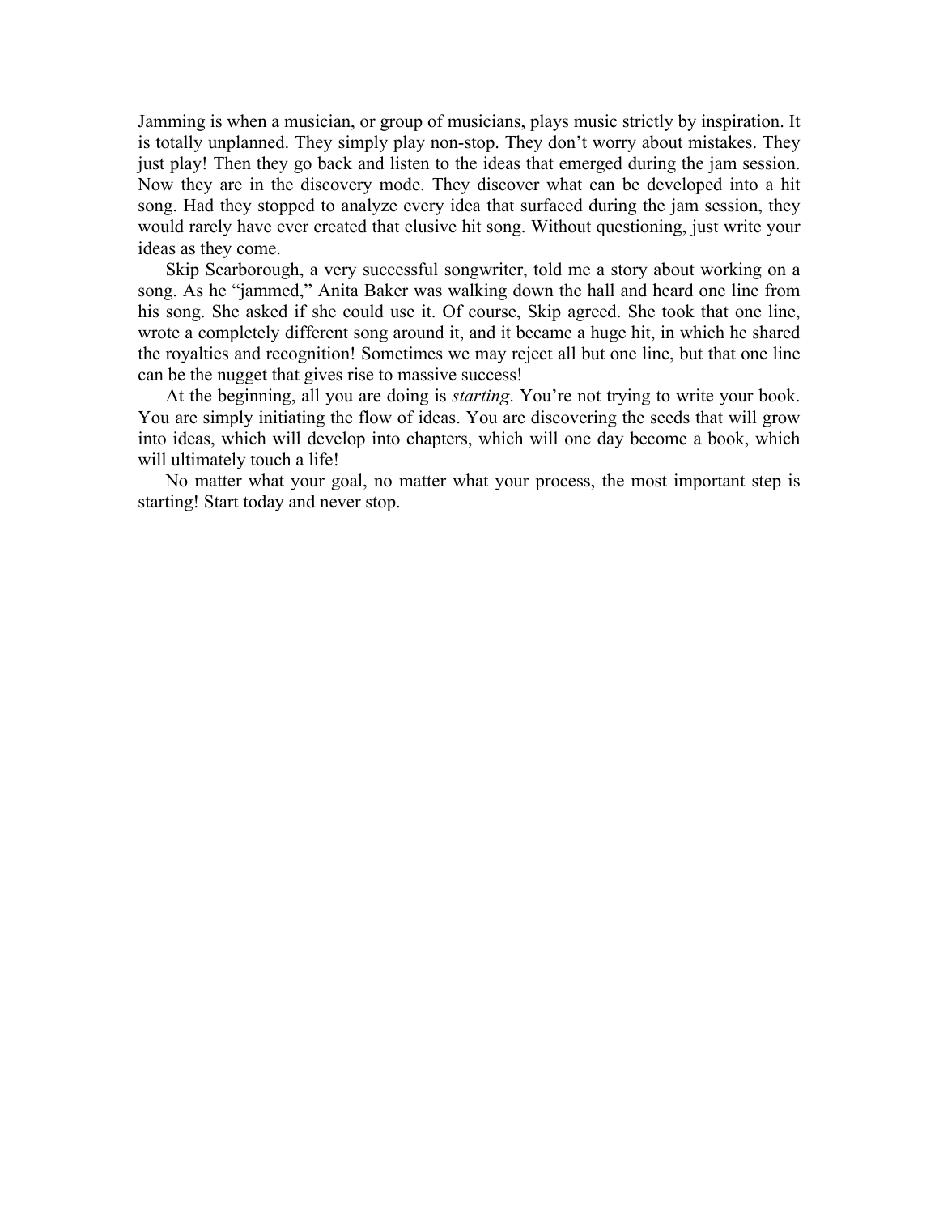Jamming is when a musician, or group of musicians, plays music strictly by inspiration. It is totally unplanned. They simply play non-stop. They don't worry about mistakes. They just play! Then they go back and listen to the ideas that emerged during the jam session. Now they are in the discovery mode. They discover what can be developed into a hit song. Had they stopped to analyze every idea that surfaced during the jam session, they would rarely have ever created that elusive hit song. Without questioning, just write your ideas as they come.

Skip Scarborough, a very successful songwriter, told me a story about working on a song. As he "jammed," Anita Baker was walking down the hall and heard one line from his song. She asked if she could use it. Of course, Skip agreed. She took that one line, wrote a completely different song around it, and it became a huge hit, in which he shared the royalties and recognition! Sometimes we may reject all but one line, but that one line can be the nugget that gives rise to massive success!

At the beginning, all you are doing is *starting*. You're not trying to write your book. You are simply initiating the flow of ideas. You are discovering the seeds that will grow into ideas, which will develop into chapters, which will one day become a book, which will ultimately touch a life!

No matter what your goal, no matter what your process, the most important step is starting! Start today and never stop.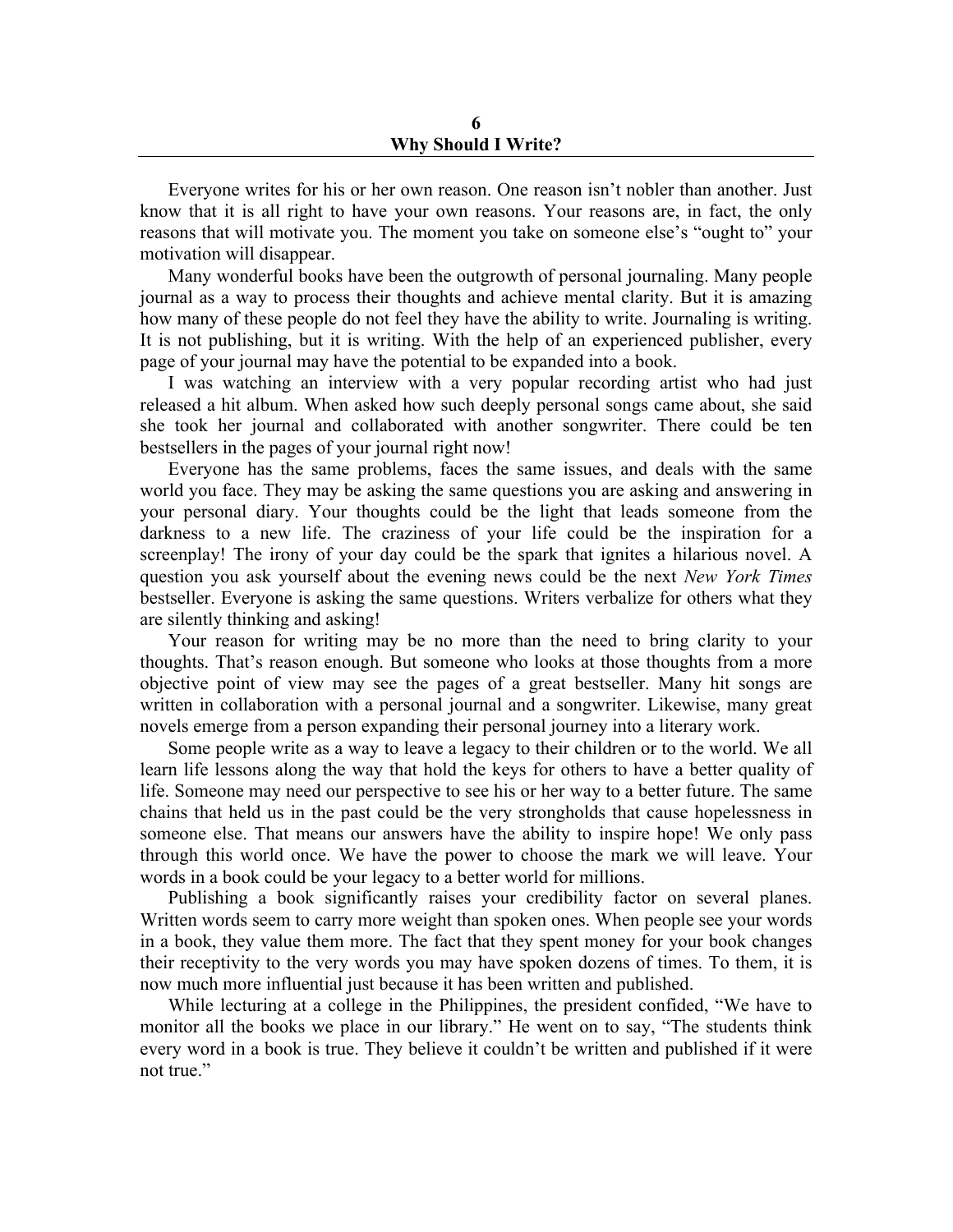# 6
# Why Should I Write?

Everyone writes for his or her own reason. One reason isn't nobler than another. Just know that it is all right to have your own reasons. Your reasons are, in fact, the only reasons that will motivate you. The moment you take on someone else's "ought to" your motivation will disappear.

Many wonderful books have been the outgrowth of personal journaling. Many people journal as a way to process their thoughts and achieve mental clarity. But it is amazing how many of these people do not feel they have the ability to write. Journaling is writing. It is not publishing, but it is writing. With the help of an experienced publisher, every page of your journal may have the potential to be expanded into a book.

I was watching an interview with a very popular recording artist who had just released a hit album. When asked how such deeply personal songs came about, she said she took her journal and collaborated with another songwriter. There could be ten bestsellers in the pages of your journal right now!

Everyone has the same problems, faces the same issues, and deals with the same world you face. They may be asking the same questions you are asking and answering in your personal diary. Your thoughts could be the light that leads someone from the darkness to a new life. The craziness of your life could be the inspiration for a screenplay! The irony of your day could be the spark that ignites a hilarious novel. A question you ask yourself about the evening news could be the next *New York Times* bestseller. Everyone is asking the same questions. Writers verbalize for others what they are silently thinking and asking!

Your reason for writing may be no more than the need to bring clarity to your thoughts. That's reason enough. But someone who looks at those thoughts from a more objective point of view may see the pages of a great bestseller. Many hit songs are written in collaboration with a personal journal and a songwriter. Likewise, many great novels emerge from a person expanding their personal journey into a literary work.

Some people write as a way to leave a legacy to their children or to the world. We all learn life lessons along the way that hold the keys for others to have a better quality of life. Someone may need our perspective to see his or her way to a better future. The same chains that held us in the past could be the very strongholds that cause hopelessness in someone else. That means our answers have the ability to inspire hope! We only pass through this world once. We have the power to choose the mark we will leave. Your words in a book could be your legacy to a better world for millions.

Publishing a book significantly raises your credibility factor on several planes. Written words seem to carry more weight than spoken ones. When people see your words in a book, they value them more. The fact that they spent money for your book changes their receptivity to the very words you may have spoken dozens of times. To them, it is now much more influential just because it has been written and published.

While lecturing at a college in the Philippines, the president confided, "We have to monitor all the books we place in our library." He went on to say, "The students think every word in a book is true. They believe it couldn't be written and published if it were not true."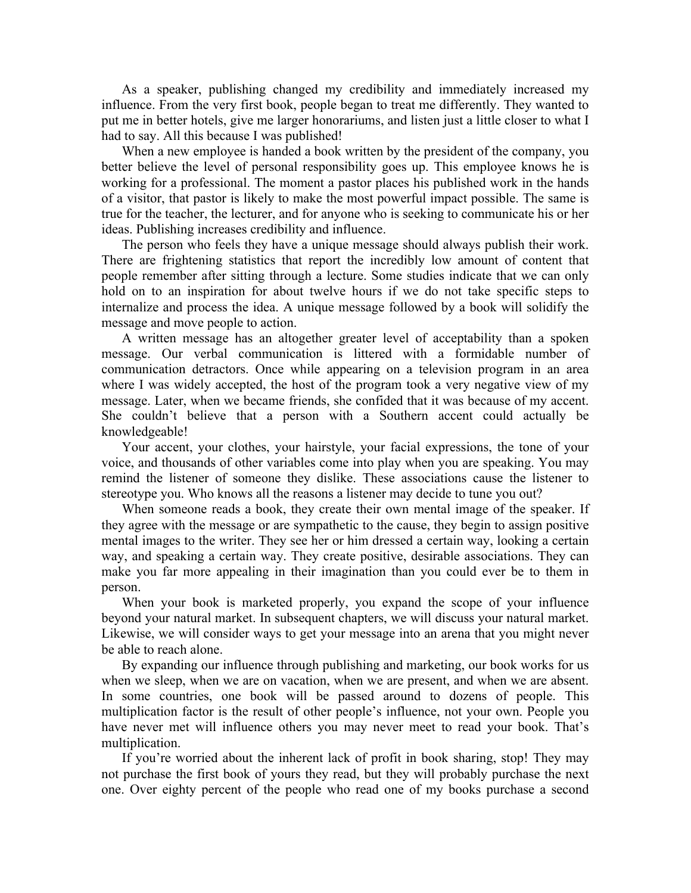As a speaker, publishing changed my credibility and immediately increased my influence. From the very first book, people began to treat me differently. They wanted to put me in better hotels, give me larger honorariums, and listen just a little closer to what I had to say. All this because I was published!

When a new employee is handed a book written by the president of the company, you better believe the level of personal responsibility goes up. This employee knows he is working for a professional. The moment a pastor places his published work in the hands of a visitor, that pastor is likely to make the most powerful impact possible. The same is true for the teacher, the lecturer, and for anyone who is seeking to communicate his or her ideas. Publishing increases credibility and influence.

The person who feels they have a unique message should always publish their work. There are frightening statistics that report the incredibly low amount of content that people remember after sitting through a lecture. Some studies indicate that we can only hold on to an inspiration for about twelve hours if we do not take specific steps to internalize and process the idea. A unique message followed by a book will solidify the message and move people to action.

A written message has an altogether greater level of acceptability than a spoken message. Our verbal communication is littered with a formidable number of communication detractors. Once while appearing on a television program in an area where I was widely accepted, the host of the program took a very negative view of my message. Later, when we became friends, she confided that it was because of my accent. She couldn't believe that a person with a Southern accent could actually be knowledgeable!

Your accent, your clothes, your hairstyle, your facial expressions, the tone of your voice, and thousands of other variables come into play when you are speaking. You may remind the listener of someone they dislike. These associations cause the listener to stereotype you. Who knows all the reasons a listener may decide to tune you out?

When someone reads a book, they create their own mental image of the speaker. If they agree with the message or are sympathetic to the cause, they begin to assign positive mental images to the writer. They see her or him dressed a certain way, looking a certain way, and speaking a certain way. They create positive, desirable associations. They can make you far more appealing in their imagination than you could ever be to them in person.

When your book is marketed properly, you expand the scope of your influence beyond your natural market. In subsequent chapters, we will discuss your natural market. Likewise, we will consider ways to get your message into an arena that you might never be able to reach alone.

By expanding our influence through publishing and marketing, our book works for us when we sleep, when we are on vacation, when we are present, and when we are absent. In some countries, one book will be passed around to dozens of people. This multiplication factor is the result of other people's influence, not your own. People you have never met will influence others you may never meet to read your book. That's multiplication.

If you're worried about the inherent lack of profit in book sharing, stop! They may not purchase the first book of yours they read, but they will probably purchase the next one. Over eighty percent of the people who read one of my books purchase a second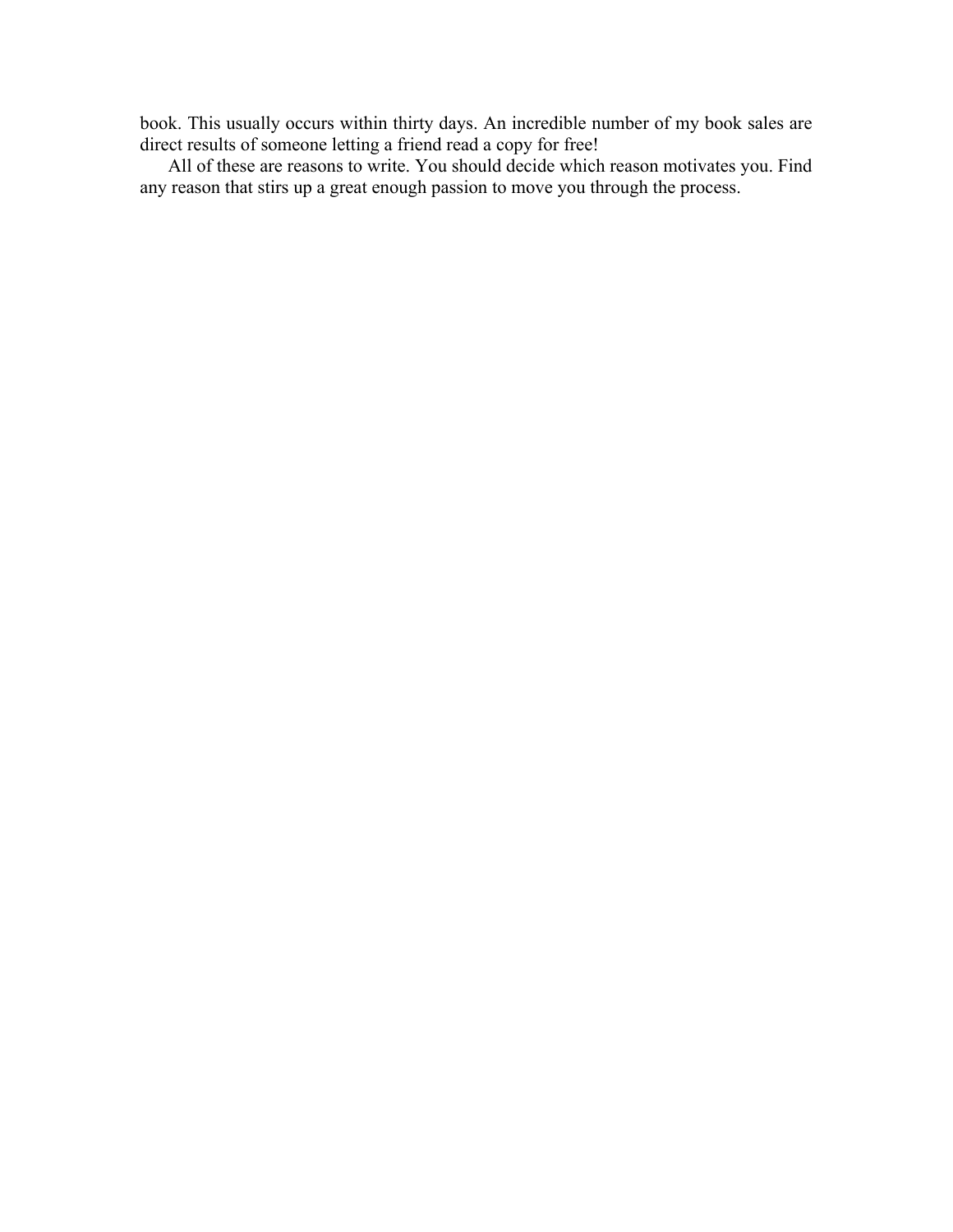book. This usually occurs within thirty days. An incredible number of my book sales are direct results of someone letting a friend read a copy for free!

All of these are reasons to write. You should decide which reason motivates you. Find any reason that stirs up a great enough passion to move you through the process.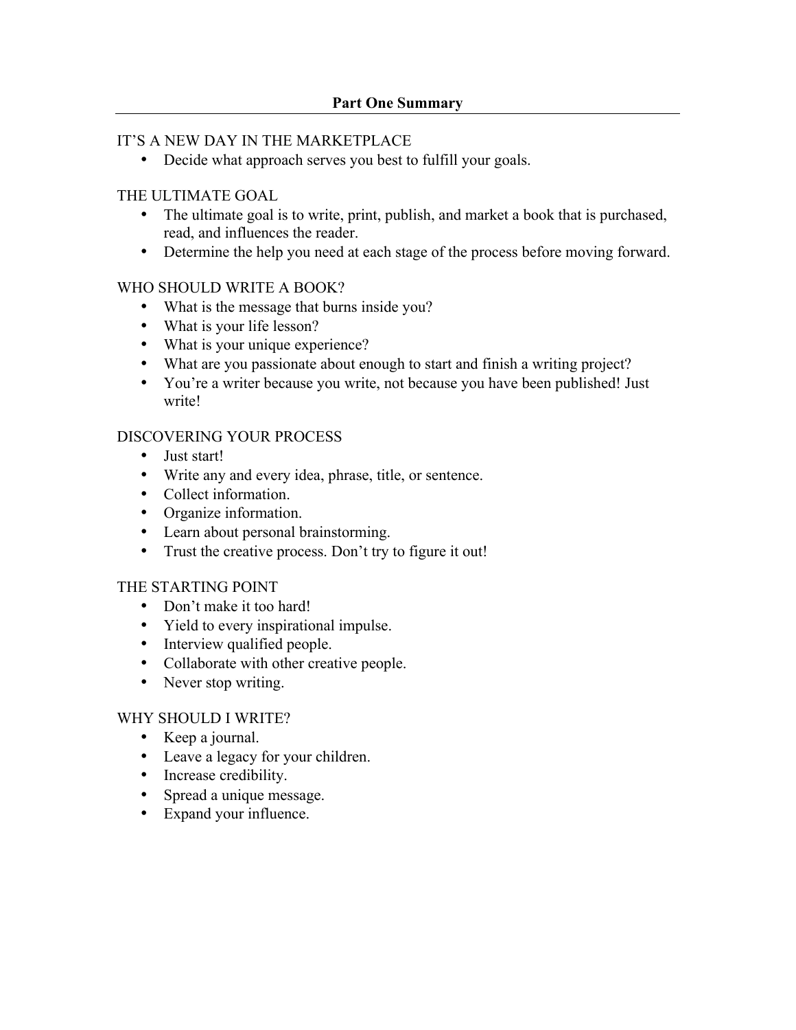## Part One Summary

### IT'S A NEW DAY IN THE MARKETPLACE

- Decide what approach serves you best to fulfill your goals.

### THE ULTIMATE GOAL

- The ultimate goal is to write, print, publish, and market a book that is purchased, read, and influences the reader.
- Determine the help you need at each stage of the process before moving forward.

### WHO SHOULD WRITE A BOOK?

- What is the message that burns inside you?
- What is your life lesson?
- What is your unique experience?
- What are you passionate about enough to start and finish a writing project?
- You're a writer because you write, not because you have been published! Just write!

### DISCOVERING YOUR PROCESS

- Just start!
- Write any and every idea, phrase, title, or sentence.
- Collect information.
- Organize information.
- Learn about personal brainstorming.
- Trust the creative process. Don't try to figure it out!

### THE STARTING POINT

- Don't make it too hard!
- Yield to every inspirational impulse.
- Interview qualified people.
- Collaborate with other creative people.
- Never stop writing.

### WHY SHOULD I WRITE?

- Keep a journal.
- Leave a legacy for your children.
- Increase credibility.
- Spread a unique message.
- Expand your influence.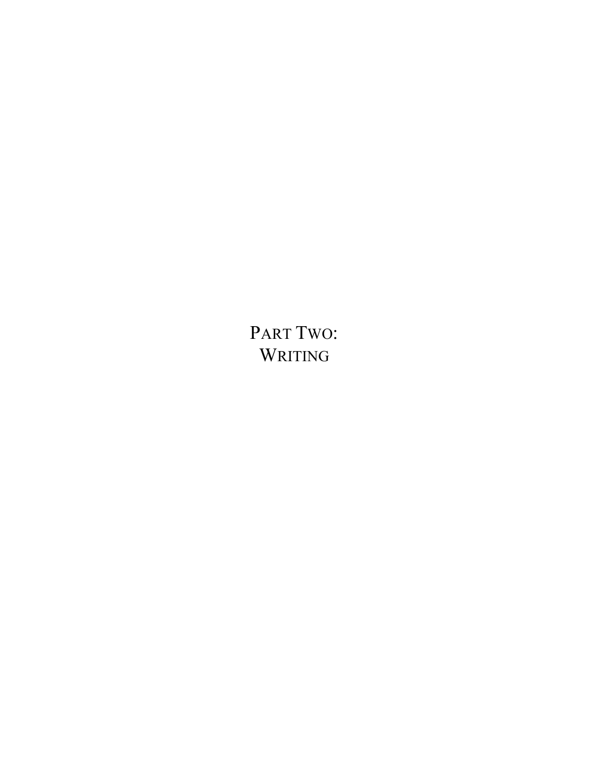# PART TWO: WRITING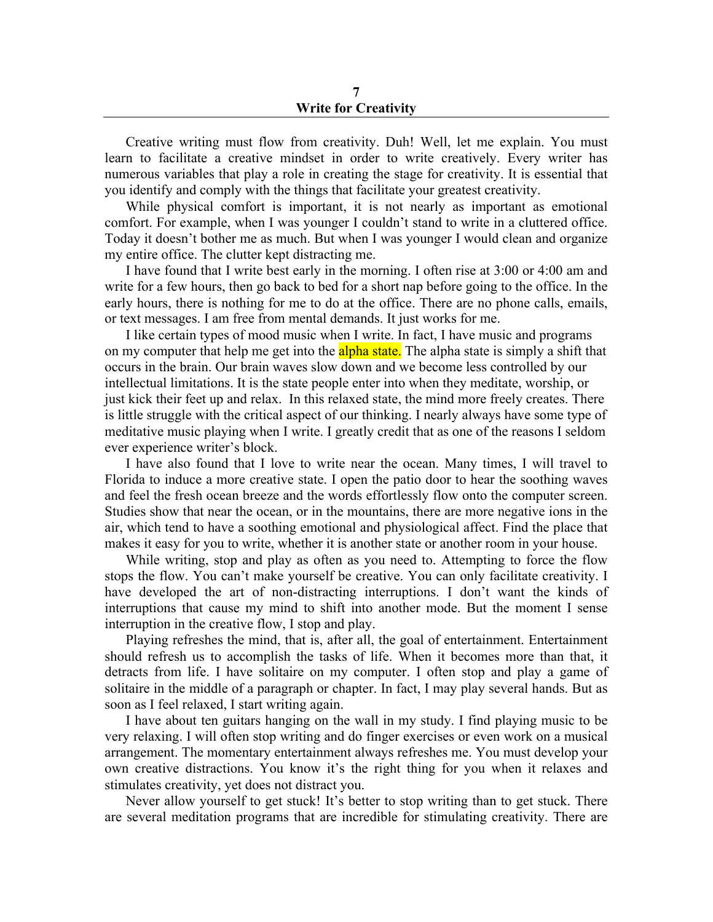# 7
# Write for Creativity

Creative writing must flow from creativity. Duh! Well, let me explain. You must learn to facilitate a creative mindset in order to write creatively. Every writer has numerous variables that play a role in creating the stage for creativity. It is essential that you identify and comply with the things that facilitate your greatest creativity.

While physical comfort is important, it is not nearly as important as emotional comfort. For example, when I was younger I couldn't stand to write in a cluttered office. Today it doesn't bother me as much. But when I was younger I would clean and organize my entire office. The clutter kept distracting me.

I have found that I write best early in the morning. I often rise at 3:00 or 4:00 am and write for a few hours, then go back to bed for a short nap before going to the office. In the early hours, there is nothing for me to do at the office. There are no phone calls, emails, or text messages. I am free from mental demands. It just works for me.

I like certain types of mood music when I write. In fact, I have music and programs on my computer that help me get into the alpha state. The alpha state is simply a shift that occurs in the brain. Our brain waves slow down and we become less controlled by our intellectual limitations. It is the state people enter into when they meditate, worship, or just kick their feet up and relax. In this relaxed state, the mind more freely creates. There is little struggle with the critical aspect of our thinking. I nearly always have some type of meditative music playing when I write. I greatly credit that as one of the reasons I seldom ever experience writer's block.

I have also found that I love to write near the ocean. Many times, I will travel to Florida to induce a more creative state. I open the patio door to hear the soothing waves and feel the fresh ocean breeze and the words effortlessly flow onto the computer screen. Studies show that near the ocean, or in the mountains, there are more negative ions in the air, which tend to have a soothing emotional and physiological affect. Find the place that makes it easy for you to write, whether it is another state or another room in your house.

While writing, stop and play as often as you need to. Attempting to force the flow stops the flow. You can't make yourself be creative. You can only facilitate creativity. I have developed the art of non-distracting interruptions. I don't want the kinds of interruptions that cause my mind to shift into another mode. But the moment I sense interruption in the creative flow, I stop and play.

Playing refreshes the mind, that is, after all, the goal of entertainment. Entertainment should refresh us to accomplish the tasks of life. When it becomes more than that, it detracts from life. I have solitaire on my computer. I often stop and play a game of solitaire in the middle of a paragraph or chapter. In fact, I may play several hands. But as soon as I feel relaxed, I start writing again.

I have about ten guitars hanging on the wall in my study. I find playing music to be very relaxing. I will often stop writing and do finger exercises or even work on a musical arrangement. The momentary entertainment always refreshes me. You must develop your own creative distractions. You know it's the right thing for you when it relaxes and stimulates creativity, yet does not distract you.

Never allow yourself to get stuck! It's better to stop writing than to get stuck. There are several meditation programs that are incredible for stimulating creativity. There are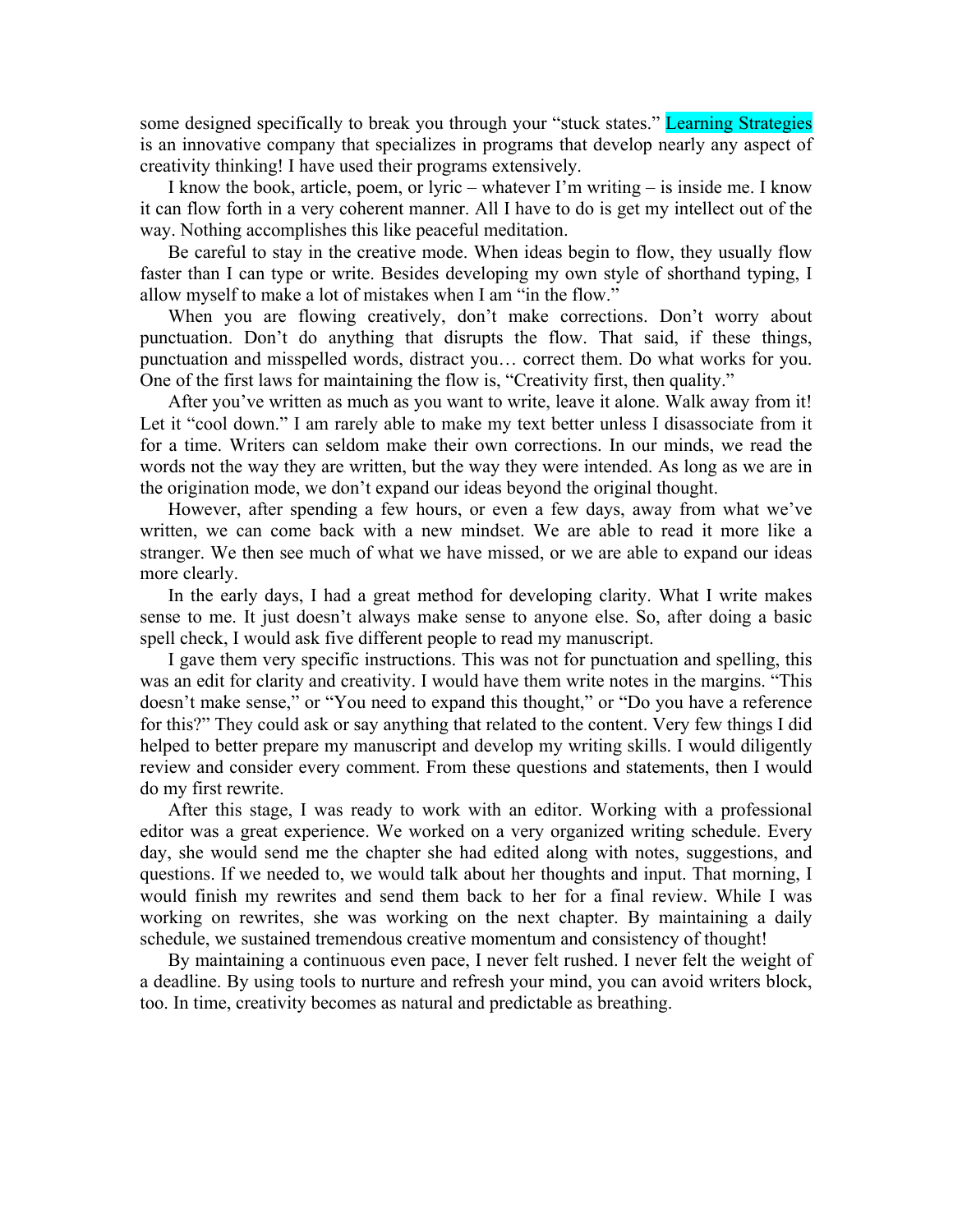some designed specifically to break you through your "stuck states." Learning Strategies is an innovative company that specializes in programs that develop nearly any aspect of creativity thinking! I have used their programs extensively.

I know the book, article, poem, or lyric – whatever I'm writing – is inside me. I know it can flow forth in a very coherent manner. All I have to do is get my intellect out of the way. Nothing accomplishes this like peaceful meditation.

Be careful to stay in the creative mode. When ideas begin to flow, they usually flow faster than I can type or write. Besides developing my own style of shorthand typing, I allow myself to make a lot of mistakes when I am "in the flow."

When you are flowing creatively, don't make corrections. Don't worry about punctuation. Don't do anything that disrupts the flow. That said, if these things, punctuation and misspelled words, distract you… correct them. Do what works for you. One of the first laws for maintaining the flow is, "Creativity first, then quality."

After you've written as much as you want to write, leave it alone. Walk away from it! Let it "cool down." I am rarely able to make my text better unless I disassociate from it for a time. Writers can seldom make their own corrections. In our minds, we read the words not the way they are written, but the way they were intended. As long as we are in the origination mode, we don't expand our ideas beyond the original thought.

However, after spending a few hours, or even a few days, away from what we've written, we can come back with a new mindset. We are able to read it more like a stranger. We then see much of what we have missed, or we are able to expand our ideas more clearly.

In the early days, I had a great method for developing clarity. What I write makes sense to me. It just doesn't always make sense to anyone else. So, after doing a basic spell check, I would ask five different people to read my manuscript.

I gave them very specific instructions. This was not for punctuation and spelling, this was an edit for clarity and creativity. I would have them write notes in the margins. "This doesn't make sense," or "You need to expand this thought," or "Do you have a reference for this?" They could ask or say anything that related to the content. Very few things I did helped to better prepare my manuscript and develop my writing skills. I would diligently review and consider every comment. From these questions and statements, then I would do my first rewrite.

After this stage, I was ready to work with an editor. Working with a professional editor was a great experience. We worked on a very organized writing schedule. Every day, she would send me the chapter she had edited along with notes, suggestions, and questions. If we needed to, we would talk about her thoughts and input. That morning, I would finish my rewrites and send them back to her for a final review. While I was working on rewrites, she was working on the next chapter. By maintaining a daily schedule, we sustained tremendous creative momentum and consistency of thought!

By maintaining a continuous even pace, I never felt rushed. I never felt the weight of a deadline. By using tools to nurture and refresh your mind, you can avoid writers block, too. In time, creativity becomes as natural and predictable as breathing.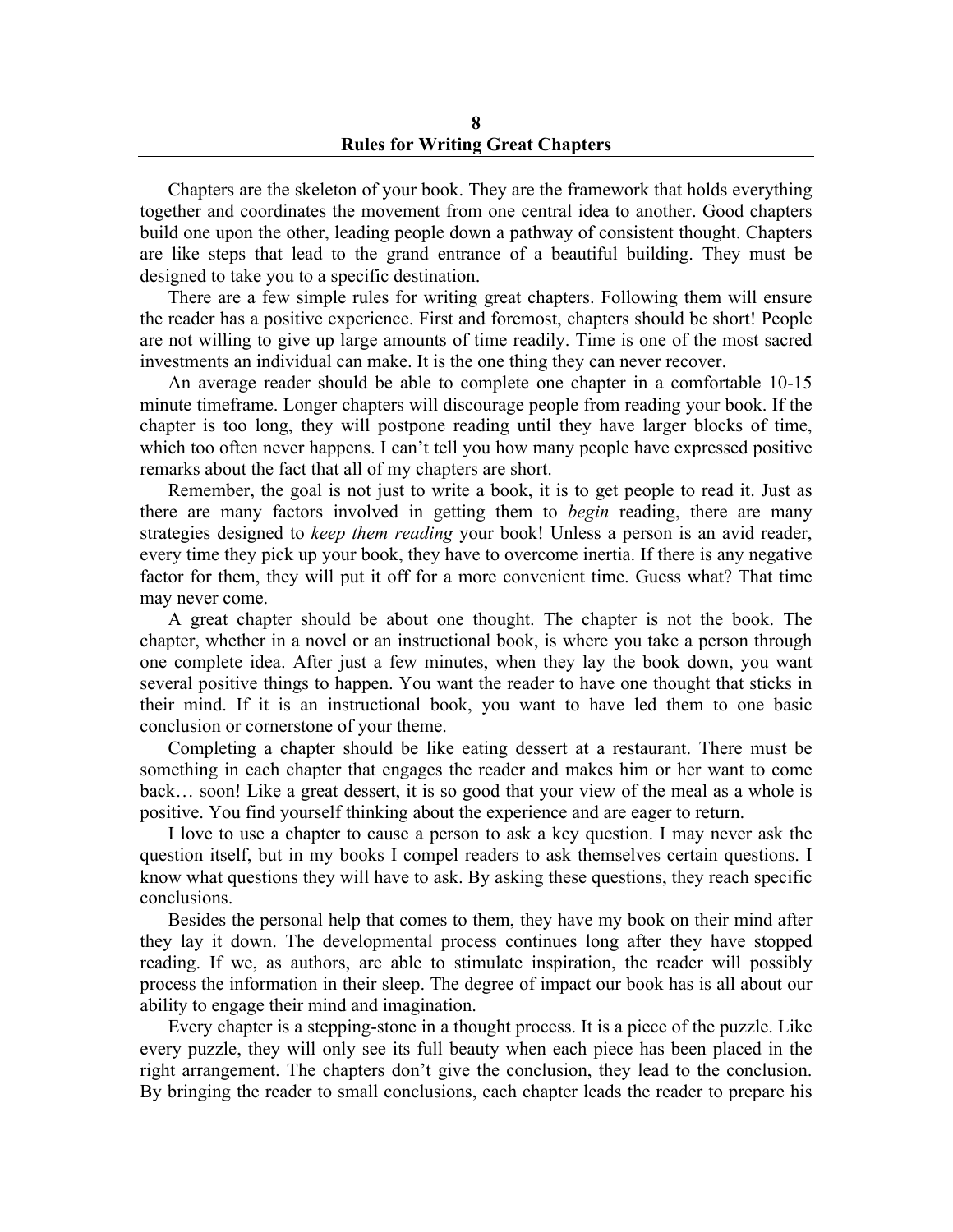# 8
# Rules for Writing Great Chapters

Chapters are the skeleton of your book. They are the framework that holds everything together and coordinates the movement from one central idea to another. Good chapters build one upon the other, leading people down a pathway of consistent thought. Chapters are like steps that lead to the grand entrance of a beautiful building. They must be designed to take you to a specific destination.

There are a few simple rules for writing great chapters. Following them will ensure the reader has a positive experience. First and foremost, chapters should be short! People are not willing to give up large amounts of time readily. Time is one of the most sacred investments an individual can make. It is the one thing they can never recover.

An average reader should be able to complete one chapter in a comfortable 10-15 minute timeframe. Longer chapters will discourage people from reading your book. If the chapter is too long, they will postpone reading until they have larger blocks of time, which too often never happens. I can't tell you how many people have expressed positive remarks about the fact that all of my chapters are short.

Remember, the goal is not just to write a book, it is to get people to read it. Just as there are many factors involved in getting them to *begin* reading, there are many strategies designed to *keep them reading* your book! Unless a person is an avid reader, every time they pick up your book, they have to overcome inertia. If there is any negative factor for them, they will put it off for a more convenient time. Guess what? That time may never come.

A great chapter should be about one thought. The chapter is not the book. The chapter, whether in a novel or an instructional book, is where you take a person through one complete idea. After just a few minutes, when they lay the book down, you want several positive things to happen. You want the reader to have one thought that sticks in their mind. If it is an instructional book, you want to have led them to one basic conclusion or cornerstone of your theme.

Completing a chapter should be like eating dessert at a restaurant. There must be something in each chapter that engages the reader and makes him or her want to come back… soon! Like a great dessert, it is so good that your view of the meal as a whole is positive. You find yourself thinking about the experience and are eager to return.

I love to use a chapter to cause a person to ask a key question. I may never ask the question itself, but in my books I compel readers to ask themselves certain questions. I know what questions they will have to ask. By asking these questions, they reach specific conclusions.

Besides the personal help that comes to them, they have my book on their mind after they lay it down. The developmental process continues long after they have stopped reading. If we, as authors, are able to stimulate inspiration, the reader will possibly process the information in their sleep. The degree of impact our book has is all about our ability to engage their mind and imagination.

Every chapter is a stepping-stone in a thought process. It is a piece of the puzzle. Like every puzzle, they will only see its full beauty when each piece has been placed in the right arrangement. The chapters don't give the conclusion, they lead to the conclusion. By bringing the reader to small conclusions, each chapter leads the reader to prepare his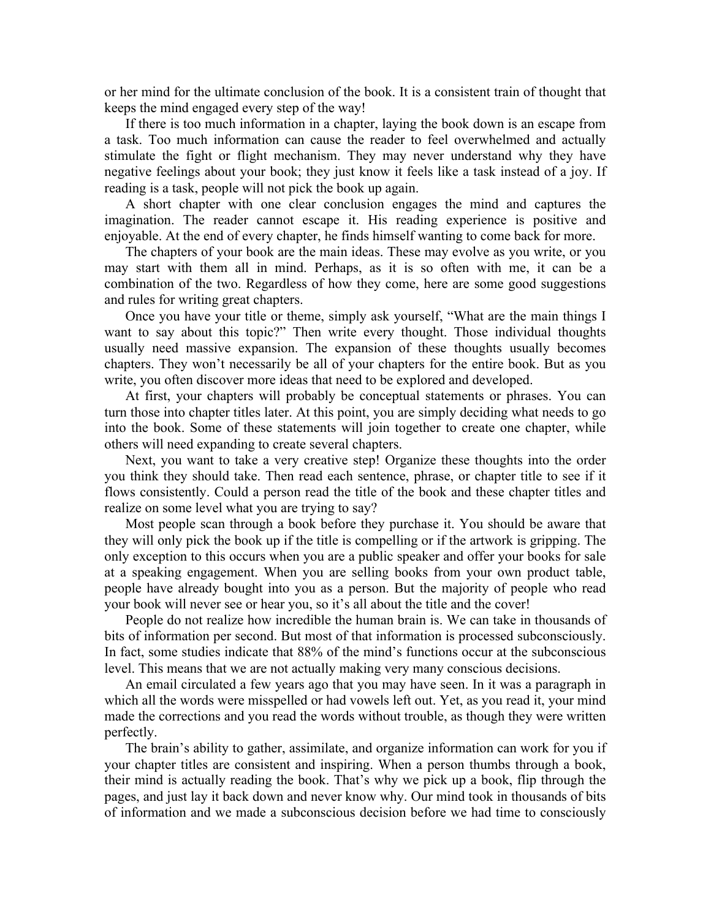or her mind for the ultimate conclusion of the book. It is a consistent train of thought that keeps the mind engaged every step of the way!

If there is too much information in a chapter, laying the book down is an escape from a task. Too much information can cause the reader to feel overwhelmed and actually stimulate the fight or flight mechanism. They may never understand why they have negative feelings about your book; they just know it feels like a task instead of a joy. If reading is a task, people will not pick the book up again.

A short chapter with one clear conclusion engages the mind and captures the imagination. The reader cannot escape it. His reading experience is positive and enjoyable. At the end of every chapter, he finds himself wanting to come back for more.

The chapters of your book are the main ideas. These may evolve as you write, or you may start with them all in mind. Perhaps, as it is so often with me, it can be a combination of the two. Regardless of how they come, here are some good suggestions and rules for writing great chapters.

Once you have your title or theme, simply ask yourself, "What are the main things I want to say about this topic?" Then write every thought. Those individual thoughts usually need massive expansion. The expansion of these thoughts usually becomes chapters. They won't necessarily be all of your chapters for the entire book. But as you write, you often discover more ideas that need to be explored and developed.

At first, your chapters will probably be conceptual statements or phrases. You can turn those into chapter titles later. At this point, you are simply deciding what needs to go into the book. Some of these statements will join together to create one chapter, while others will need expanding to create several chapters.

Next, you want to take a very creative step! Organize these thoughts into the order you think they should take. Then read each sentence, phrase, or chapter title to see if it flows consistently. Could a person read the title of the book and these chapter titles and realize on some level what you are trying to say?

Most people scan through a book before they purchase it. You should be aware that they will only pick the book up if the title is compelling or if the artwork is gripping. The only exception to this occurs when you are a public speaker and offer your books for sale at a speaking engagement. When you are selling books from your own product table, people have already bought into you as a person. But the majority of people who read your book will never see or hear you, so it's all about the title and the cover!

People do not realize how incredible the human brain is. We can take in thousands of bits of information per second. But most of that information is processed subconsciously. In fact, some studies indicate that 88% of the mind's functions occur at the subconscious level. This means that we are not actually making very many conscious decisions.

An email circulated a few years ago that you may have seen. In it was a paragraph in which all the words were misspelled or had vowels left out. Yet, as you read it, your mind made the corrections and you read the words without trouble, as though they were written perfectly.

The brain's ability to gather, assimilate, and organize information can work for you if your chapter titles are consistent and inspiring. When a person thumbs through a book, their mind is actually reading the book. That's why we pick up a book, flip through the pages, and just lay it back down and never know why. Our mind took in thousands of bits of information and we made a subconscious decision before we had time to consciously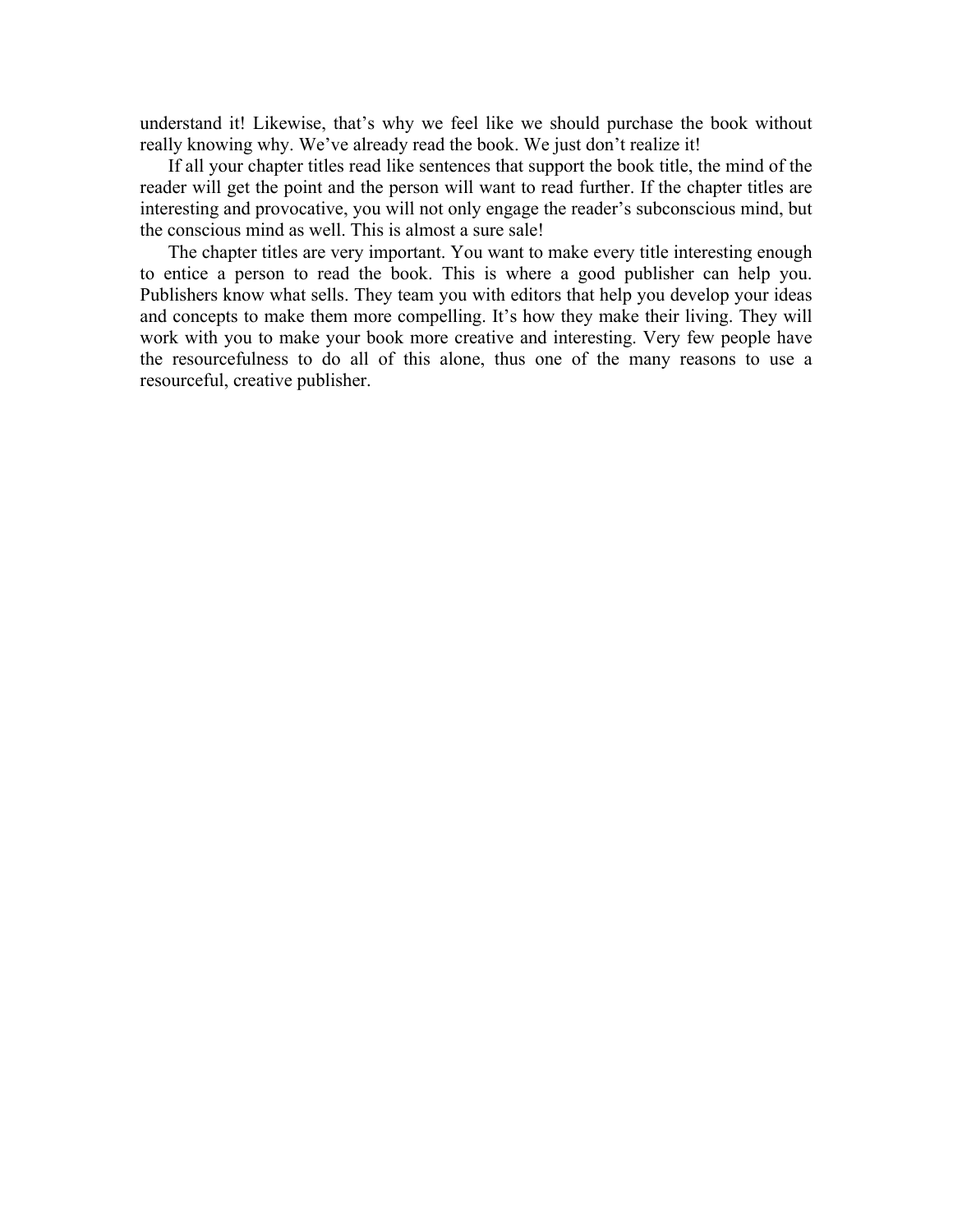understand it! Likewise, that's why we feel like we should purchase the book without really knowing why. We've already read the book. We just don't realize it!

If all your chapter titles read like sentences that support the book title, the mind of the reader will get the point and the person will want to read further. If the chapter titles are interesting and provocative, you will not only engage the reader's subconscious mind, but the conscious mind as well. This is almost a sure sale!

The chapter titles are very important. You want to make every title interesting enough to entice a person to read the book. This is where a good publisher can help you. Publishers know what sells. They team you with editors that help you develop your ideas and concepts to make them more compelling. It's how they make their living. They will work with you to make your book more creative and interesting. Very few people have the resourcefulness to do all of this alone, thus one of the many reasons to use a resourceful, creative publisher.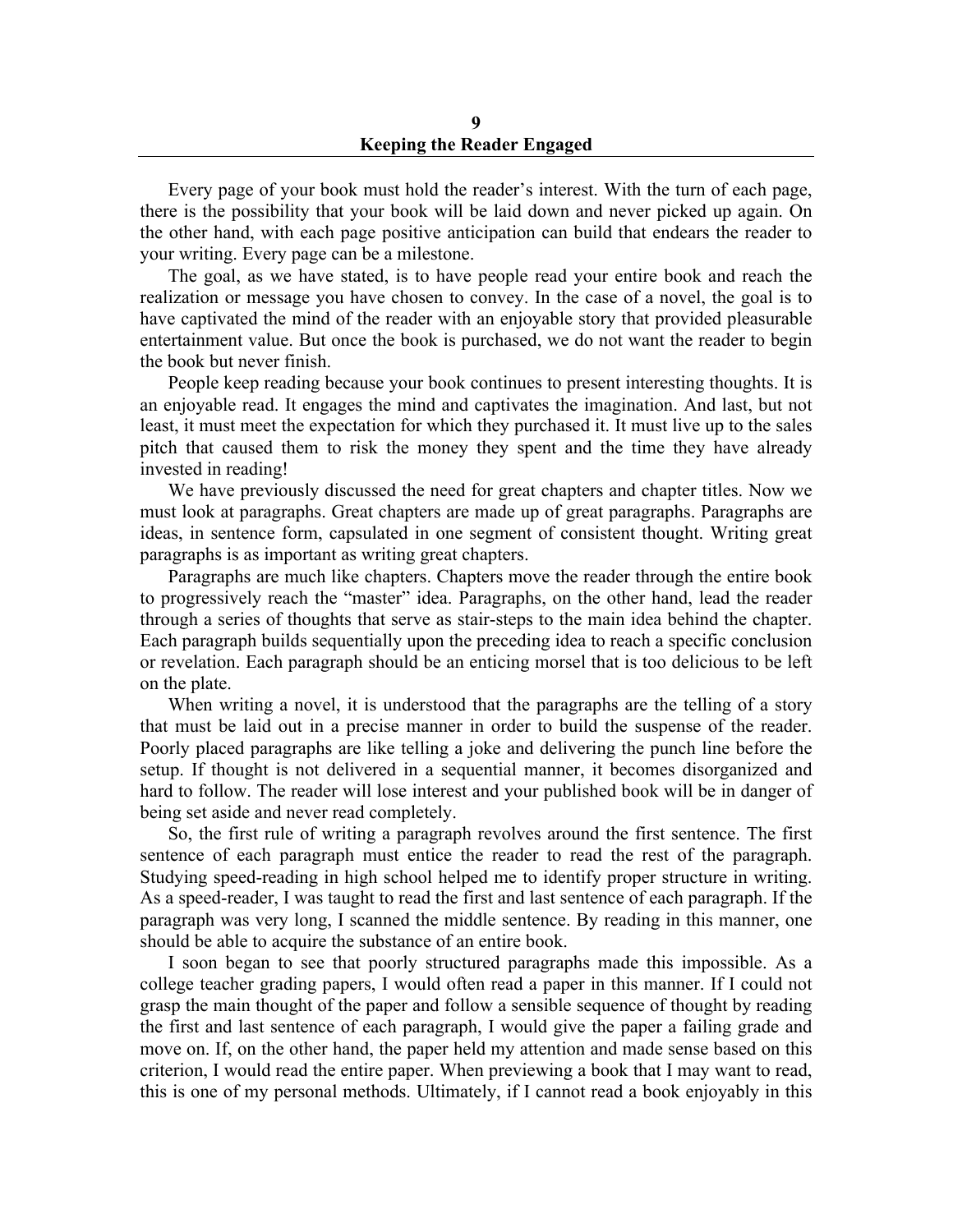# 9
# Keeping the Reader Engaged

Every page of your book must hold the reader's interest. With the turn of each page, there is the possibility that your book will be laid down and never picked up again. On the other hand, with each page positive anticipation can build that endears the reader to your writing. Every page can be a milestone.

The goal, as we have stated, is to have people read your entire book and reach the realization or message you have chosen to convey. In the case of a novel, the goal is to have captivated the mind of the reader with an enjoyable story that provided pleasurable entertainment value. But once the book is purchased, we do not want the reader to begin the book but never finish.

People keep reading because your book continues to present interesting thoughts. It is an enjoyable read. It engages the mind and captivates the imagination. And last, but not least, it must meet the expectation for which they purchased it. It must live up to the sales pitch that caused them to risk the money they spent and the time they have already invested in reading!

We have previously discussed the need for great chapters and chapter titles. Now we must look at paragraphs. Great chapters are made up of great paragraphs. Paragraphs are ideas, in sentence form, capsulated in one segment of consistent thought. Writing great paragraphs is as important as writing great chapters.

Paragraphs are much like chapters. Chapters move the reader through the entire book to progressively reach the "master" idea. Paragraphs, on the other hand, lead the reader through a series of thoughts that serve as stair-steps to the main idea behind the chapter. Each paragraph builds sequentially upon the preceding idea to reach a specific conclusion or revelation. Each paragraph should be an enticing morsel that is too delicious to be left on the plate.

When writing a novel, it is understood that the paragraphs are the telling of a story that must be laid out in a precise manner in order to build the suspense of the reader. Poorly placed paragraphs are like telling a joke and delivering the punch line before the setup. If thought is not delivered in a sequential manner, it becomes disorganized and hard to follow. The reader will lose interest and your published book will be in danger of being set aside and never read completely.

So, the first rule of writing a paragraph revolves around the first sentence. The first sentence of each paragraph must entice the reader to read the rest of the paragraph. Studying speed-reading in high school helped me to identify proper structure in writing. As a speed-reader, I was taught to read the first and last sentence of each paragraph. If the paragraph was very long, I scanned the middle sentence. By reading in this manner, one should be able to acquire the substance of an entire book.

I soon began to see that poorly structured paragraphs made this impossible. As a college teacher grading papers, I would often read a paper in this manner. If I could not grasp the main thought of the paper and follow a sensible sequence of thought by reading the first and last sentence of each paragraph, I would give the paper a failing grade and move on. If, on the other hand, the paper held my attention and made sense based on this criterion, I would read the entire paper. When previewing a book that I may want to read, this is one of my personal methods. Ultimately, if I cannot read a book enjoyably in this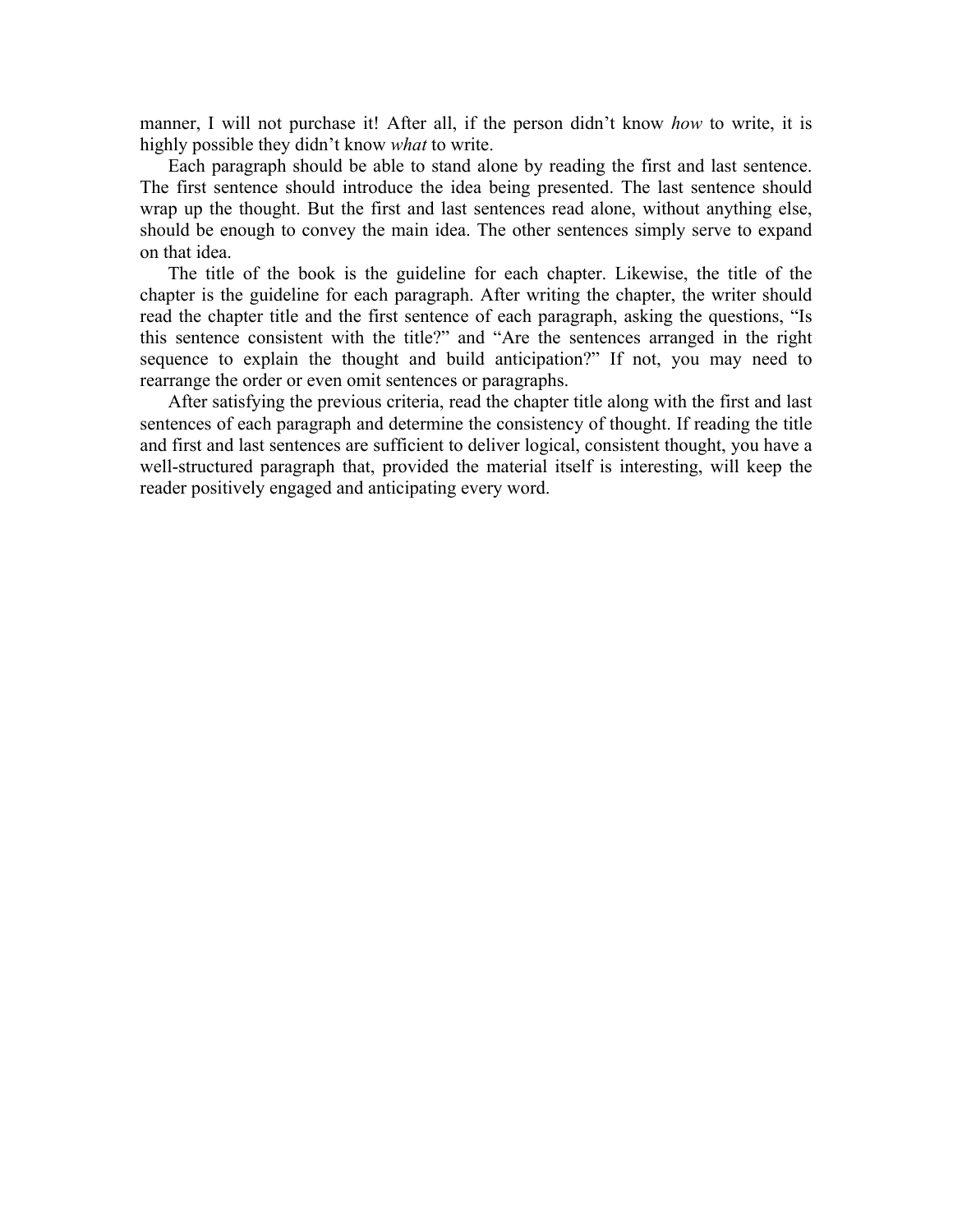manner, I will not purchase it! After all, if the person didn't know *how* to write, it is highly possible they didn't know *what* to write.

Each paragraph should be able to stand alone by reading the first and last sentence. The first sentence should introduce the idea being presented. The last sentence should wrap up the thought. But the first and last sentences read alone, without anything else, should be enough to convey the main idea. The other sentences simply serve to expand on that idea.

The title of the book is the guideline for each chapter. Likewise, the title of the chapter is the guideline for each paragraph. After writing the chapter, the writer should read the chapter title and the first sentence of each paragraph, asking the questions, "Is this sentence consistent with the title?" and "Are the sentences arranged in the right sequence to explain the thought and build anticipation?" If not, you may need to rearrange the order or even omit sentences or paragraphs.

After satisfying the previous criteria, read the chapter title along with the first and last sentences of each paragraph and determine the consistency of thought. If reading the title and first and last sentences are sufficient to deliver logical, consistent thought, you have a well-structured paragraph that, provided the material itself is interesting, will keep the reader positively engaged and anticipating every word.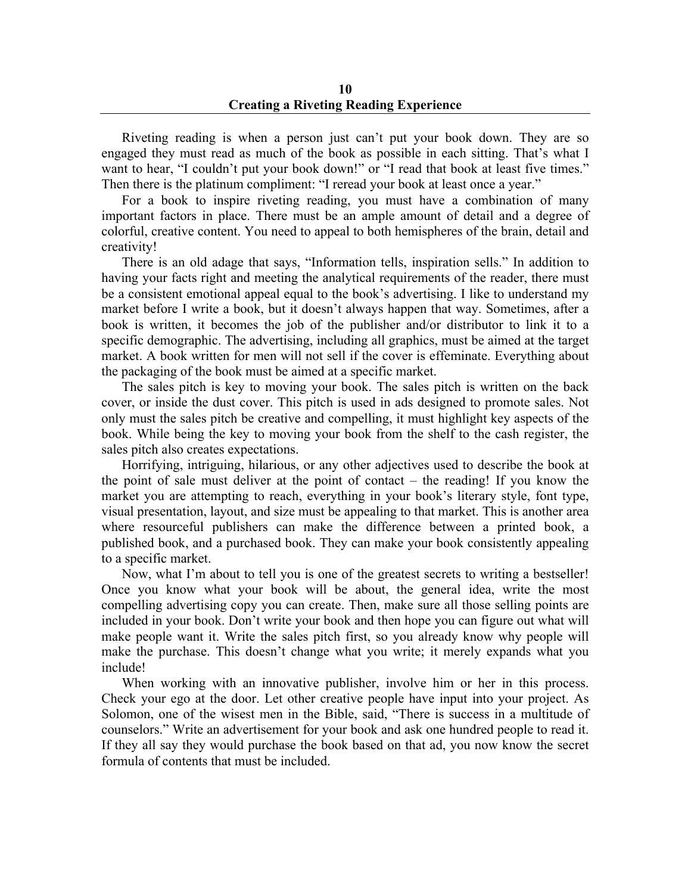# 10
# Creating a Riveting Reading Experience

Riveting reading is when a person just can't put your book down. They are so engaged they must read as much of the book as possible in each sitting. That's what I want to hear, "I couldn't put your book down!" or "I read that book at least five times." Then there is the platinum compliment: "I reread your book at least once a year."

For a book to inspire riveting reading, you must have a combination of many important factors in place. There must be an ample amount of detail and a degree of colorful, creative content. You need to appeal to both hemispheres of the brain, detail and creativity!

There is an old adage that says, "Information tells, inspiration sells." In addition to having your facts right and meeting the analytical requirements of the reader, there must be a consistent emotional appeal equal to the book's advertising. I like to understand my market before I write a book, but it doesn't always happen that way. Sometimes, after a book is written, it becomes the job of the publisher and/or distributor to link it to a specific demographic. The advertising, including all graphics, must be aimed at the target market. A book written for men will not sell if the cover is effeminate. Everything about the packaging of the book must be aimed at a specific market.

The sales pitch is key to moving your book. The sales pitch is written on the back cover, or inside the dust cover. This pitch is used in ads designed to promote sales. Not only must the sales pitch be creative and compelling, it must highlight key aspects of the book. While being the key to moving your book from the shelf to the cash register, the sales pitch also creates expectations.

Horrifying, intriguing, hilarious, or any other adjectives used to describe the book at the point of sale must deliver at the point of contact – the reading! If you know the market you are attempting to reach, everything in your book's literary style, font type, visual presentation, layout, and size must be appealing to that market. This is another area where resourceful publishers can make the difference between a printed book, a published book, and a purchased book. They can make your book consistently appealing to a specific market.

Now, what I'm about to tell you is one of the greatest secrets to writing a bestseller! Once you know what your book will be about, the general idea, write the most compelling advertising copy you can create. Then, make sure all those selling points are included in your book. Don't write your book and then hope you can figure out what will make people want it. Write the sales pitch first, so you already know why people will make the purchase. This doesn't change what you write; it merely expands what you include!

When working with an innovative publisher, involve him or her in this process. Check your ego at the door. Let other creative people have input into your project. As Solomon, one of the wisest men in the Bible, said, "There is success in a multitude of counselors." Write an advertisement for your book and ask one hundred people to read it. If they all say they would purchase the book based on that ad, you now know the secret formula of contents that must be included.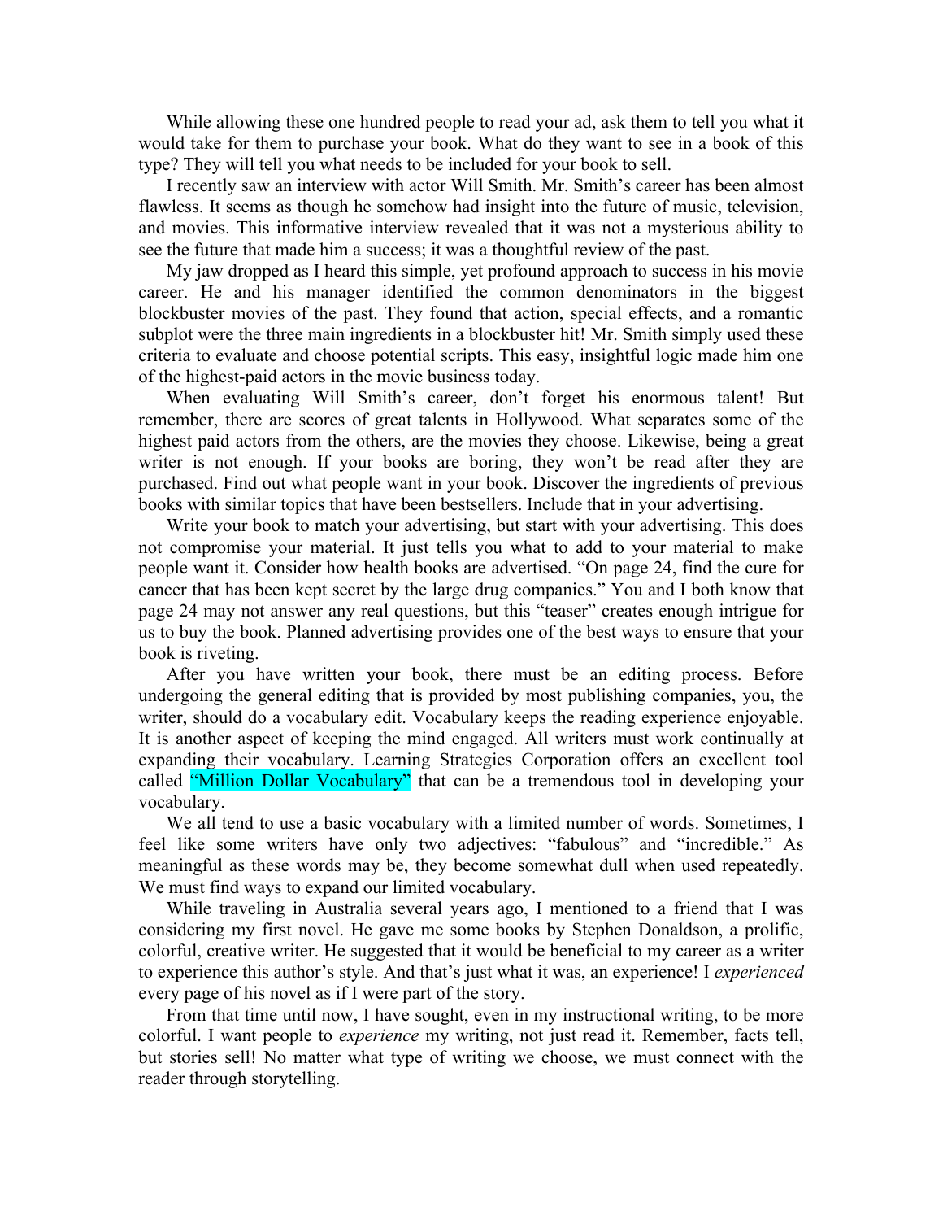While allowing these one hundred people to read your ad, ask them to tell you what it would take for them to purchase your book. What do they want to see in a book of this type? They will tell you what needs to be included for your book to sell.

I recently saw an interview with actor Will Smith. Mr. Smith's career has been almost flawless. It seems as though he somehow had insight into the future of music, television, and movies. This informative interview revealed that it was not a mysterious ability to see the future that made him a success; it was a thoughtful review of the past.

My jaw dropped as I heard this simple, yet profound approach to success in his movie career. He and his manager identified the common denominators in the biggest blockbuster movies of the past. They found that action, special effects, and a romantic subplot were the three main ingredients in a blockbuster hit! Mr. Smith simply used these criteria to evaluate and choose potential scripts. This easy, insightful logic made him one of the highest-paid actors in the movie business today.

When evaluating Will Smith's career, don't forget his enormous talent! But remember, there are scores of great talents in Hollywood. What separates some of the highest paid actors from the others, are the movies they choose. Likewise, being a great writer is not enough. If your books are boring, they won't be read after they are purchased. Find out what people want in your book. Discover the ingredients of previous books with similar topics that have been bestsellers. Include that in your advertising.

Write your book to match your advertising, but start with your advertising. This does not compromise your material. It just tells you what to add to your material to make people want it. Consider how health books are advertised. "On page 24, find the cure for cancer that has been kept secret by the large drug companies." You and I both know that page 24 may not answer any real questions, but this "teaser" creates enough intrigue for us to buy the book. Planned advertising provides one of the best ways to ensure that your book is riveting.

After you have written your book, there must be an editing process. Before undergoing the general editing that is provided by most publishing companies, you, the writer, should do a vocabulary edit. Vocabulary keeps the reading experience enjoyable. It is another aspect of keeping the mind engaged. All writers must work continually at expanding their vocabulary. Learning Strategies Corporation offers an excellent tool called "Million Dollar Vocabulary" that can be a tremendous tool in developing your vocabulary.

We all tend to use a basic vocabulary with a limited number of words. Sometimes, I feel like some writers have only two adjectives: "fabulous" and "incredible." As meaningful as these words may be, they become somewhat dull when used repeatedly. We must find ways to expand our limited vocabulary.

While traveling in Australia several years ago, I mentioned to a friend that I was considering my first novel. He gave me some books by Stephen Donaldson, a prolific, colorful, creative writer. He suggested that it would be beneficial to my career as a writer to experience this author's style. And that's just what it was, an experience! I *experienced* every page of his novel as if I were part of the story.

From that time until now, I have sought, even in my instructional writing, to be more colorful. I want people to *experience* my writing, not just read it. Remember, facts tell, but stories sell! No matter what type of writing we choose, we must connect with the reader through storytelling.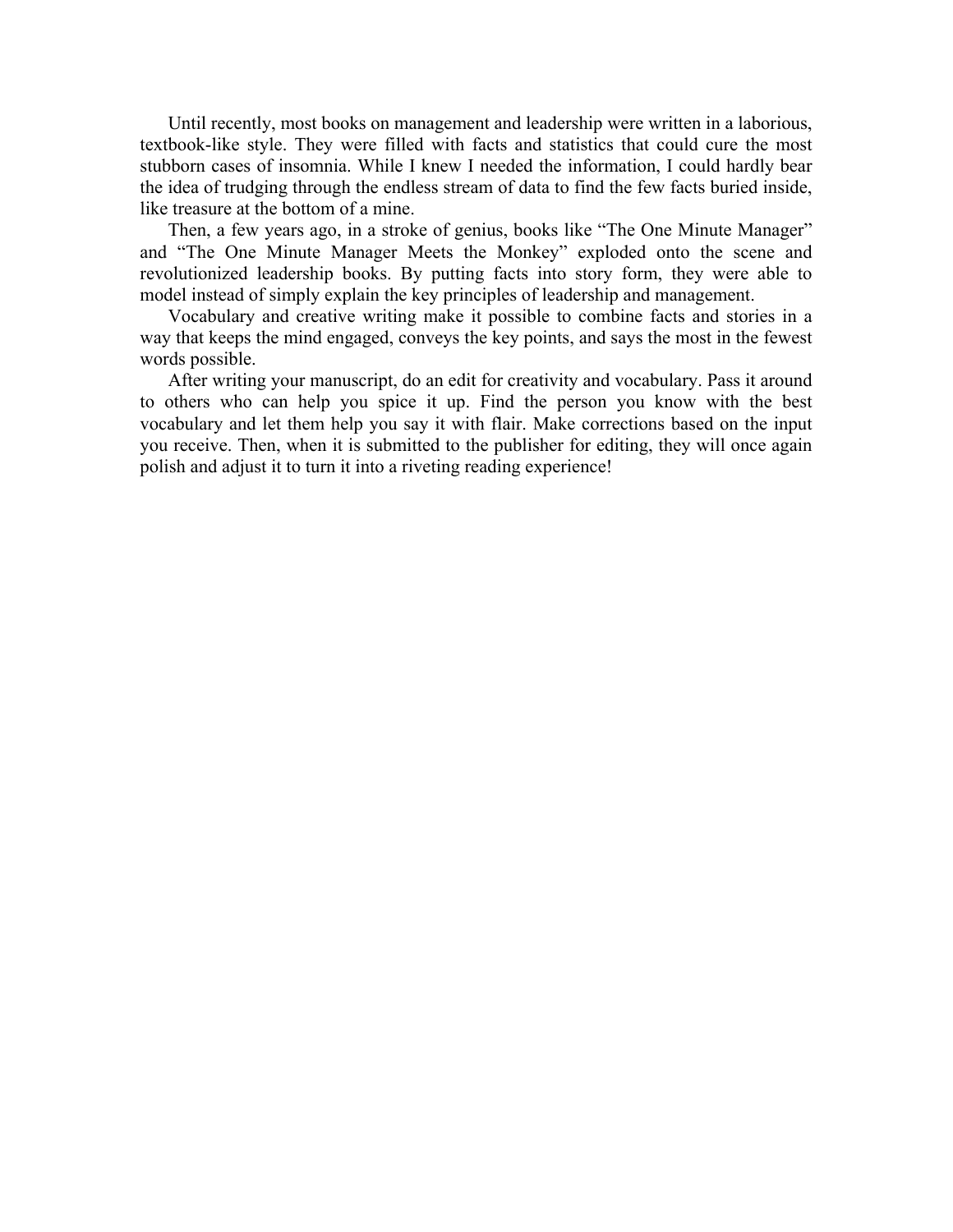Until recently, most books on management and leadership were written in a laborious, textbook-like style. They were filled with facts and statistics that could cure the most stubborn cases of insomnia. While I knew I needed the information, I could hardly bear the idea of trudging through the endless stream of data to find the few facts buried inside, like treasure at the bottom of a mine.

Then, a few years ago, in a stroke of genius, books like “The One Minute Manager” and “The One Minute Manager Meets the Monkey” exploded onto the scene and revolutionized leadership books. By putting facts into story form, they were able to model instead of simply explain the key principles of leadership and management.

Vocabulary and creative writing make it possible to combine facts and stories in a way that keeps the mind engaged, conveys the key points, and says the most in the fewest words possible.

After writing your manuscript, do an edit for creativity and vocabulary. Pass it around to others who can help you spice it up. Find the person you know with the best vocabulary and let them help you say it with flair. Make corrections based on the input you receive. Then, when it is submitted to the publisher for editing, they will once again polish and adjust it to turn it into a riveting reading experience!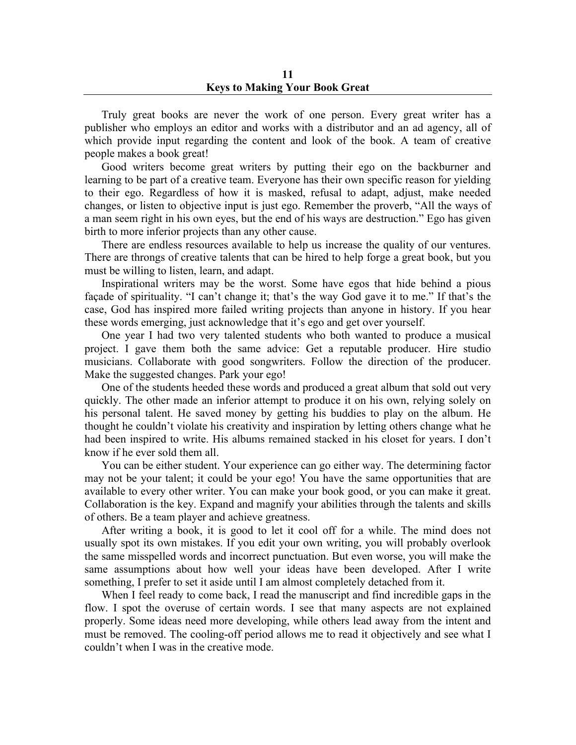# 11
# Keys to Making Your Book Great

Truly great books are never the work of one person. Every great writer has a publisher who employs an editor and works with a distributor and an ad agency, all of which provide input regarding the content and look of the book. A team of creative people makes a book great!

Good writers become great writers by putting their ego on the backburner and learning to be part of a creative team. Everyone has their own specific reason for yielding to their ego. Regardless of how it is masked, refusal to adapt, adjust, make needed changes, or listen to objective input is just ego. Remember the proverb, "All the ways of a man seem right in his own eyes, but the end of his ways are destruction." Ego has given birth to more inferior projects than any other cause.

There are endless resources available to help us increase the quality of our ventures. There are throngs of creative talents that can be hired to help forge a great book, but you must be willing to listen, learn, and adapt.

Inspirational writers may be the worst. Some have egos that hide behind a pious façade of spirituality. "I can't change it; that's the way God gave it to me." If that's the case, God has inspired more failed writing projects than anyone in history. If you hear these words emerging, just acknowledge that it's ego and get over yourself.

One year I had two very talented students who both wanted to produce a musical project. I gave them both the same advice: Get a reputable producer. Hire studio musicians. Collaborate with good songwriters. Follow the direction of the producer. Make the suggested changes. Park your ego!

One of the students heeded these words and produced a great album that sold out very quickly. The other made an inferior attempt to produce it on his own, relying solely on his personal talent. He saved money by getting his buddies to play on the album. He thought he couldn't violate his creativity and inspiration by letting others change what he had been inspired to write. His albums remained stacked in his closet for years. I don't know if he ever sold them all.

You can be either student. Your experience can go either way. The determining factor may not be your talent; it could be your ego! You have the same opportunities that are available to every other writer. You can make your book good, or you can make it great. Collaboration is the key. Expand and magnify your abilities through the talents and skills of others. Be a team player and achieve greatness.

After writing a book, it is good to let it cool off for a while. The mind does not usually spot its own mistakes. If you edit your own writing, you will probably overlook the same misspelled words and incorrect punctuation. But even worse, you will make the same assumptions about how well your ideas have been developed. After I write something, I prefer to set it aside until I am almost completely detached from it.

When I feel ready to come back, I read the manuscript and find incredible gaps in the flow. I spot the overuse of certain words. I see that many aspects are not explained properly. Some ideas need more developing, while others lead away from the intent and must be removed. The cooling-off period allows me to read it objectively and see what I couldn't when I was in the creative mode.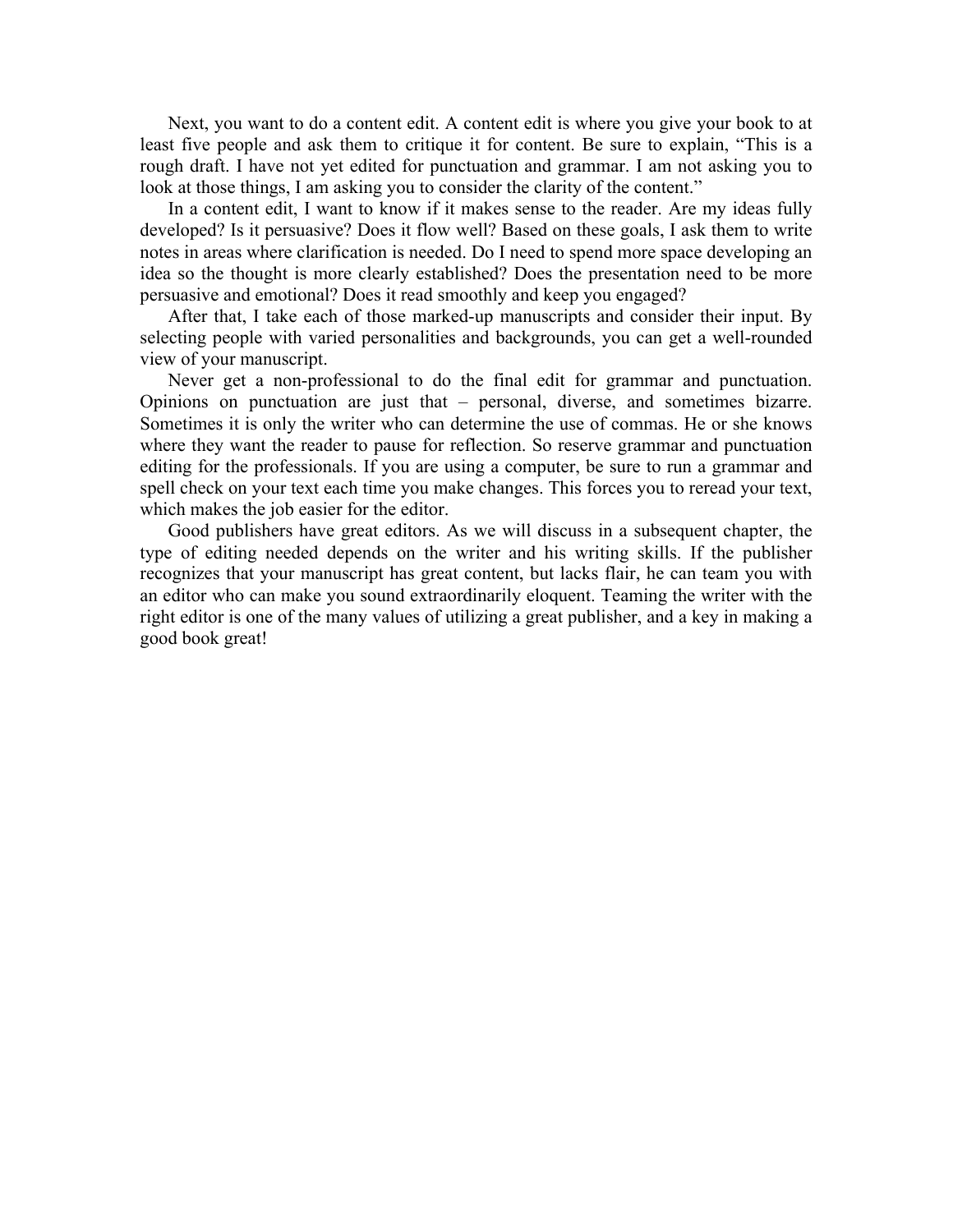Next, you want to do a content edit. A content edit is where you give your book to at least five people and ask them to critique it for content. Be sure to explain, "This is a rough draft. I have not yet edited for punctuation and grammar. I am not asking you to look at those things, I am asking you to consider the clarity of the content."

In a content edit, I want to know if it makes sense to the reader. Are my ideas fully developed? Is it persuasive? Does it flow well? Based on these goals, I ask them to write notes in areas where clarification is needed. Do I need to spend more space developing an idea so the thought is more clearly established? Does the presentation need to be more persuasive and emotional? Does it read smoothly and keep you engaged?

After that, I take each of those marked-up manuscripts and consider their input. By selecting people with varied personalities and backgrounds, you can get a well-rounded view of your manuscript.

Never get a non-professional to do the final edit for grammar and punctuation. Opinions on punctuation are just that – personal, diverse, and sometimes bizarre. Sometimes it is only the writer who can determine the use of commas. He or she knows where they want the reader to pause for reflection. So reserve grammar and punctuation editing for the professionals. If you are using a computer, be sure to run a grammar and spell check on your text each time you make changes. This forces you to reread your text, which makes the job easier for the editor.

Good publishers have great editors. As we will discuss in a subsequent chapter, the type of editing needed depends on the writer and his writing skills. If the publisher recognizes that your manuscript has great content, but lacks flair, he can team you with an editor who can make you sound extraordinarily eloquent. Teaming the writer with the right editor is one of the many values of utilizing a great publisher, and a key in making a good book great!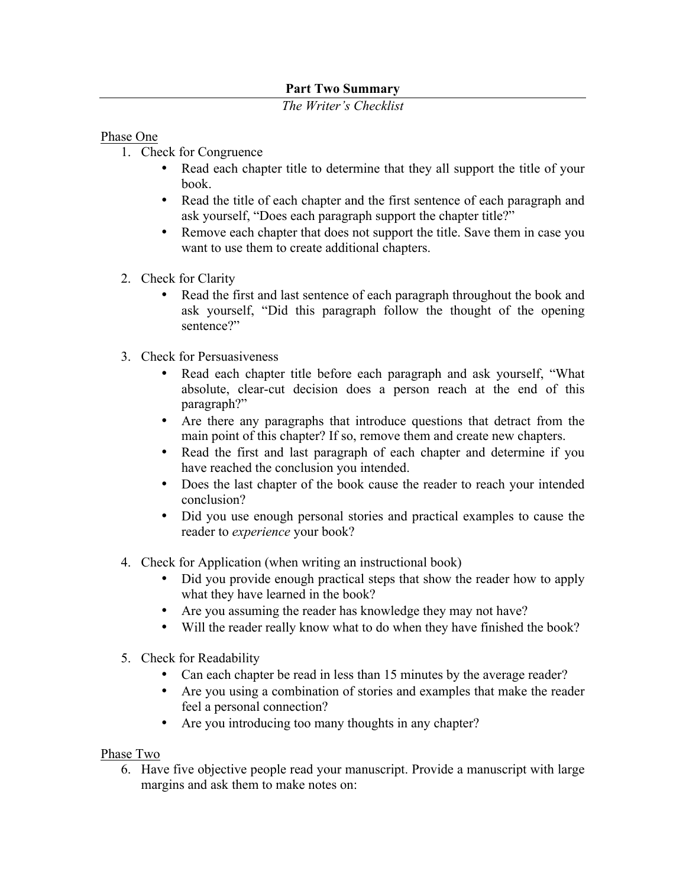**Part Two Summary**

*The Writer's Checklist*

Phase One

1. Check for Congruence
   - Read each chapter title to determine that they all support the title of your book.
   - Read the title of each chapter and the first sentence of each paragraph and ask yourself, "Does each paragraph support the chapter title?"
   - Remove each chapter that does not support the title. Save them in case you want to use them to create additional chapters.

2. Check for Clarity
   - Read the first and last sentence of each paragraph throughout the book and ask yourself, "Did this paragraph follow the thought of the opening sentence?"

3. Check for Persuasiveness
   - Read each chapter title before each paragraph and ask yourself, "What absolute, clear-cut decision does a person reach at the end of this paragraph?"
   - Are there any paragraphs that introduce questions that detract from the main point of this chapter? If so, remove them and create new chapters.
   - Read the first and last paragraph of each chapter and determine if you have reached the conclusion you intended.
   - Does the last chapter of the book cause the reader to reach your intended conclusion?
   - Did you use enough personal stories and practical examples to cause the reader to *experience* your book?

4. Check for Application (when writing an instructional book)
   - Did you provide enough practical steps that show the reader how to apply what they have learned in the book?
   - Are you assuming the reader has knowledge they may not have?
   - Will the reader really know what to do when they have finished the book?

5. Check for Readability
   - Can each chapter be read in less than 15 minutes by the average reader?
   - Are you using a combination of stories and examples that make the reader feel a personal connection?
   - Are you introducing too many thoughts in any chapter?

Phase Two

6. Have five objective people read your manuscript. Provide a manuscript with large margins and ask them to make notes on: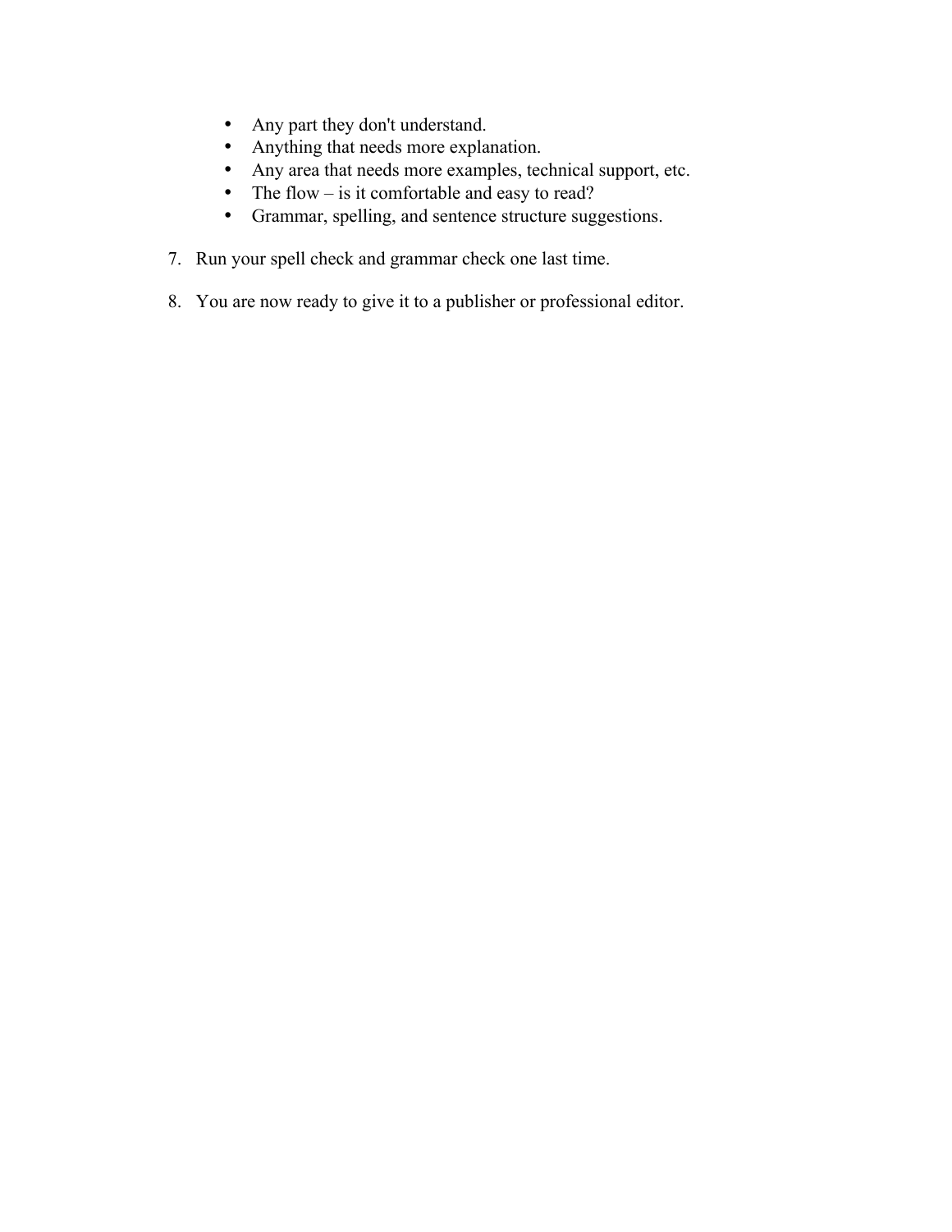- Any part they don't understand.
- Anything that needs more explanation.
- Any area that needs more examples, technical support, etc.
- The flow – is it comfortable and easy to read?
- Grammar, spelling, and sentence structure suggestions.

7. Run your spell check and grammar check one last time.

8. You are now ready to give it to a publisher or professional editor.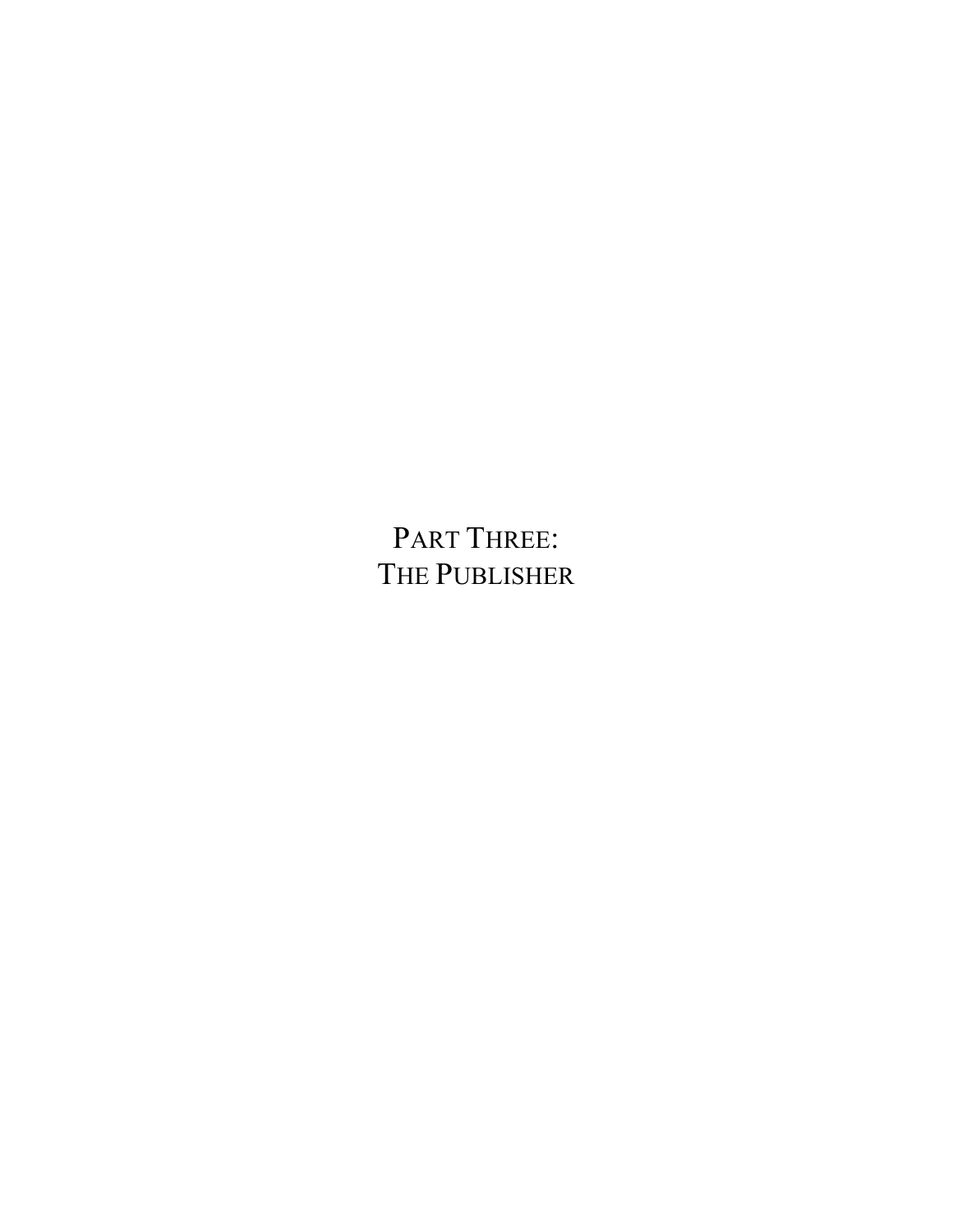# PART THREE:
# THE PUBLISHER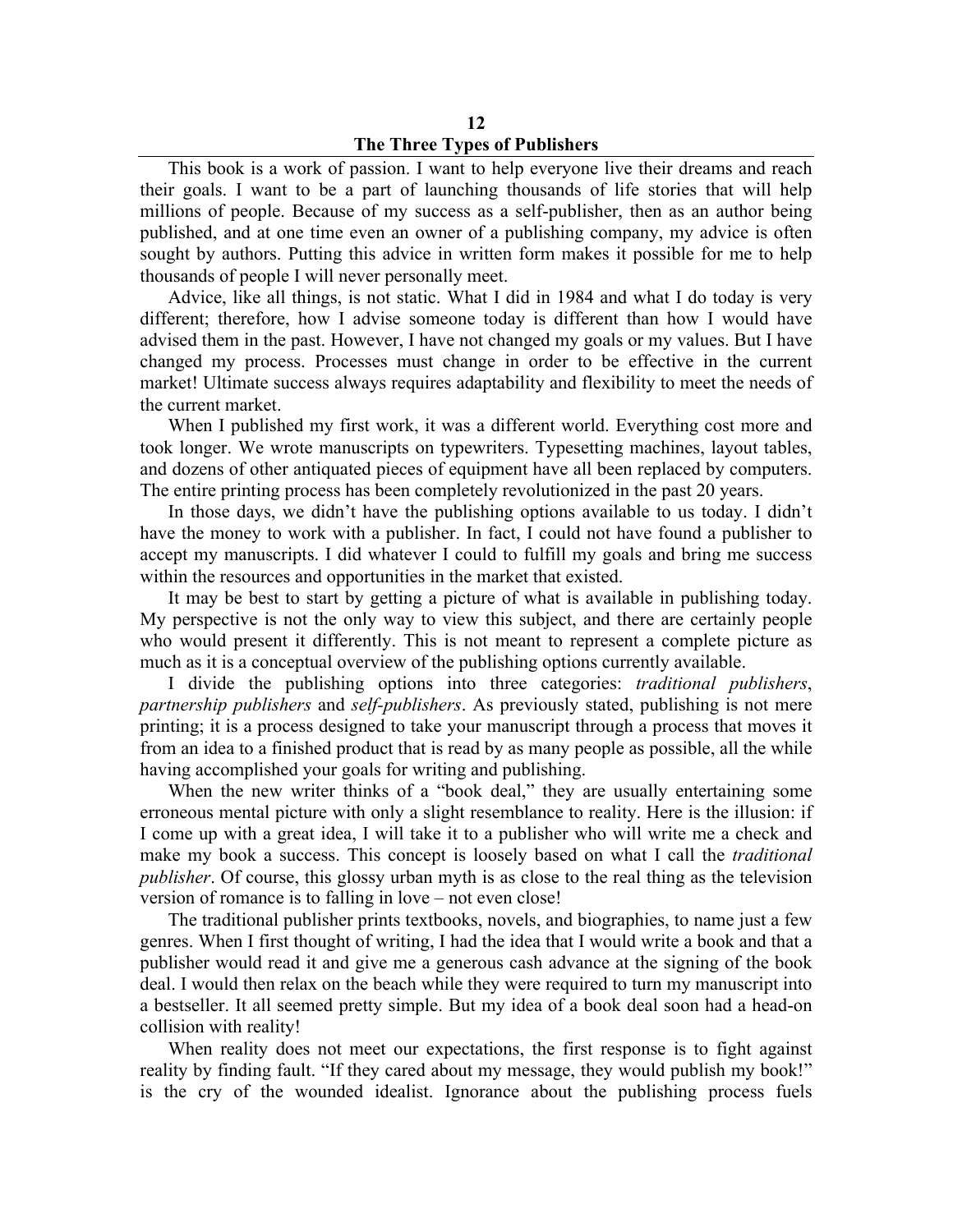# 12
# The Three Types of Publishers

This book is a work of passion. I want to help everyone live their dreams and reach their goals. I want to be a part of launching thousands of life stories that will help millions of people. Because of my success as a self-publisher, then as an author being published, and at one time even an owner of a publishing company, my advice is often sought by authors. Putting this advice in written form makes it possible for me to help thousands of people I will never personally meet.

Advice, like all things, is not static. What I did in 1984 and what I do today is very different; therefore, how I advise someone today is different than how I would have advised them in the past. However, I have not changed my goals or my values. But I have changed my process. Processes must change in order to be effective in the current market! Ultimate success always requires adaptability and flexibility to meet the needs of the current market.

When I published my first work, it was a different world. Everything cost more and took longer. We wrote manuscripts on typewriters. Typesetting machines, layout tables, and dozens of other antiquated pieces of equipment have all been replaced by computers. The entire printing process has been completely revolutionized in the past 20 years.

In those days, we didn't have the publishing options available to us today. I didn't have the money to work with a publisher. In fact, I could not have found a publisher to accept my manuscripts. I did whatever I could to fulfill my goals and bring me success within the resources and opportunities in the market that existed.

It may be best to start by getting a picture of what is available in publishing today. My perspective is not the only way to view this subject, and there are certainly people who would present it differently. This is not meant to represent a complete picture as much as it is a conceptual overview of the publishing options currently available.

I divide the publishing options into three categories: *traditional publishers*, *partnership publishers* and *self-publishers*. As previously stated, publishing is not mere printing; it is a process designed to take your manuscript through a process that moves it from an idea to a finished product that is read by as many people as possible, all the while having accomplished your goals for writing and publishing.

When the new writer thinks of a "book deal," they are usually entertaining some erroneous mental picture with only a slight resemblance to reality. Here is the illusion: if I come up with a great idea, I will take it to a publisher who will write me a check and make my book a success. This concept is loosely based on what I call the *traditional publisher*. Of course, this glossy urban myth is as close to the real thing as the television version of romance is to falling in love – not even close!

The traditional publisher prints textbooks, novels, and biographies, to name just a few genres. When I first thought of writing, I had the idea that I would write a book and that a publisher would read it and give me a generous cash advance at the signing of the book deal. I would then relax on the beach while they were required to turn my manuscript into a bestseller. It all seemed pretty simple. But my idea of a book deal soon had a head-on collision with reality!

When reality does not meet our expectations, the first response is to fight against reality by finding fault. "If they cared about my message, they would publish my book!" is the cry of the wounded idealist. Ignorance about the publishing process fuels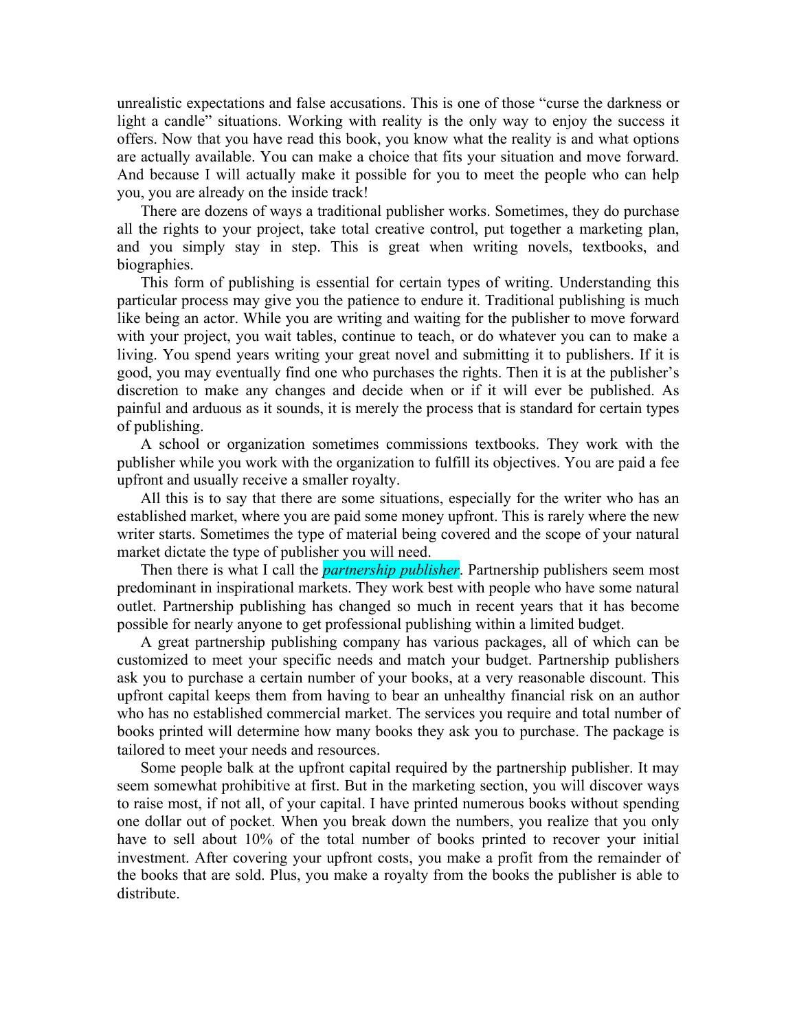unrealistic expectations and false accusations. This is one of those "curse the darkness or light a candle" situations. Working with reality is the only way to enjoy the success it offers. Now that you have read this book, you know what the reality is and what options are actually available. You can make a choice that fits your situation and move forward. And because I will actually make it possible for you to meet the people who can help you, you are already on the inside track!

There are dozens of ways a traditional publisher works. Sometimes, they do purchase all the rights to your project, take total creative control, put together a marketing plan, and you simply stay in step. This is great when writing novels, textbooks, and biographies.

This form of publishing is essential for certain types of writing. Understanding this particular process may give you the patience to endure it. Traditional publishing is much like being an actor. While you are writing and waiting for the publisher to move forward with your project, you wait tables, continue to teach, or do whatever you can to make a living. You spend years writing your great novel and submitting it to publishers. If it is good, you may eventually find one who purchases the rights. Then it is at the publisher's discretion to make any changes and decide when or if it will ever be published. As painful and arduous as it sounds, it is merely the process that is standard for certain types of publishing.

A school or organization sometimes commissions textbooks. They work with the publisher while you work with the organization to fulfill its objectives. You are paid a fee upfront and usually receive a smaller royalty.

All this is to say that there are some situations, especially for the writer who has an established market, where you are paid some money upfront. This is rarely where the new writer starts. Sometimes the type of material being covered and the scope of your natural market dictate the type of publisher you will need.

Then there is what I call the ***partnership publisher***. Partnership publishers seem most predominant in inspirational markets. They work best with people who have some natural outlet. Partnership publishing has changed so much in recent years that it has become possible for nearly anyone to get professional publishing within a limited budget.

A great partnership publishing company has various packages, all of which can be customized to meet your specific needs and match your budget. Partnership publishers ask you to purchase a certain number of your books, at a very reasonable discount. This upfront capital keeps them from having to bear an unhealthy financial risk on an author who has no established commercial market. The services you require and total number of books printed will determine how many books they ask you to purchase. The package is tailored to meet your needs and resources.

Some people balk at the upfront capital required by the partnership publisher. It may seem somewhat prohibitive at first. But in the marketing section, you will discover ways to raise most, if not all, of your capital. I have printed numerous books without spending one dollar out of pocket. When you break down the numbers, you realize that you only have to sell about 10% of the total number of books printed to recover your initial investment. After covering your upfront costs, you make a profit from the remainder of the books that are sold. Plus, you make a royalty from the books the publisher is able to distribute.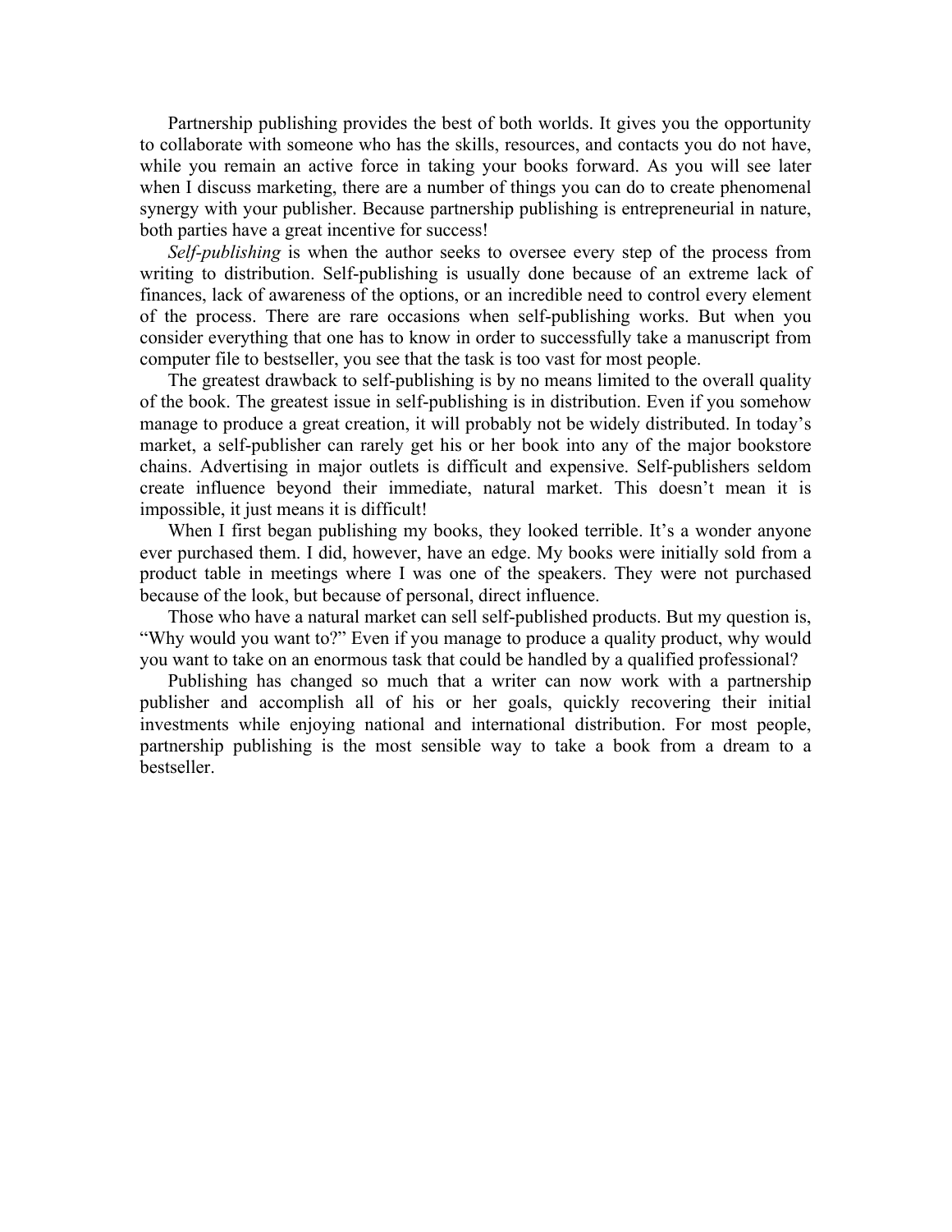Partnership publishing provides the best of both worlds. It gives you the opportunity to collaborate with someone who has the skills, resources, and contacts you do not have, while you remain an active force in taking your books forward. As you will see later when I discuss marketing, there are a number of things you can do to create phenomenal synergy with your publisher. Because partnership publishing is entrepreneurial in nature, both parties have a great incentive for success!

*Self-publishing* is when the author seeks to oversee every step of the process from writing to distribution. Self-publishing is usually done because of an extreme lack of finances, lack of awareness of the options, or an incredible need to control every element of the process. There are rare occasions when self-publishing works. But when you consider everything that one has to know in order to successfully take a manuscript from computer file to bestseller, you see that the task is too vast for most people.

The greatest drawback to self-publishing is by no means limited to the overall quality of the book. The greatest issue in self-publishing is in distribution. Even if you somehow manage to produce a great creation, it will probably not be widely distributed. In today's market, a self-publisher can rarely get his or her book into any of the major bookstore chains. Advertising in major outlets is difficult and expensive. Self-publishers seldom create influence beyond their immediate, natural market. This doesn't mean it is impossible, it just means it is difficult!

When I first began publishing my books, they looked terrible. It's a wonder anyone ever purchased them. I did, however, have an edge. My books were initially sold from a product table in meetings where I was one of the speakers. They were not purchased because of the look, but because of personal, direct influence.

Those who have a natural market can sell self-published products. But my question is, "Why would you want to?" Even if you manage to produce a quality product, why would you want to take on an enormous task that could be handled by a qualified professional?

Publishing has changed so much that a writer can now work with a partnership publisher and accomplish all of his or her goals, quickly recovering their initial investments while enjoying national and international distribution. For most people, partnership publishing is the most sensible way to take a book from a dream to a bestseller.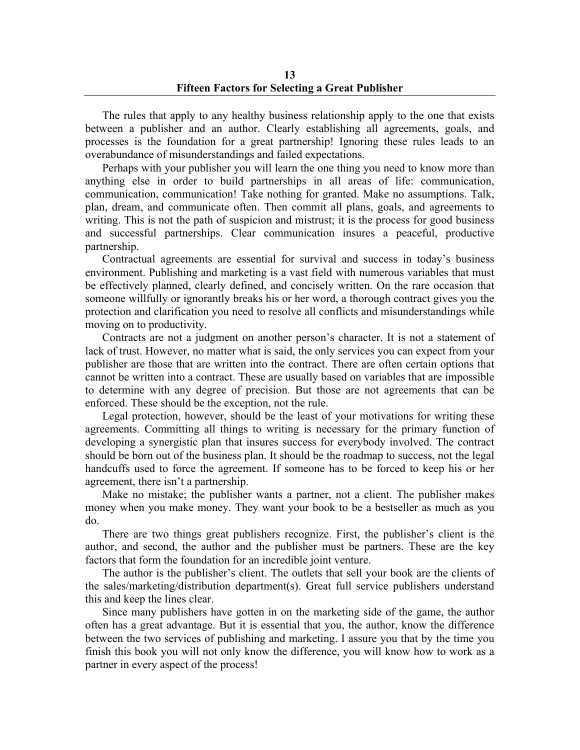# 13
# Fifteen Factors for Selecting a Great Publisher

The rules that apply to any healthy business relationship apply to the one that exists between a publisher and an author. Clearly establishing all agreements, goals, and processes is the foundation for a great partnership! Ignoring these rules leads to an overabundance of misunderstandings and failed expectations.

Perhaps with your publisher you will learn the one thing you need to know more than anything else in order to build partnerships in all areas of life: communication, communication, communication! Take nothing for granted. Make no assumptions. Talk, plan, dream, and communicate often. Then commit all plans, goals, and agreements to writing. This is not the path of suspicion and mistrust; it is the process for good business and successful partnerships. Clear communication insures a peaceful, productive partnership.

Contractual agreements are essential for survival and success in today's business environment. Publishing and marketing is a vast field with numerous variables that must be effectively planned, clearly defined, and concisely written. On the rare occasion that someone willfully or ignorantly breaks his or her word, a thorough contract gives you the protection and clarification you need to resolve all conflicts and misunderstandings while moving on to productivity.

Contracts are not a judgment on another person's character. It is not a statement of lack of trust. However, no matter what is said, the only services you can expect from your publisher are those that are written into the contract. There are often certain options that cannot be written into a contract. These are usually based on variables that are impossible to determine with any degree of precision. But those are not agreements that can be enforced. These should be the exception, not the rule.

Legal protection, however, should be the least of your motivations for writing these agreements. Committing all things to writing is necessary for the primary function of developing a synergistic plan that insures success for everybody involved. The contract should be born out of the business plan. It should be the roadmap to success, not the legal handcuffs used to force the agreement. If someone has to be forced to keep his or her agreement, there isn't a partnership.

Make no mistake; the publisher wants a partner, not a client. The publisher makes money when you make money. They want your book to be a bestseller as much as you do.

There are two things great publishers recognize. First, the publisher's client is the author, and second, the author and the publisher must be partners. These are the key factors that form the foundation for an incredible joint venture.

The author is the publisher's client. The outlets that sell your book are the clients of the sales/marketing/distribution department(s). Great full service publishers understand this and keep the lines clear.

Since many publishers have gotten in on the marketing side of the game, the author often has a great advantage. But it is essential that you, the author, know the difference between the two services of publishing and marketing. I assure you that by the time you finish this book you will not only know the difference, you will know how to work as a partner in every aspect of the process!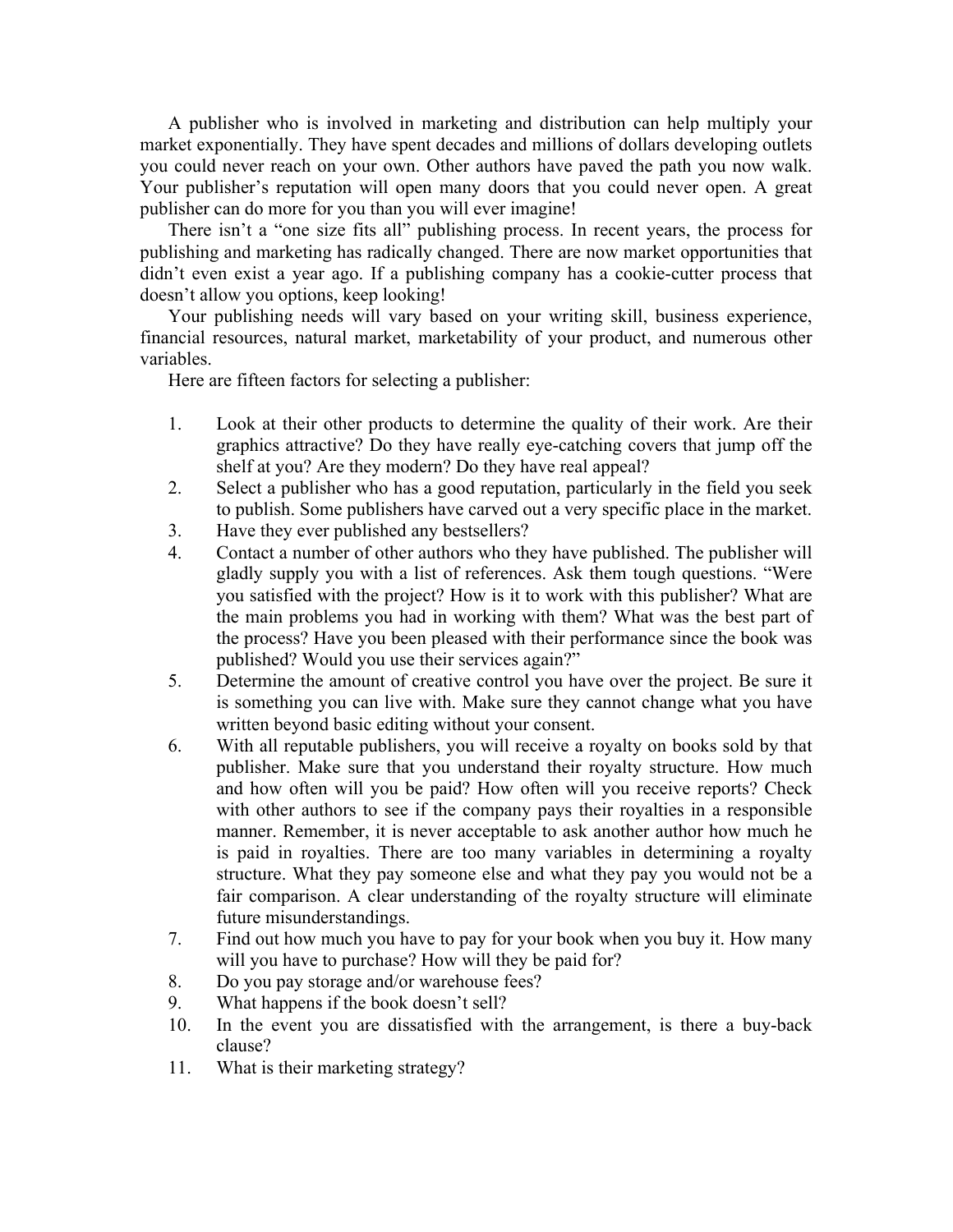A publisher who is involved in marketing and distribution can help multiply your market exponentially. They have spent decades and millions of dollars developing outlets you could never reach on your own. Other authors have paved the path you now walk. Your publisher's reputation will open many doors that you could never open. A great publisher can do more for you than you will ever imagine!

There isn't a "one size fits all" publishing process. In recent years, the process for publishing and marketing has radically changed. There are now market opportunities that didn't even exist a year ago. If a publishing company has a cookie-cutter process that doesn't allow you options, keep looking!

Your publishing needs will vary based on your writing skill, business experience, financial resources, natural market, marketability of your product, and numerous other variables.

Here are fifteen factors for selecting a publisher:

1. Look at their other products to determine the quality of their work. Are their graphics attractive? Do they have really eye-catching covers that jump off the shelf at you? Are they modern? Do they have real appeal?
2. Select a publisher who has a good reputation, particularly in the field you seek to publish. Some publishers have carved out a very specific place in the market.
3. Have they ever published any bestsellers?
4. Contact a number of other authors who they have published. The publisher will gladly supply you with a list of references. Ask them tough questions. "Were you satisfied with the project? How is it to work with this publisher? What are the main problems you had in working with them? What was the best part of the process? Have you been pleased with their performance since the book was published? Would you use their services again?"
5. Determine the amount of creative control you have over the project. Be sure it is something you can live with. Make sure they cannot change what you have written beyond basic editing without your consent.
6. With all reputable publishers, you will receive a royalty on books sold by that publisher. Make sure that you understand their royalty structure. How much and how often will you be paid? How often will you receive reports? Check with other authors to see if the company pays their royalties in a responsible manner. Remember, it is never acceptable to ask another author how much he is paid in royalties. There are too many variables in determining a royalty structure. What they pay someone else and what they pay you would not be a fair comparison. A clear understanding of the royalty structure will eliminate future misunderstandings.
7. Find out how much you have to pay for your book when you buy it. How many will you have to purchase? How will they be paid for?
8. Do you pay storage and/or warehouse fees?
9. What happens if the book doesn't sell?
10. In the event you are dissatisfied with the arrangement, is there a buy-back clause?
11. What is their marketing strategy?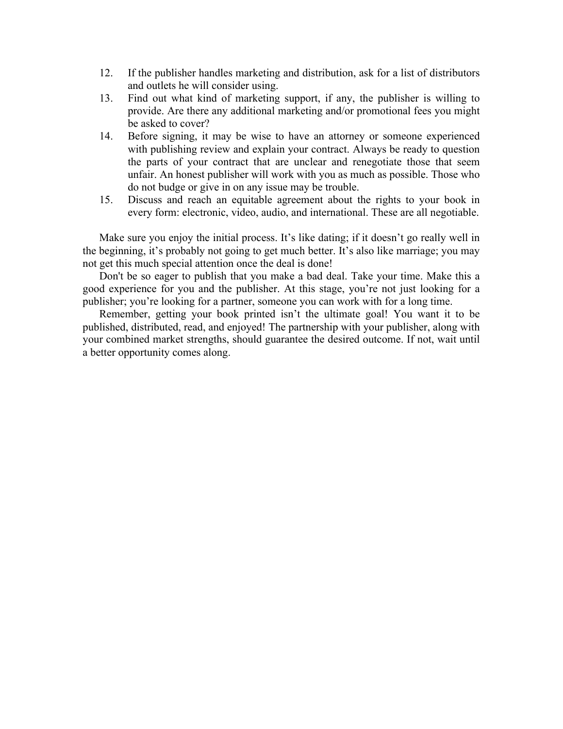12. If the publisher handles marketing and distribution, ask for a list of distributors and outlets he will consider using.
13. Find out what kind of marketing support, if any, the publisher is willing to provide. Are there any additional marketing and/or promotional fees you might be asked to cover?
14. Before signing, it may be wise to have an attorney or someone experienced with publishing review and explain your contract. Always be ready to question the parts of your contract that are unclear and renegotiate those that seem unfair. An honest publisher will work with you as much as possible. Those who do not budge or give in on any issue may be trouble.
15. Discuss and reach an equitable agreement about the rights to your book in every form: electronic, video, audio, and international. These are all negotiable.

Make sure you enjoy the initial process. It's like dating; if it doesn't go really well in the beginning, it's probably not going to get much better. It's also like marriage; you may not get this much special attention once the deal is done!

Don't be so eager to publish that you make a bad deal. Take your time. Make this a good experience for you and the publisher. At this stage, you're not just looking for a publisher; you're looking for a partner, someone you can work with for a long time.

Remember, getting your book printed isn't the ultimate goal! You want it to be published, distributed, read, and enjoyed! The partnership with your publisher, along with your combined market strengths, should guarantee the desired outcome. If not, wait until a better opportunity comes along.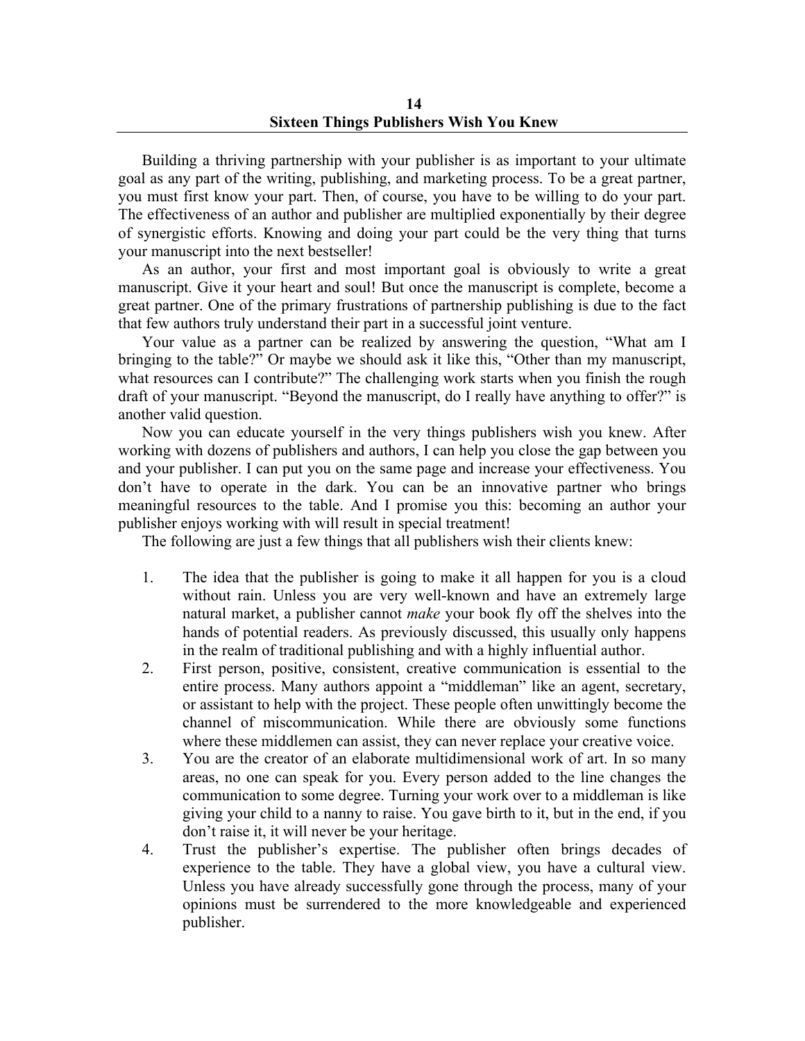# 14
# Sixteen Things Publishers Wish You Knew

Building a thriving partnership with your publisher is as important to your ultimate goal as any part of the writing, publishing, and marketing process. To be a great partner, you must first know your part. Then, of course, you have to be willing to do your part. The effectiveness of an author and publisher are multiplied exponentially by their degree of synergistic efforts. Knowing and doing your part could be the very thing that turns your manuscript into the next bestseller!

As an author, your first and most important goal is obviously to write a great manuscript. Give it your heart and soul! But once the manuscript is complete, become a great partner. One of the primary frustrations of partnership publishing is due to the fact that few authors truly understand their part in a successful joint venture.

Your value as a partner can be realized by answering the question, "What am I bringing to the table?" Or maybe we should ask it like this, "Other than my manuscript, what resources can I contribute?" The challenging work starts when you finish the rough draft of your manuscript. "Beyond the manuscript, do I really have anything to offer?" is another valid question.

Now you can educate yourself in the very things publishers wish you knew. After working with dozens of publishers and authors, I can help you close the gap between you and your publisher. I can put you on the same page and increase your effectiveness. You don't have to operate in the dark. You can be an innovative partner who brings meaningful resources to the table. And I promise you this: becoming an author your publisher enjoys working with will result in special treatment!

The following are just a few things that all publishers wish their clients knew:

1. The idea that the publisher is going to make it all happen for you is a cloud without rain. Unless you are very well-known and have an extremely large natural market, a publisher cannot *make* your book fly off the shelves into the hands of potential readers. As previously discussed, this usually only happens in the realm of traditional publishing and with a highly influential author.
2. First person, positive, consistent, creative communication is essential to the entire process. Many authors appoint a "middleman" like an agent, secretary, or assistant to help with the project. These people often unwittingly become the channel of miscommunication. While there are obviously some functions where these middlemen can assist, they can never replace your creative voice.
3. You are the creator of an elaborate multidimensional work of art. In so many areas, no one can speak for you. Every person added to the line changes the communication to some degree. Turning your work over to a middleman is like giving your child to a nanny to raise. You gave birth to it, but in the end, if you don't raise it, it will never be your heritage.
4. Trust the publisher's expertise. The publisher often brings decades of experience to the table. They have a global view, you have a cultural view. Unless you have already successfully gone through the process, many of your opinions must be surrendered to the more knowledgeable and experienced publisher.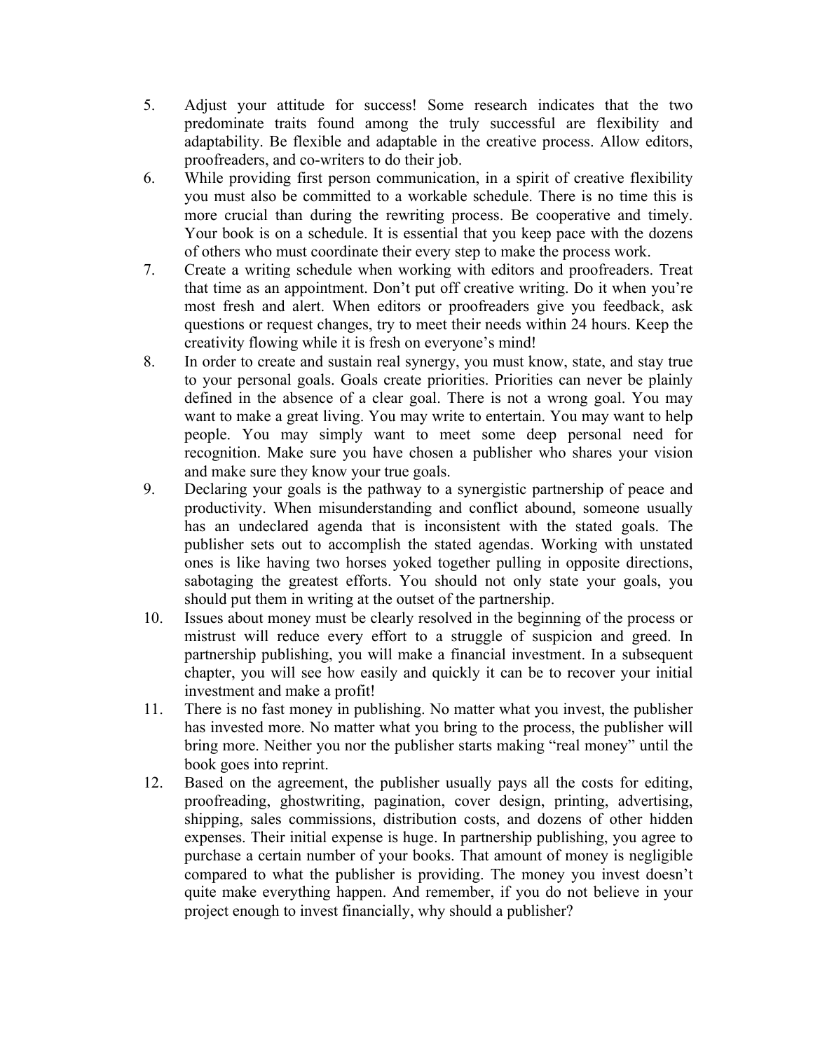5. Adjust your attitude for success! Some research indicates that the two predominate traits found among the truly successful are flexibility and adaptability. Be flexible and adaptable in the creative process. Allow editors, proofreaders, and co-writers to do their job.
6. While providing first person communication, in a spirit of creative flexibility you must also be committed to a workable schedule. There is no time this is more crucial than during the rewriting process. Be cooperative and timely. Your book is on a schedule. It is essential that you keep pace with the dozens of others who must coordinate their every step to make the process work.
7. Create a writing schedule when working with editors and proofreaders. Treat that time as an appointment. Don't put off creative writing. Do it when you're most fresh and alert. When editors or proofreaders give you feedback, ask questions or request changes, try to meet their needs within 24 hours. Keep the creativity flowing while it is fresh on everyone's mind!
8. In order to create and sustain real synergy, you must know, state, and stay true to your personal goals. Goals create priorities. Priorities can never be plainly defined in the absence of a clear goal. There is not a wrong goal. You may want to make a great living. You may write to entertain. You may want to help people. You may simply want to meet some deep personal need for recognition. Make sure you have chosen a publisher who shares your vision and make sure they know your true goals.
9. Declaring your goals is the pathway to a synergistic partnership of peace and productivity. When misunderstanding and conflict abound, someone usually has an undeclared agenda that is inconsistent with the stated goals. The publisher sets out to accomplish the stated agendas. Working with unstated ones is like having two horses yoked together pulling in opposite directions, sabotaging the greatest efforts. You should not only state your goals, you should put them in writing at the outset of the partnership.
10. Issues about money must be clearly resolved in the beginning of the process or mistrust will reduce every effort to a struggle of suspicion and greed. In partnership publishing, you will make a financial investment. In a subsequent chapter, you will see how easily and quickly it can be to recover your initial investment and make a profit!
11. There is no fast money in publishing. No matter what you invest, the publisher has invested more. No matter what you bring to the process, the publisher will bring more. Neither you nor the publisher starts making "real money" until the book goes into reprint.
12. Based on the agreement, the publisher usually pays all the costs for editing, proofreading, ghostwriting, pagination, cover design, printing, advertising, shipping, sales commissions, distribution costs, and dozens of other hidden expenses. Their initial expense is huge. In partnership publishing, you agree to purchase a certain number of your books. That amount of money is negligible compared to what the publisher is providing. The money you invest doesn't quite make everything happen. And remember, if you do not believe in your project enough to invest financially, why should a publisher?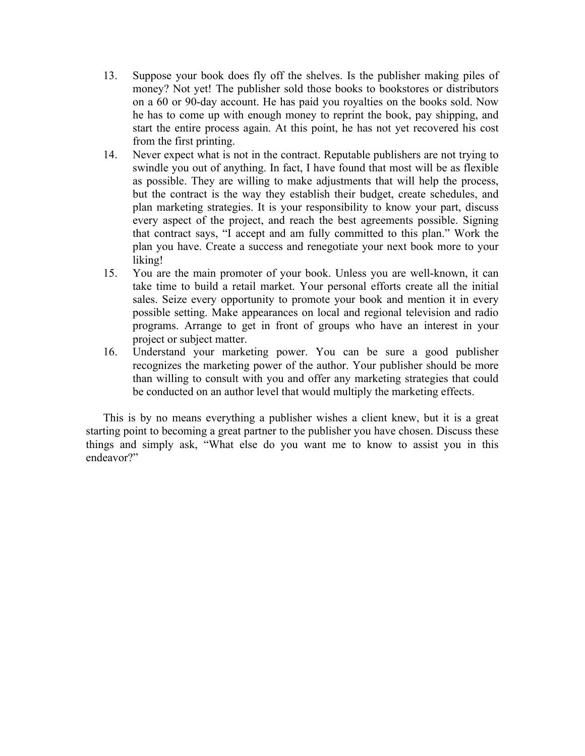13. Suppose your book does fly off the shelves. Is the publisher making piles of money? Not yet! The publisher sold those books to bookstores or distributors on a 60 or 90-day account. He has paid you royalties on the books sold. Now he has to come up with enough money to reprint the book, pay shipping, and start the entire process again. At this point, he has not yet recovered his cost from the first printing.
14. Never expect what is not in the contract. Reputable publishers are not trying to swindle you out of anything. In fact, I have found that most will be as flexible as possible. They are willing to make adjustments that will help the process, but the contract is the way they establish their budget, create schedules, and plan marketing strategies. It is your responsibility to know your part, discuss every aspect of the project, and reach the best agreements possible. Signing that contract says, "I accept and am fully committed to this plan." Work the plan you have. Create a success and renegotiate your next book more to your liking!
15. You are the main promoter of your book. Unless you are well-known, it can take time to build a retail market. Your personal efforts create all the initial sales. Seize every opportunity to promote your book and mention it in every possible setting. Make appearances on local and regional television and radio programs. Arrange to get in front of groups who have an interest in your project or subject matter.
16. Understand your marketing power. You can be sure a good publisher recognizes the marketing power of the author. Your publisher should be more than willing to consult with you and offer any marketing strategies that could be conducted on an author level that would multiply the marketing effects.

This is by no means everything a publisher wishes a client knew, but it is a great starting point to becoming a great partner to the publisher you have chosen. Discuss these things and simply ask, "What else do you want me to know to assist you in this endeavor?"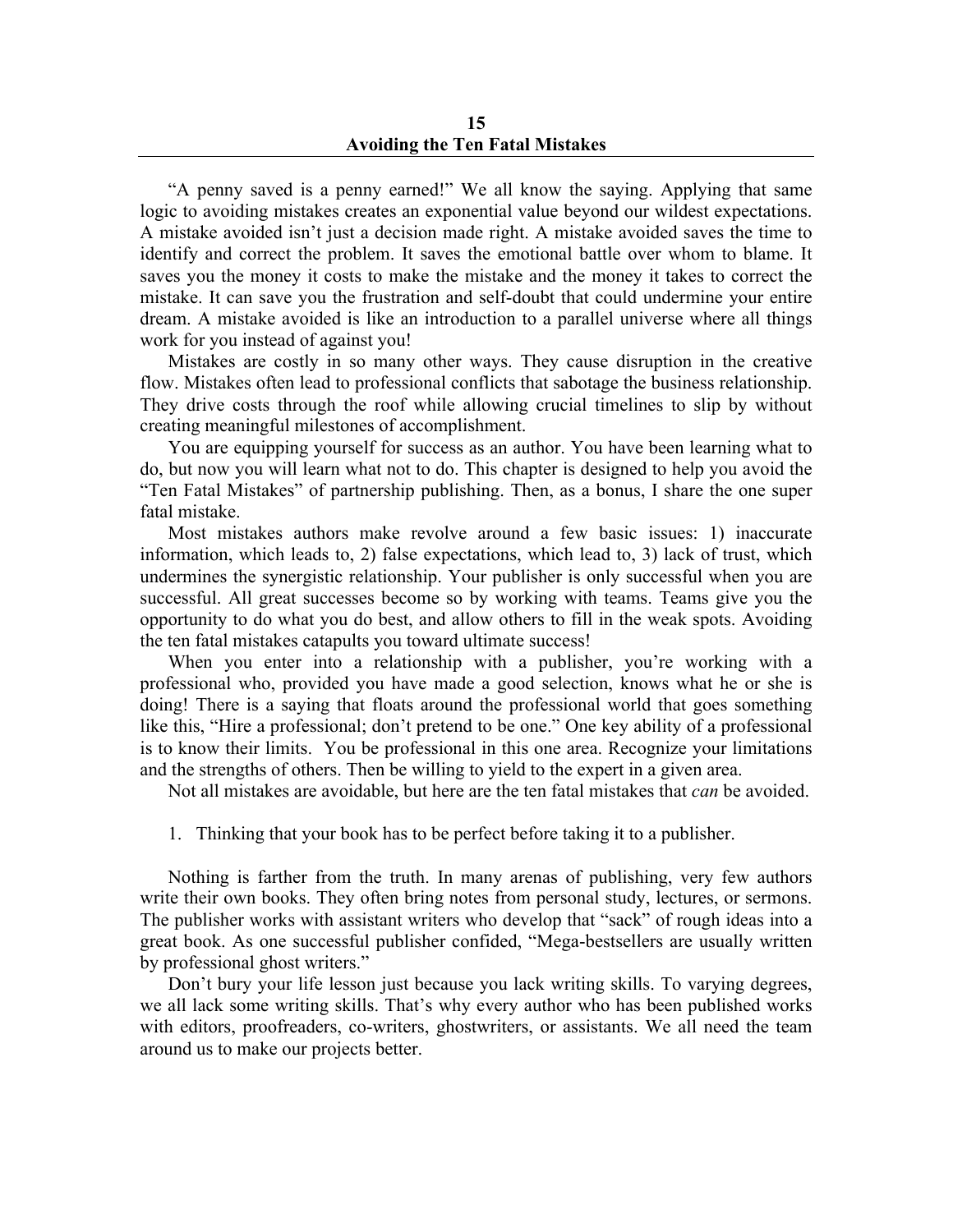# 15
# Avoiding the Ten Fatal Mistakes

"A penny saved is a penny earned!" We all know the saying. Applying that same logic to avoiding mistakes creates an exponential value beyond our wildest expectations. A mistake avoided isn't just a decision made right. A mistake avoided saves the time to identify and correct the problem. It saves the emotional battle over whom to blame. It saves you the money it costs to make the mistake and the money it takes to correct the mistake. It can save you the frustration and self-doubt that could undermine your entire dream. A mistake avoided is like an introduction to a parallel universe where all things work for you instead of against you!

Mistakes are costly in so many other ways. They cause disruption in the creative flow. Mistakes often lead to professional conflicts that sabotage the business relationship. They drive costs through the roof while allowing crucial timelines to slip by without creating meaningful milestones of accomplishment.

You are equipping yourself for success as an author. You have been learning what to do, but now you will learn what not to do. This chapter is designed to help you avoid the "Ten Fatal Mistakes" of partnership publishing. Then, as a bonus, I share the one super fatal mistake.

Most mistakes authors make revolve around a few basic issues: 1) inaccurate information, which leads to, 2) false expectations, which lead to, 3) lack of trust, which undermines the synergistic relationship. Your publisher is only successful when you are successful. All great successes become so by working with teams. Teams give you the opportunity to do what you do best, and allow others to fill in the weak spots. Avoiding the ten fatal mistakes catapults you toward ultimate success!

When you enter into a relationship with a publisher, you're working with a professional who, provided you have made a good selection, knows what he or she is doing! There is a saying that floats around the professional world that goes something like this, "Hire a professional; don't pretend to be one." One key ability of a professional is to know their limits. You be professional in this one area. Recognize your limitations and the strengths of others. Then be willing to yield to the expert in a given area.

Not all mistakes are avoidable, but here are the ten fatal mistakes that *can* be avoided.

1. Thinking that your book has to be perfect before taking it to a publisher.

Nothing is farther from the truth. In many arenas of publishing, very few authors write their own books. They often bring notes from personal study, lectures, or sermons. The publisher works with assistant writers who develop that "sack" of rough ideas into a great book. As one successful publisher confided, "Mega-bestsellers are usually written by professional ghost writers."

Don't bury your life lesson just because you lack writing skills. To varying degrees, we all lack some writing skills. That's why every author who has been published works with editors, proofreaders, co-writers, ghostwriters, or assistants. We all need the team around us to make our projects better.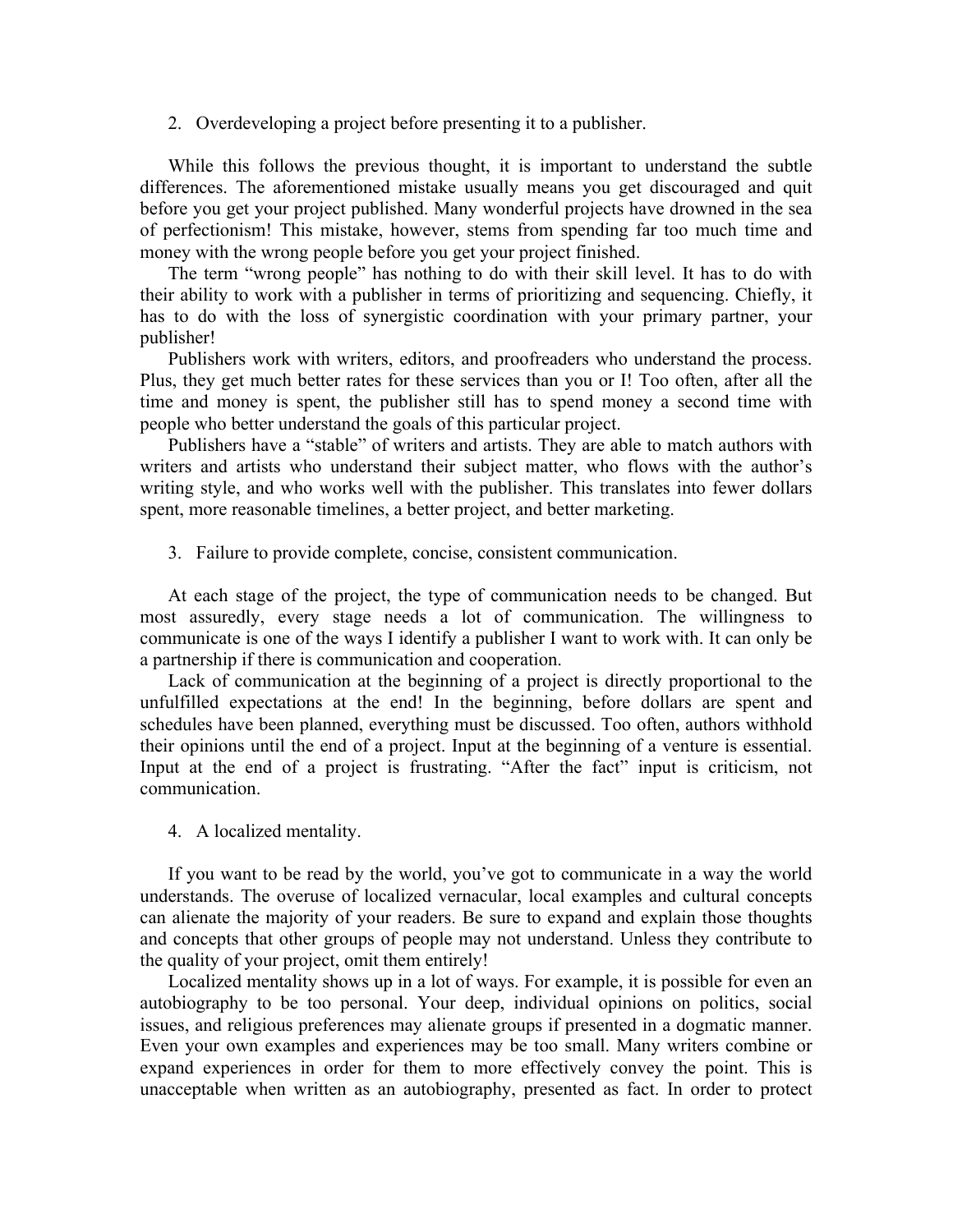2. Overdeveloping a project before presenting it to a publisher.

While this follows the previous thought, it is important to understand the subtle differences. The aforementioned mistake usually means you get discouraged and quit before you get your project published. Many wonderful projects have drowned in the sea of perfectionism! This mistake, however, stems from spending far too much time and money with the wrong people before you get your project finished.

The term "wrong people" has nothing to do with their skill level. It has to do with their ability to work with a publisher in terms of prioritizing and sequencing. Chiefly, it has to do with the loss of synergistic coordination with your primary partner, your publisher!

Publishers work with writers, editors, and proofreaders who understand the process. Plus, they get much better rates for these services than you or I! Too often, after all the time and money is spent, the publisher still has to spend money a second time with people who better understand the goals of this particular project.

Publishers have a "stable" of writers and artists. They are able to match authors with writers and artists who understand their subject matter, who flows with the author's writing style, and who works well with the publisher. This translates into fewer dollars spent, more reasonable timelines, a better project, and better marketing.

3. Failure to provide complete, concise, consistent communication.

At each stage of the project, the type of communication needs to be changed. But most assuredly, every stage needs a lot of communication. The willingness to communicate is one of the ways I identify a publisher I want to work with. It can only be a partnership if there is communication and cooperation.

Lack of communication at the beginning of a project is directly proportional to the unfulfilled expectations at the end! In the beginning, before dollars are spent and schedules have been planned, everything must be discussed. Too often, authors withhold their opinions until the end of a project. Input at the beginning of a venture is essential. Input at the end of a project is frustrating. "After the fact" input is criticism, not communication.

4. A localized mentality.

If you want to be read by the world, you've got to communicate in a way the world understands. The overuse of localized vernacular, local examples and cultural concepts can alienate the majority of your readers. Be sure to expand and explain those thoughts and concepts that other groups of people may not understand. Unless they contribute to the quality of your project, omit them entirely!

Localized mentality shows up in a lot of ways. For example, it is possible for even an autobiography to be too personal. Your deep, individual opinions on politics, social issues, and religious preferences may alienate groups if presented in a dogmatic manner. Even your own examples and experiences may be too small. Many writers combine or expand experiences in order for them to more effectively convey the point. This is unacceptable when written as an autobiography, presented as fact. In order to protect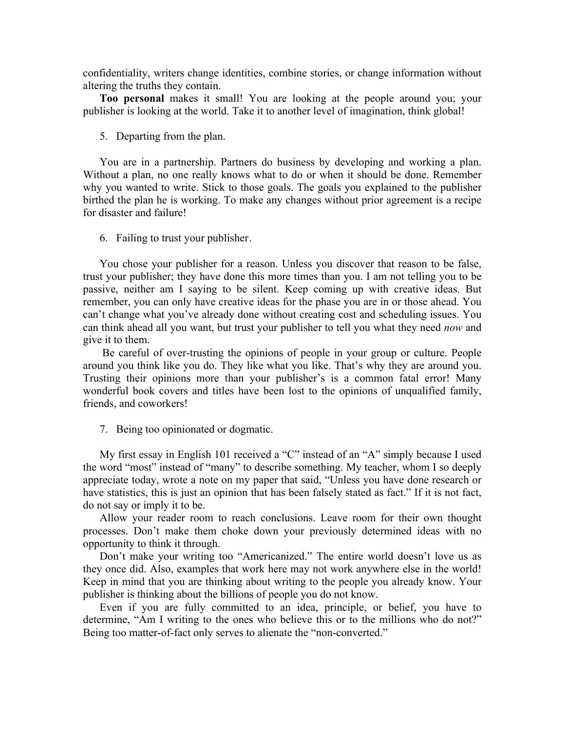confidentiality, writers change identities, combine stories, or change information without altering the truths they contain.

**Too personal** makes it small! You are looking at the people around you; your publisher is looking at the world. Take it to another level of imagination, think global!

5. Departing from the plan.

You are in a partnership. Partners do business by developing and working a plan. Without a plan, no one really knows what to do or when it should be done. Remember why you wanted to write. Stick to those goals. The goals you explained to the publisher birthed the plan he is working. To make any changes without prior agreement is a recipe for disaster and failure!

6. Failing to trust your publisher.

You chose your publisher for a reason. Unless you discover that reason to be false, trust your publisher; they have done this more times than you. I am not telling you to be passive, neither am I saying to be silent. Keep coming up with creative ideas. But remember, you can only have creative ideas for the phase you are in or those ahead. You can't change what you've already done without creating cost and scheduling issues. You can think ahead all you want, but trust your publisher to tell you what they need *now* and give it to them.

Be careful of over-trusting the opinions of people in your group or culture. People around you think like you do. They like what you like. That's why they are around you. Trusting their opinions more than your publisher's is a common fatal error! Many wonderful book covers and titles have been lost to the opinions of unqualified family, friends, and coworkers!

7. Being too opinionated or dogmatic.

My first essay in English 101 received a "C" instead of an "A" simply because I used the word "most" instead of "many" to describe something. My teacher, whom I so deeply appreciate today, wrote a note on my paper that said, "Unless you have done research or have statistics, this is just an opinion that has been falsely stated as fact." If it is not fact, do not say or imply it to be.

Allow your reader room to reach conclusions. Leave room for their own thought processes. Don't make them choke down your previously determined ideas with no opportunity to think it through.

Don't make your writing too "Americanized." The entire world doesn't love us as they once did. Also, examples that work here may not work anywhere else in the world! Keep in mind that you are thinking about writing to the people you already know. Your publisher is thinking about the billions of people you do not know.

Even if you are fully committed to an idea, principle, or belief, you have to determine, "Am I writing to the ones who believe this or to the millions who do not?" Being too matter-of-fact only serves to alienate the "non-converted."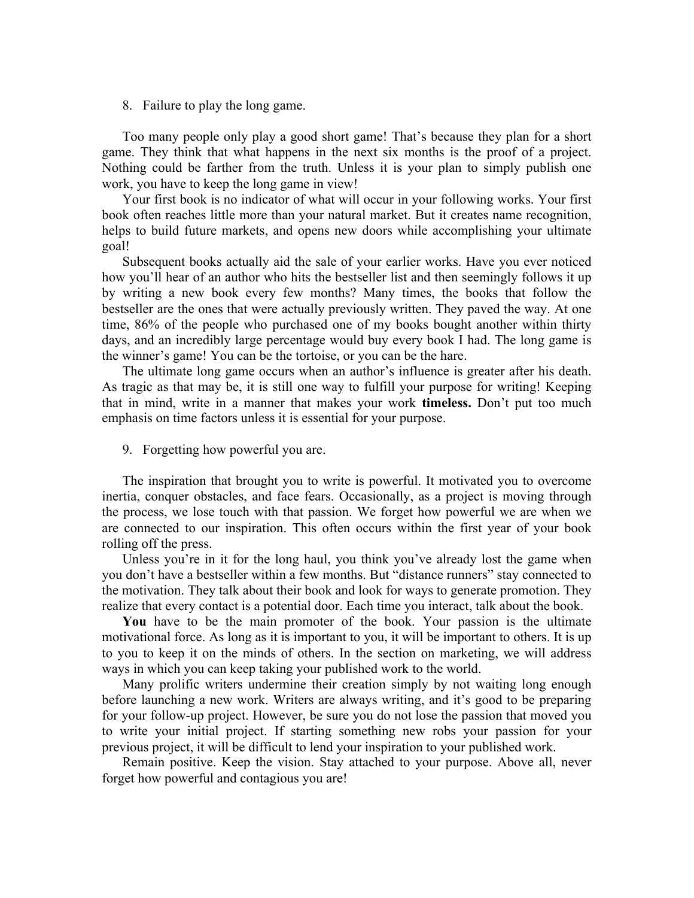8. Failure to play the long game.

Too many people only play a good short game! That's because they plan for a short game. They think that what happens in the next six months is the proof of a project. Nothing could be farther from the truth. Unless it is your plan to simply publish one work, you have to keep the long game in view!

Your first book is no indicator of what will occur in your following works. Your first book often reaches little more than your natural market. But it creates name recognition, helps to build future markets, and opens new doors while accomplishing your ultimate goal!

Subsequent books actually aid the sale of your earlier works. Have you ever noticed how you'll hear of an author who hits the bestseller list and then seemingly follows it up by writing a new book every few months? Many times, the books that follow the bestseller are the ones that were actually previously written. They paved the way. At one time, 86% of the people who purchased one of my books bought another within thirty days, and an incredibly large percentage would buy every book I had. The long game is the winner's game! You can be the tortoise, or you can be the hare.

The ultimate long game occurs when an author's influence is greater after his death. As tragic as that may be, it is still one way to fulfill your purpose for writing! Keeping that in mind, write in a manner that makes your work **timeless.** Don't put too much emphasis on time factors unless it is essential for your purpose.

9. Forgetting how powerful you are.

The inspiration that brought you to write is powerful. It motivated you to overcome inertia, conquer obstacles, and face fears. Occasionally, as a project is moving through the process, we lose touch with that passion. We forget how powerful we are when we are connected to our inspiration. This often occurs within the first year of your book rolling off the press.

Unless you're in it for the long haul, you think you've already lost the game when you don't have a bestseller within a few months. But "distance runners" stay connected to the motivation. They talk about their book and look for ways to generate promotion. They realize that every contact is a potential door. Each time you interact, talk about the book.

**You** have to be the main promoter of the book. Your passion is the ultimate motivational force. As long as it is important to you, it will be important to others. It is up to you to keep it on the minds of others. In the section on marketing, we will address ways in which you can keep taking your published work to the world.

Many prolific writers undermine their creation simply by not waiting long enough before launching a new work. Writers are always writing, and it's good to be preparing for your follow-up project. However, be sure you do not lose the passion that moved you to write your initial project. If starting something new robs your passion for your previous project, it will be difficult to lend your inspiration to your published work.

Remain positive. Keep the vision. Stay attached to your purpose. Above all, never forget how powerful and contagious you are!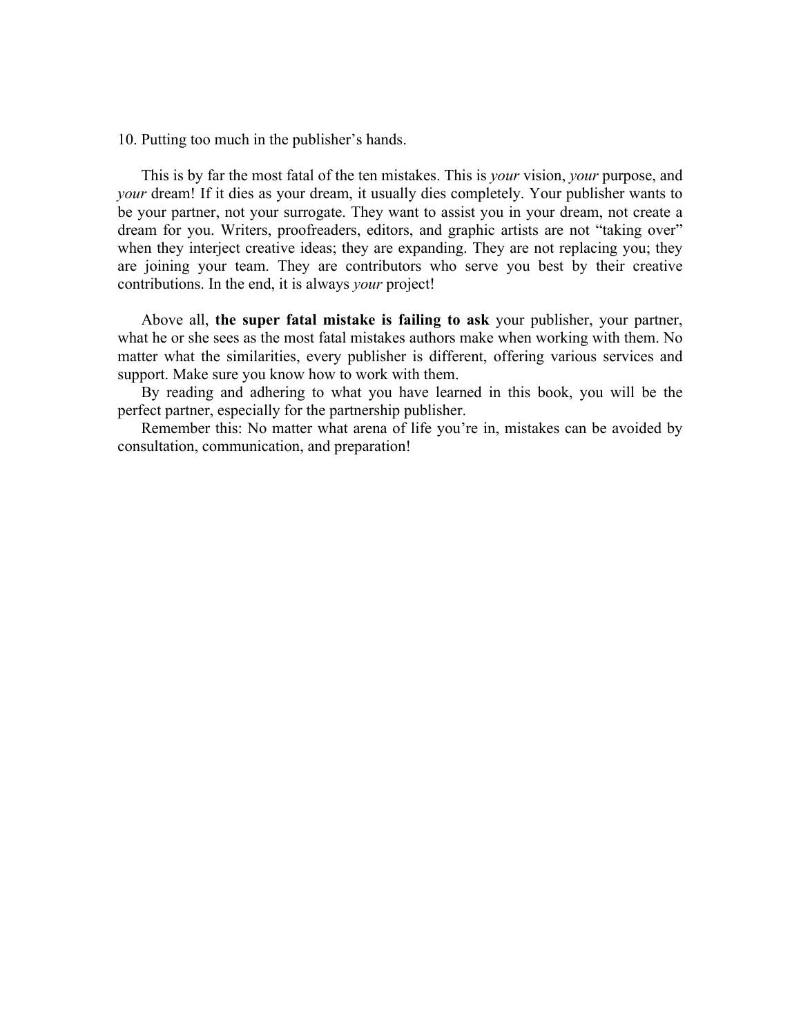10. Putting too much in the publisher's hands.

This is by far the most fatal of the ten mistakes. This is *your* vision, *your* purpose, and *your* dream! If it dies as your dream, it usually dies completely. Your publisher wants to be your partner, not your surrogate. They want to assist you in your dream, not create a dream for you. Writers, proofreaders, editors, and graphic artists are not "taking over" when they interject creative ideas; they are expanding. They are not replacing you; they are joining your team. They are contributors who serve you best by their creative contributions. In the end, it is always *your* project!

Above all, **the super fatal mistake is failing to ask** your publisher, your partner, what he or she sees as the most fatal mistakes authors make when working with them. No matter what the similarities, every publisher is different, offering various services and support. Make sure you know how to work with them.

By reading and adhering to what you have learned in this book, you will be the perfect partner, especially for the partnership publisher.

Remember this: No matter what arena of life you're in, mistakes can be avoided by consultation, communication, and preparation!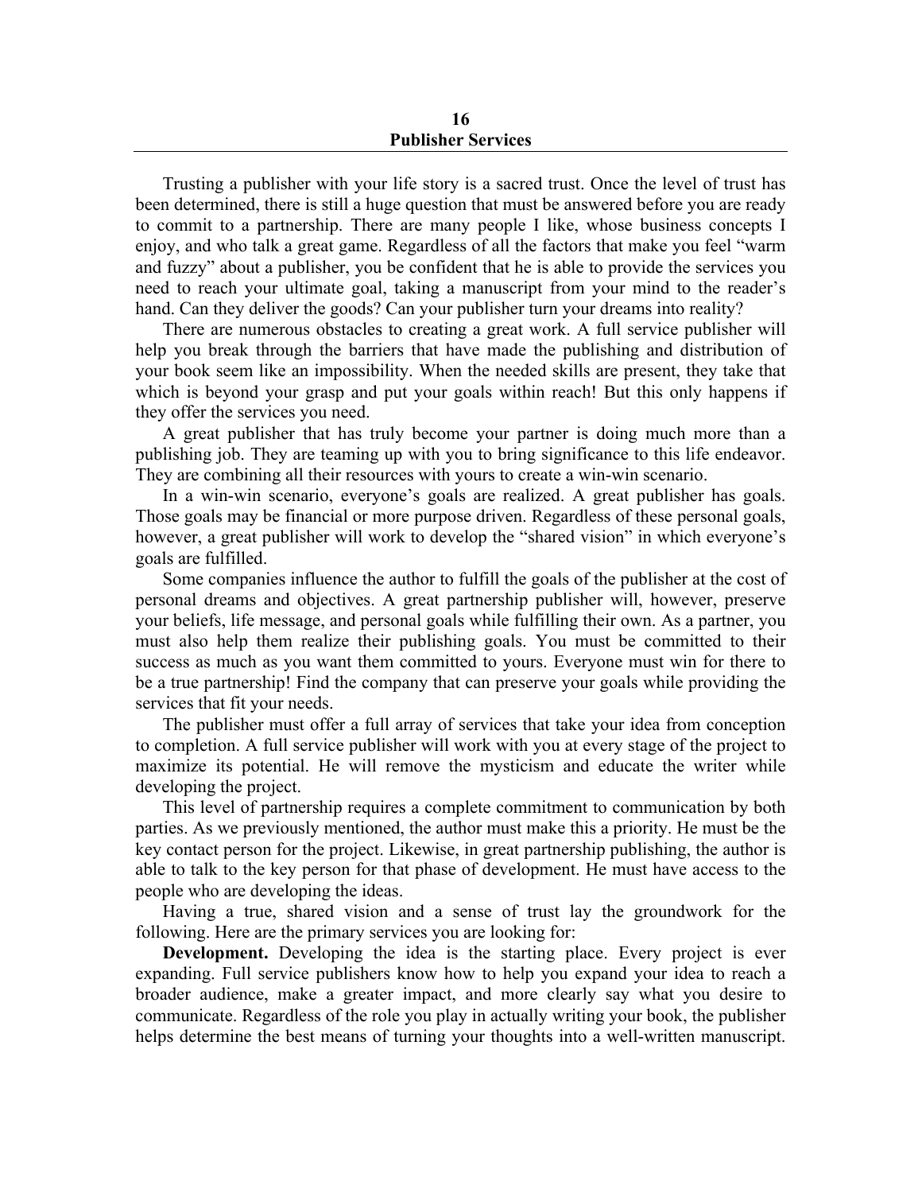# 16
# Publisher Services

Trusting a publisher with your life story is a sacred trust. Once the level of trust has been determined, there is still a huge question that must be answered before you are ready to commit to a partnership. There are many people I like, whose business concepts I enjoy, and who talk a great game. Regardless of all the factors that make you feel "warm and fuzzy" about a publisher, you be confident that he is able to provide the services you need to reach your ultimate goal, taking a manuscript from your mind to the reader's hand. Can they deliver the goods? Can your publisher turn your dreams into reality?

There are numerous obstacles to creating a great work. A full service publisher will help you break through the barriers that have made the publishing and distribution of your book seem like an impossibility. When the needed skills are present, they take that which is beyond your grasp and put your goals within reach! But this only happens if they offer the services you need.

A great publisher that has truly become your partner is doing much more than a publishing job. They are teaming up with you to bring significance to this life endeavor. They are combining all their resources with yours to create a win-win scenario.

In a win-win scenario, everyone's goals are realized. A great publisher has goals. Those goals may be financial or more purpose driven. Regardless of these personal goals, however, a great publisher will work to develop the "shared vision" in which everyone's goals are fulfilled.

Some companies influence the author to fulfill the goals of the publisher at the cost of personal dreams and objectives. A great partnership publisher will, however, preserve your beliefs, life message, and personal goals while fulfilling their own. As a partner, you must also help them realize their publishing goals. You must be committed to their success as much as you want them committed to yours. Everyone must win for there to be a true partnership! Find the company that can preserve your goals while providing the services that fit your needs.

The publisher must offer a full array of services that take your idea from conception to completion. A full service publisher will work with you at every stage of the project to maximize its potential. He will remove the mysticism and educate the writer while developing the project.

This level of partnership requires a complete commitment to communication by both parties. As we previously mentioned, the author must make this a priority. He must be the key contact person for the project. Likewise, in great partnership publishing, the author is able to talk to the key person for that phase of development. He must have access to the people who are developing the ideas.

Having a true, shared vision and a sense of trust lay the groundwork for the following. Here are the primary services you are looking for:

**Development.** Developing the idea is the starting place. Every project is ever expanding. Full service publishers know how to help you expand your idea to reach a broader audience, make a greater impact, and more clearly say what you desire to communicate. Regardless of the role you play in actually writing your book, the publisher helps determine the best means of turning your thoughts into a well-written manuscript.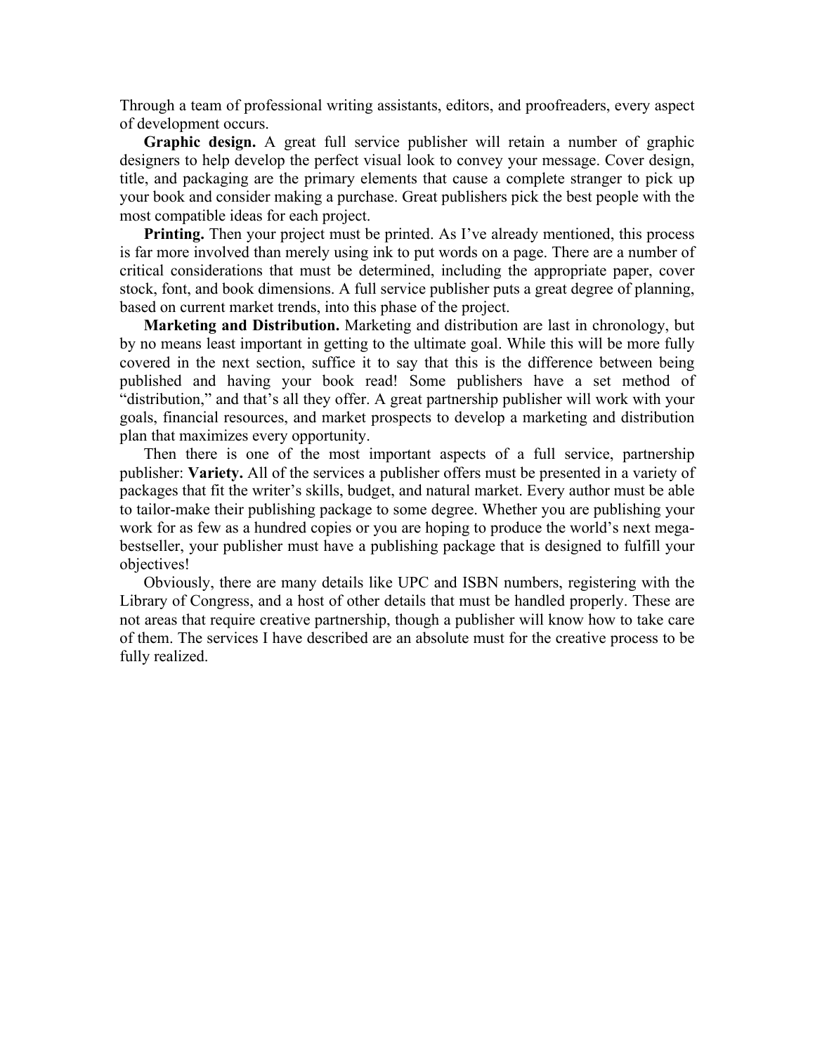Through a team of professional writing assistants, editors, and proofreaders, every aspect of development occurs.

**Graphic design.** A great full service publisher will retain a number of graphic designers to help develop the perfect visual look to convey your message. Cover design, title, and packaging are the primary elements that cause a complete stranger to pick up your book and consider making a purchase. Great publishers pick the best people with the most compatible ideas for each project.

**Printing.** Then your project must be printed. As I've already mentioned, this process is far more involved than merely using ink to put words on a page. There are a number of critical considerations that must be determined, including the appropriate paper, cover stock, font, and book dimensions. A full service publisher puts a great degree of planning, based on current market trends, into this phase of the project.

**Marketing and Distribution.** Marketing and distribution are last in chronology, but by no means least important in getting to the ultimate goal. While this will be more fully covered in the next section, suffice it to say that this is the difference between being published and having your book read! Some publishers have a set method of "distribution," and that's all they offer. A great partnership publisher will work with your goals, financial resources, and market prospects to develop a marketing and distribution plan that maximizes every opportunity.

Then there is one of the most important aspects of a full service, partnership publisher: **Variety.** All of the services a publisher offers must be presented in a variety of packages that fit the writer's skills, budget, and natural market. Every author must be able to tailor-make their publishing package to some degree. Whether you are publishing your work for as few as a hundred copies or you are hoping to produce the world's next mega-bestseller, your publisher must have a publishing package that is designed to fulfill your objectives!

Obviously, there are many details like UPC and ISBN numbers, registering with the Library of Congress, and a host of other details that must be handled properly. These are not areas that require creative partnership, though a publisher will know how to take care of them. The services I have described are an absolute must for the creative process to be fully realized.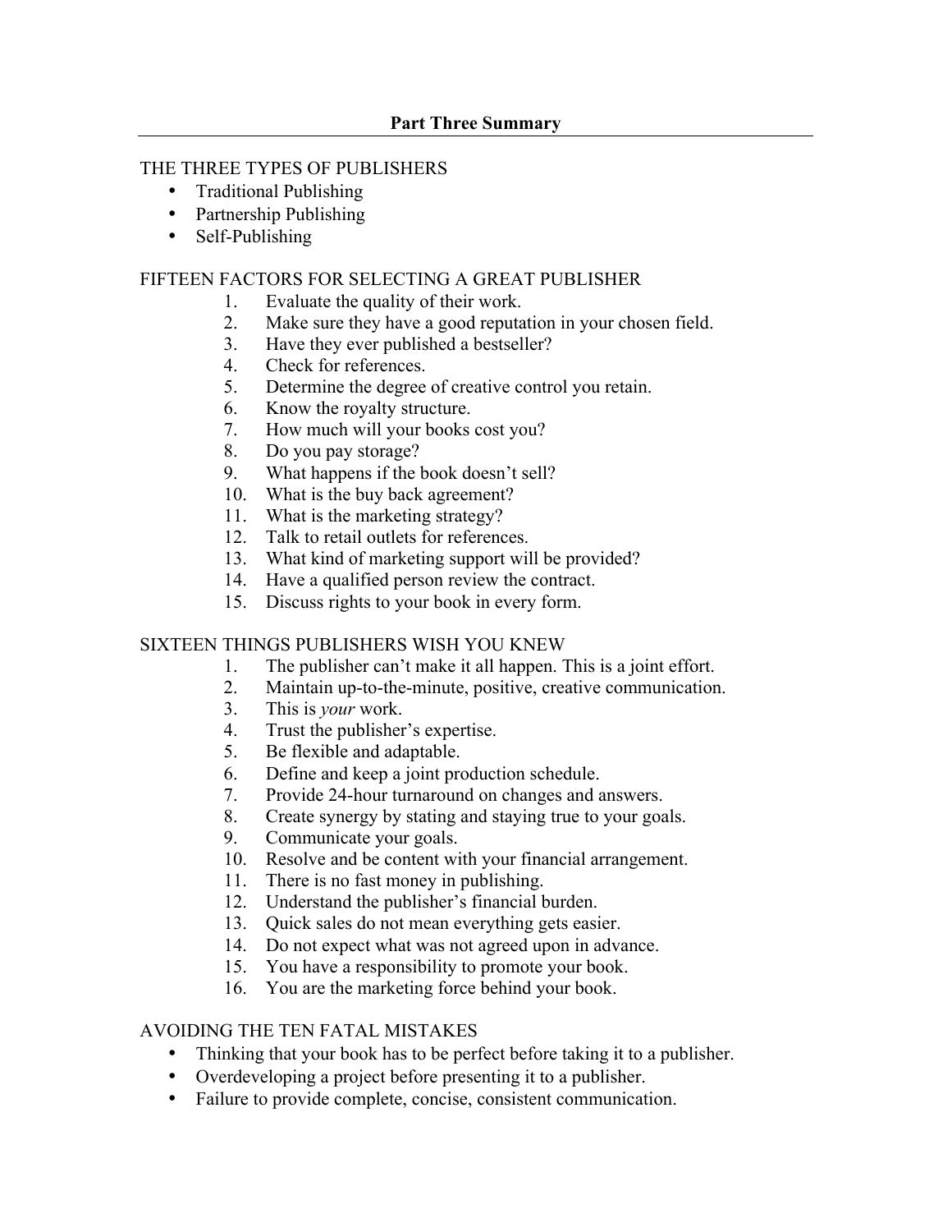## Part Three Summary

### THE THREE TYPES OF PUBLISHERS

- Traditional Publishing
- Partnership Publishing
- Self-Publishing

### FIFTEEN FACTORS FOR SELECTING A GREAT PUBLISHER

1. Evaluate the quality of their work.
2. Make sure they have a good reputation in your chosen field.
3. Have they ever published a bestseller?
4. Check for references.
5. Determine the degree of creative control you retain.
6. Know the royalty structure.
7. How much will your books cost you?
8. Do you pay storage?
9. What happens if the book doesn't sell?
10. What is the buy back agreement?
11. What is the marketing strategy?
12. Talk to retail outlets for references.
13. What kind of marketing support will be provided?
14. Have a qualified person review the contract.
15. Discuss rights to your book in every form.

### SIXTEEN THINGS PUBLISHERS WISH YOU KNEW

1. The publisher can't make it all happen. This is a joint effort.
2. Maintain up-to-the-minute, positive, creative communication.
3. This is *your* work.
4. Trust the publisher's expertise.
5. Be flexible and adaptable.
6. Define and keep a joint production schedule.
7. Provide 24-hour turnaround on changes and answers.
8. Create synergy by stating and staying true to your goals.
9. Communicate your goals.
10. Resolve and be content with your financial arrangement.
11. There is no fast money in publishing.
12. Understand the publisher's financial burden.
13. Quick sales do not mean everything gets easier.
14. Do not expect what was not agreed upon in advance.
15. You have a responsibility to promote your book.
16. You are the marketing force behind your book.

### AVOIDING THE TEN FATAL MISTAKES

- Thinking that your book has to be perfect before taking it to a publisher.
- Overdeveloping a project before presenting it to a publisher.
- Failure to provide complete, concise, consistent communication.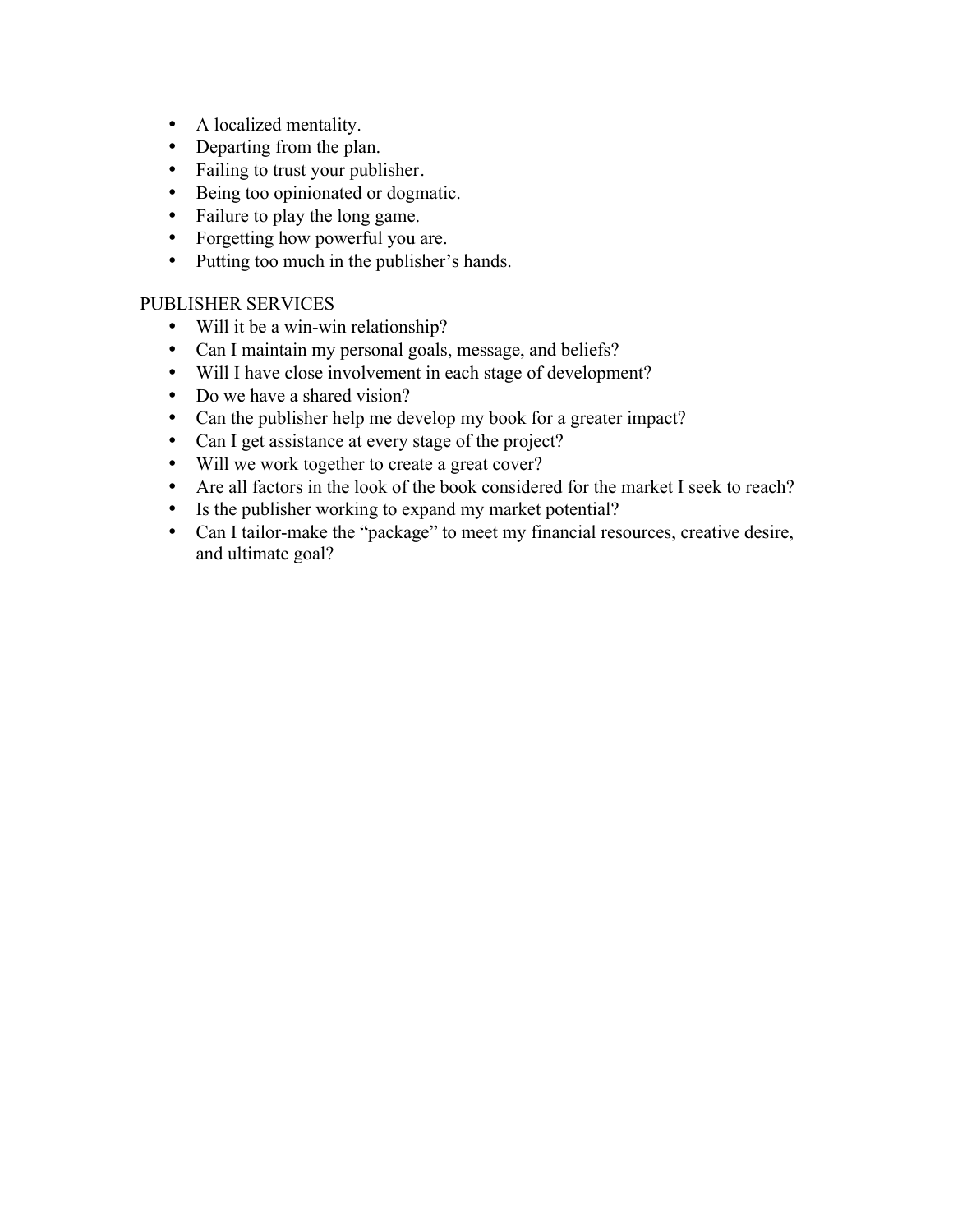- A localized mentality.
- Departing from the plan.
- Failing to trust your publisher.
- Being too opinionated or dogmatic.
- Failure to play the long game.
- Forgetting how powerful you are.
- Putting too much in the publisher's hands.

PUBLISHER SERVICES

- Will it be a win-win relationship?
- Can I maintain my personal goals, message, and beliefs?
- Will I have close involvement in each stage of development?
- Do we have a shared vision?
- Can the publisher help me develop my book for a greater impact?
- Can I get assistance at every stage of the project?
- Will we work together to create a great cover?
- Are all factors in the look of the book considered for the market I seek to reach?
- Is the publisher working to expand my market potential?
- Can I tailor-make the "package" to meet my financial resources, creative desire, and ultimate goal?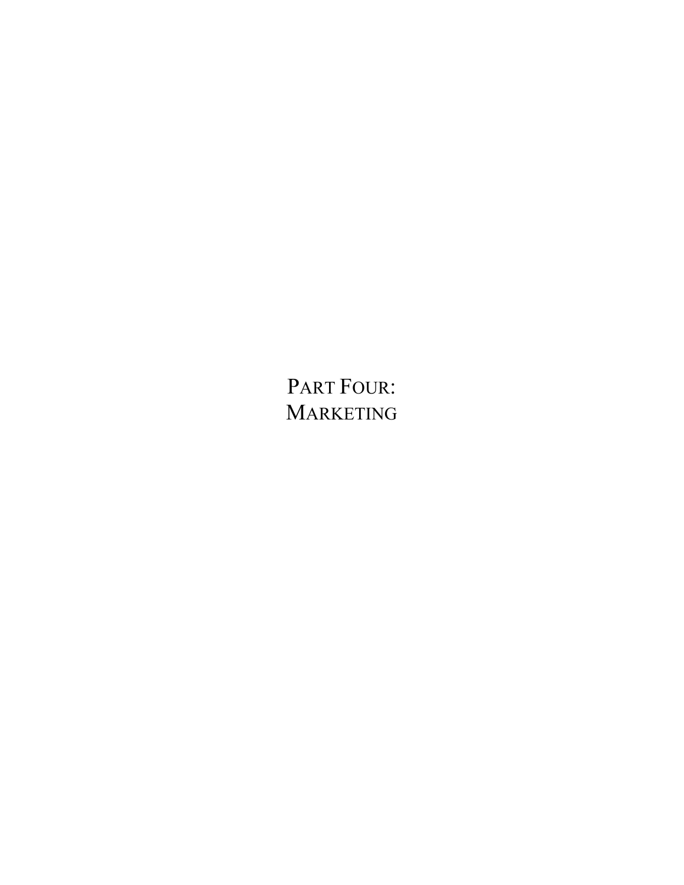# PART FOUR: MARKETING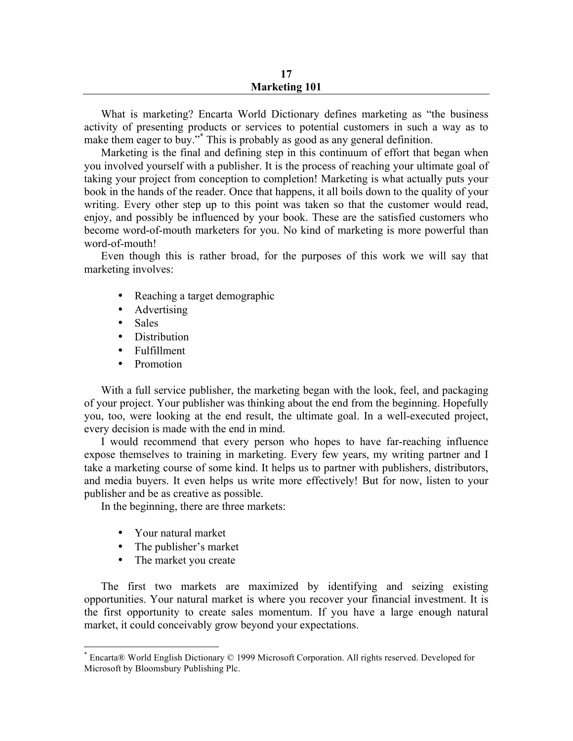# 17
# Marketing 101

What is marketing? Encarta World Dictionary defines marketing as "the business activity of presenting products or services to potential customers in such a way as to make them eager to buy."[*] This is probably as good as any general definition.

Marketing is the final and defining step in this continuum of effort that began when you involved yourself with a publisher. It is the process of reaching your ultimate goal of taking your project from conception to completion! Marketing is what actually puts your book in the hands of the reader. Once that happens, it all boils down to the quality of your writing. Every other step up to this point was taken so that the customer would read, enjoy, and possibly be influenced by your book. These are the satisfied customers who become word-of-mouth marketers for you. No kind of marketing is more powerful than word-of-mouth!

Even though this is rather broad, for the purposes of this work we will say that marketing involves:

- Reaching a target demographic
- Advertising
- Sales
- Distribution
- Fulfillment
- Promotion

With a full service publisher, the marketing began with the look, feel, and packaging of your project. Your publisher was thinking about the end from the beginning. Hopefully you, too, were looking at the end result, the ultimate goal. In a well-executed project, every decision is made with the end in mind.

I would recommend that every person who hopes to have far-reaching influence expose themselves to training in marketing. Every few years, my writing partner and I take a marketing course of some kind. It helps us to partner with publishers, distributors, and media buyers. It even helps us write more effectively! But for now, listen to your publisher and be as creative as possible.

In the beginning, there are three markets:

- Your natural market
- The publisher's market
- The market you create

The first two markets are maximized by identifying and seizing existing opportunities. Your natural market is where you recover your financial investment. It is the first opportunity to create sales momentum. If you have a large enough natural market, it could conceivably grow beyond your expectations.

---

[*] Encarta® World English Dictionary © 1999 Microsoft Corporation. All rights reserved. Developed for Microsoft by Bloomsbury Publishing Plc.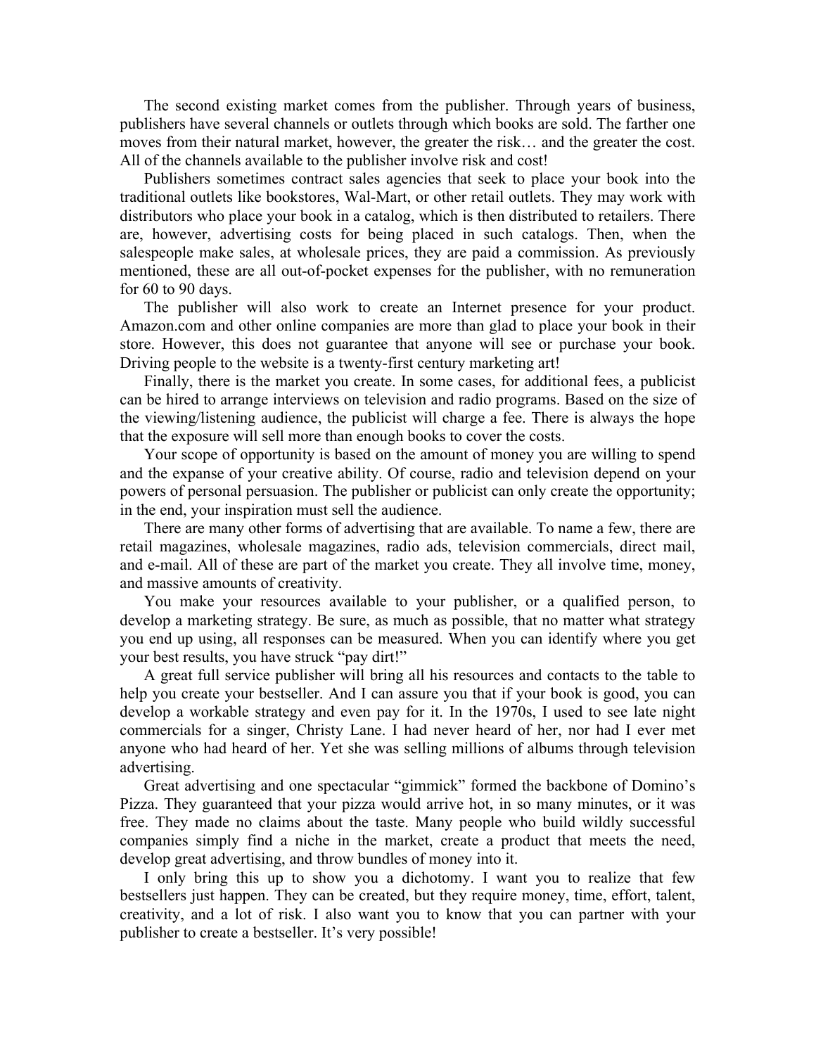The second existing market comes from the publisher. Through years of business, publishers have several channels or outlets through which books are sold. The farther one moves from their natural market, however, the greater the risk… and the greater the cost. All of the channels available to the publisher involve risk and cost!

Publishers sometimes contract sales agencies that seek to place your book into the traditional outlets like bookstores, Wal-Mart, or other retail outlets. They may work with distributors who place your book in a catalog, which is then distributed to retailers. There are, however, advertising costs for being placed in such catalogs. Then, when the salespeople make sales, at wholesale prices, they are paid a commission. As previously mentioned, these are all out-of-pocket expenses for the publisher, with no remuneration for 60 to 90 days.

The publisher will also work to create an Internet presence for your product. Amazon.com and other online companies are more than glad to place your book in their store. However, this does not guarantee that anyone will see or purchase your book. Driving people to the website is a twenty-first century marketing art!

Finally, there is the market you create. In some cases, for additional fees, a publicist can be hired to arrange interviews on television and radio programs. Based on the size of the viewing/listening audience, the publicist will charge a fee. There is always the hope that the exposure will sell more than enough books to cover the costs.

Your scope of opportunity is based on the amount of money you are willing to spend and the expanse of your creative ability. Of course, radio and television depend on your powers of personal persuasion. The publisher or publicist can only create the opportunity; in the end, your inspiration must sell the audience.

There are many other forms of advertising that are available. To name a few, there are retail magazines, wholesale magazines, radio ads, television commercials, direct mail, and e-mail. All of these are part of the market you create. They all involve time, money, and massive amounts of creativity.

You make your resources available to your publisher, or a qualified person, to develop a marketing strategy. Be sure, as much as possible, that no matter what strategy you end up using, all responses can be measured. When you can identify where you get your best results, you have struck "pay dirt!"

A great full service publisher will bring all his resources and contacts to the table to help you create your bestseller. And I can assure you that if your book is good, you can develop a workable strategy and even pay for it. In the 1970s, I used to see late night commercials for a singer, Christy Lane. I had never heard of her, nor had I ever met anyone who had heard of her. Yet she was selling millions of albums through television advertising.

Great advertising and one spectacular "gimmick" formed the backbone of Domino's Pizza. They guaranteed that your pizza would arrive hot, in so many minutes, or it was free. They made no claims about the taste. Many people who build wildly successful companies simply find a niche in the market, create a product that meets the need, develop great advertising, and throw bundles of money into it.

I only bring this up to show you a dichotomy. I want you to realize that few bestsellers just happen. They can be created, but they require money, time, effort, talent, creativity, and a lot of risk. I also want you to know that you can partner with your publisher to create a bestseller. It's very possible!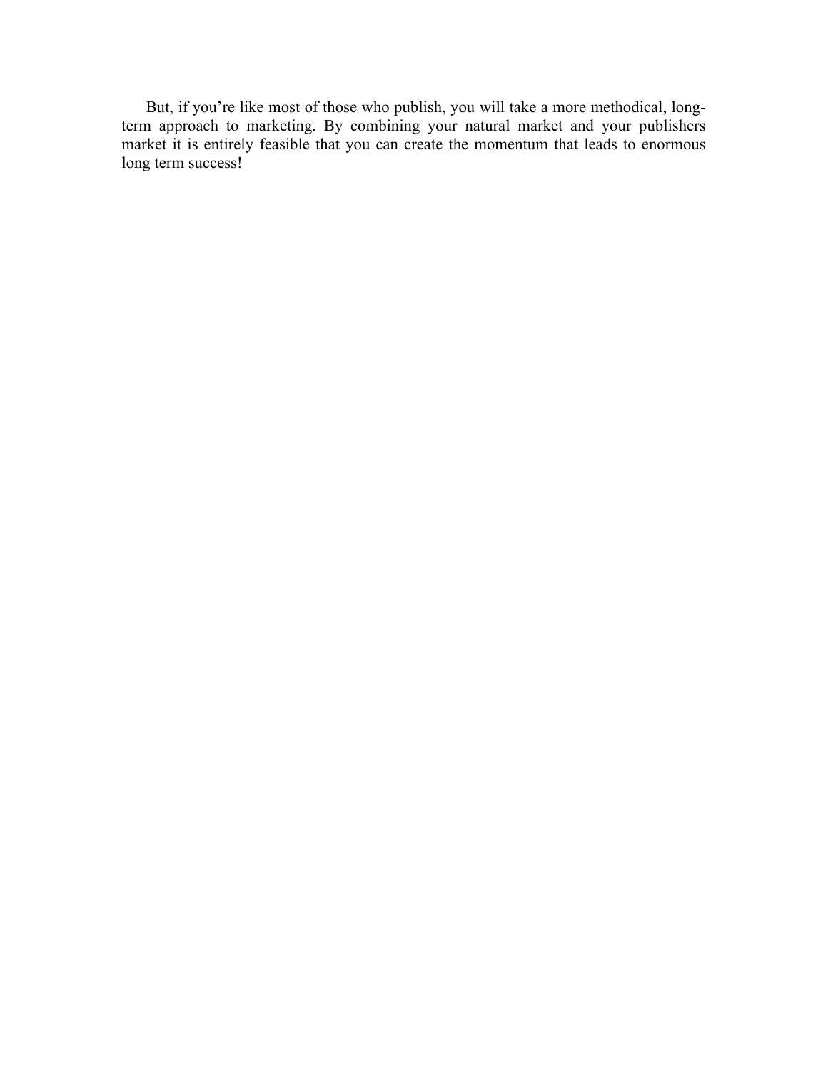But, if you're like most of those who publish, you will take a more methodical, long-term approach to marketing. By combining your natural market and your publishers market it is entirely feasible that you can create the momentum that leads to enormous long term success!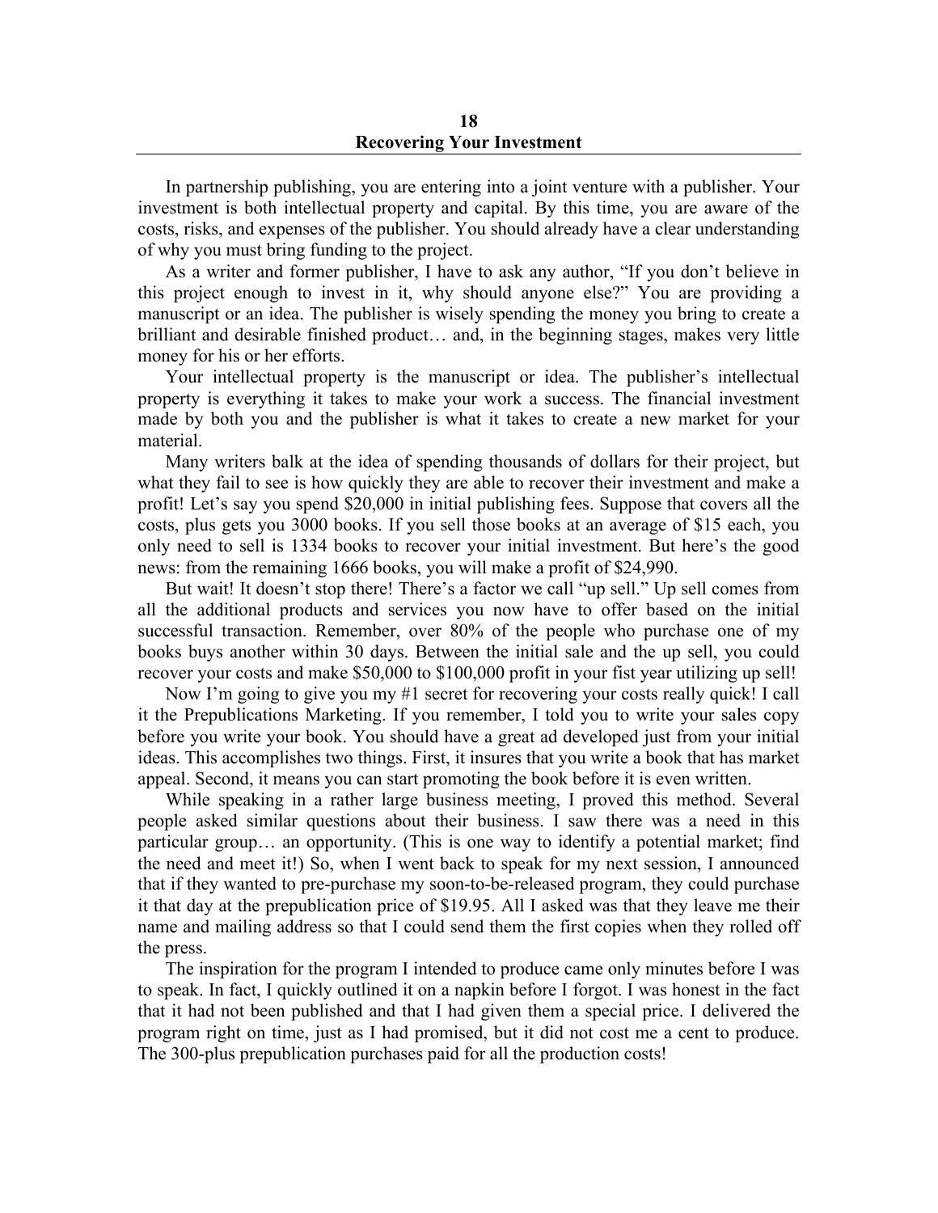# 18
# Recovering Your Investment

In partnership publishing, you are entering into a joint venture with a publisher. Your investment is both intellectual property and capital. By this time, you are aware of the costs, risks, and expenses of the publisher. You should already have a clear understanding of why you must bring funding to the project.

As a writer and former publisher, I have to ask any author, "If you don't believe in this project enough to invest in it, why should anyone else?" You are providing a manuscript or an idea. The publisher is wisely spending the money you bring to create a brilliant and desirable finished product… and, in the beginning stages, makes very little money for his or her efforts.

Your intellectual property is the manuscript or idea. The publisher's intellectual property is everything it takes to make your work a success. The financial investment made by both you and the publisher is what it takes to create a new market for your material.

Many writers balk at the idea of spending thousands of dollars for their project, but what they fail to see is how quickly they are able to recover their investment and make a profit! Let's say you spend $20,000 in initial publishing fees. Suppose that covers all the costs, plus gets you 3000 books. If you sell those books at an average of $15 each, you only need to sell is 1334 books to recover your initial investment. But here's the good news: from the remaining 1666 books, you will make a profit of $24,990.

But wait! It doesn't stop there! There's a factor we call "up sell." Up sell comes from all the additional products and services you now have to offer based on the initial successful transaction. Remember, over 80% of the people who purchase one of my books buys another within 30 days. Between the initial sale and the up sell, you could recover your costs and make $50,000 to $100,000 profit in your fist year utilizing up sell!

Now I'm going to give you my #1 secret for recovering your costs really quick! I call it the Prepublications Marketing. If you remember, I told you to write your sales copy before you write your book. You should have a great ad developed just from your initial ideas. This accomplishes two things. First, it insures that you write a book that has market appeal. Second, it means you can start promoting the book before it is even written.

While speaking in a rather large business meeting, I proved this method. Several people asked similar questions about their business. I saw there was a need in this particular group… an opportunity. (This is one way to identify a potential market; find the need and meet it!) So, when I went back to speak for my next session, I announced that if they wanted to pre-purchase my soon-to-be-released program, they could purchase it that day at the prepublication price of $19.95. All I asked was that they leave me their name and mailing address so that I could send them the first copies when they rolled off the press.

The inspiration for the program I intended to produce came only minutes before I was to speak. In fact, I quickly outlined it on a napkin before I forgot. I was honest in the fact that it had not been published and that I had given them a special price. I delivered the program right on time, just as I had promised, but it did not cost me a cent to produce. The 300-plus prepublication purchases paid for all the production costs!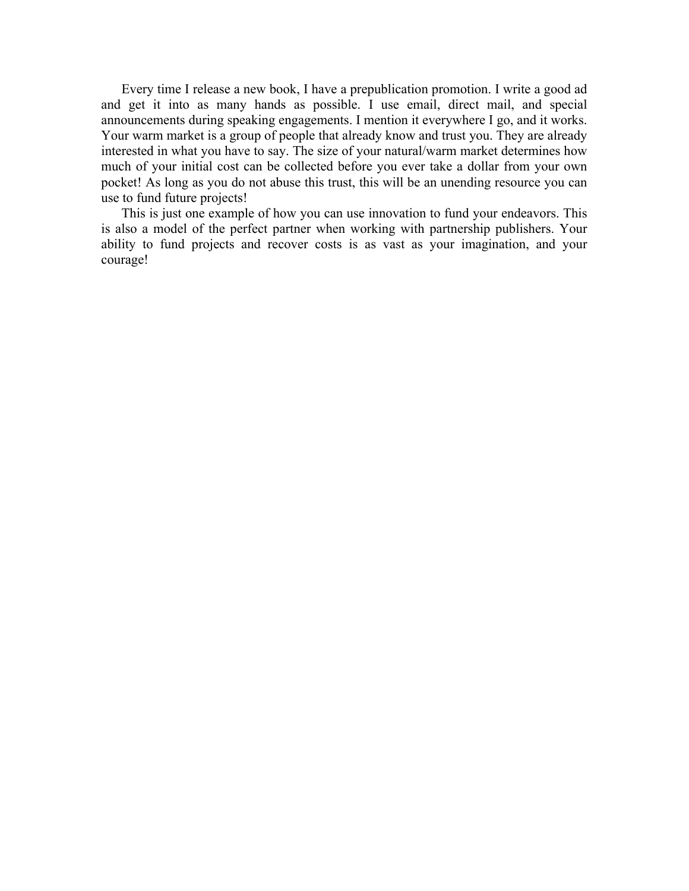Every time I release a new book, I have a prepublication promotion. I write a good ad and get it into as many hands as possible. I use email, direct mail, and special announcements during speaking engagements. I mention it everywhere I go, and it works. Your warm market is a group of people that already know and trust you. They are already interested in what you have to say. The size of your natural/warm market determines how much of your initial cost can be collected before you ever take a dollar from your own pocket! As long as you do not abuse this trust, this will be an unending resource you can use to fund future projects!

This is just one example of how you can use innovation to fund your endeavors. This is also a model of the perfect partner when working with partnership publishers. Your ability to fund projects and recover costs is as vast as your imagination, and your courage!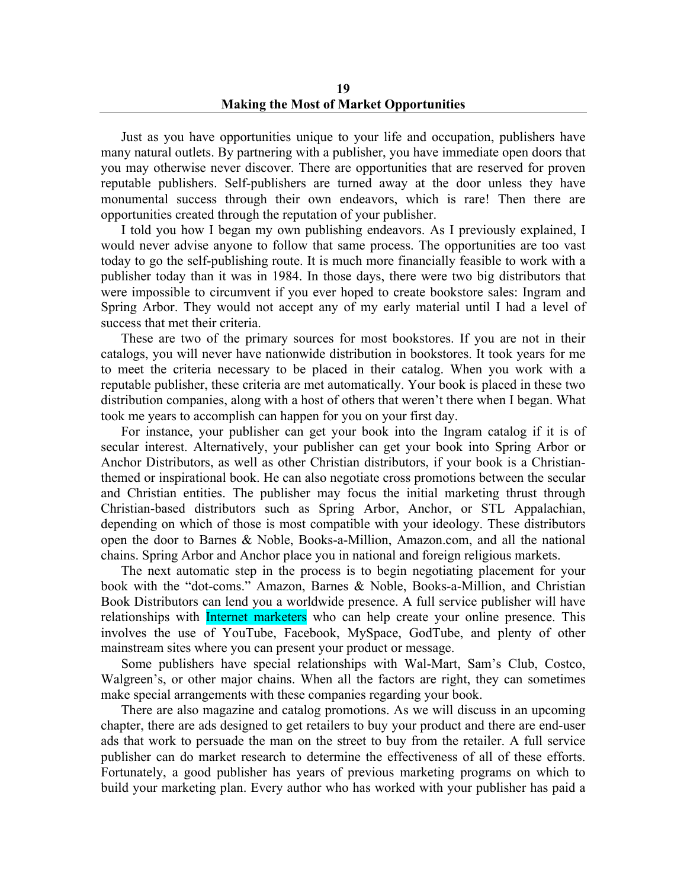# 19
# Making the Most of Market Opportunities

Just as you have opportunities unique to your life and occupation, publishers have many natural outlets. By partnering with a publisher, you have immediate open doors that you may otherwise never discover. There are opportunities that are reserved for proven reputable publishers. Self-publishers are turned away at the door unless they have monumental success through their own endeavors, which is rare! Then there are opportunities created through the reputation of your publisher.

I told you how I began my own publishing endeavors. As I previously explained, I would never advise anyone to follow that same process. The opportunities are too vast today to go the self-publishing route. It is much more financially feasible to work with a publisher today than it was in 1984. In those days, there were two big distributors that were impossible to circumvent if you ever hoped to create bookstore sales: Ingram and Spring Arbor. They would not accept any of my early material until I had a level of success that met their criteria.

These are two of the primary sources for most bookstores. If you are not in their catalogs, you will never have nationwide distribution in bookstores. It took years for me to meet the criteria necessary to be placed in their catalog. When you work with a reputable publisher, these criteria are met automatically. Your book is placed in these two distribution companies, along with a host of others that weren't there when I began. What took me years to accomplish can happen for you on your first day.

For instance, your publisher can get your book into the Ingram catalog if it is of secular interest. Alternatively, your publisher can get your book into Spring Arbor or Anchor Distributors, as well as other Christian distributors, if your book is a Christian-themed or inspirational book. He can also negotiate cross promotions between the secular and Christian entities. The publisher may focus the initial marketing thrust through Christian-based distributors such as Spring Arbor, Anchor, or STL Appalachian, depending on which of those is most compatible with your ideology. These distributors open the door to Barnes & Noble, Books-a-Million, Amazon.com, and all the national chains. Spring Arbor and Anchor place you in national and foreign religious markets.

The next automatic step in the process is to begin negotiating placement for your book with the "dot-coms." Amazon, Barnes & Noble, Books-a-Million, and Christian Book Distributors can lend you a worldwide presence. A full service publisher will have relationships with Internet marketers who can help create your online presence. This involves the use of YouTube, Facebook, MySpace, GodTube, and plenty of other mainstream sites where you can present your product or message.

Some publishers have special relationships with Wal-Mart, Sam's Club, Costco, Walgreen's, or other major chains. When all the factors are right, they can sometimes make special arrangements with these companies regarding your book.

There are also magazine and catalog promotions. As we will discuss in an upcoming chapter, there are ads designed to get retailers to buy your product and there are end-user ads that work to persuade the man on the street to buy from the retailer. A full service publisher can do market research to determine the effectiveness of all of these efforts. Fortunately, a good publisher has years of previous marketing programs on which to build your marketing plan. Every author who has worked with your publisher has paid a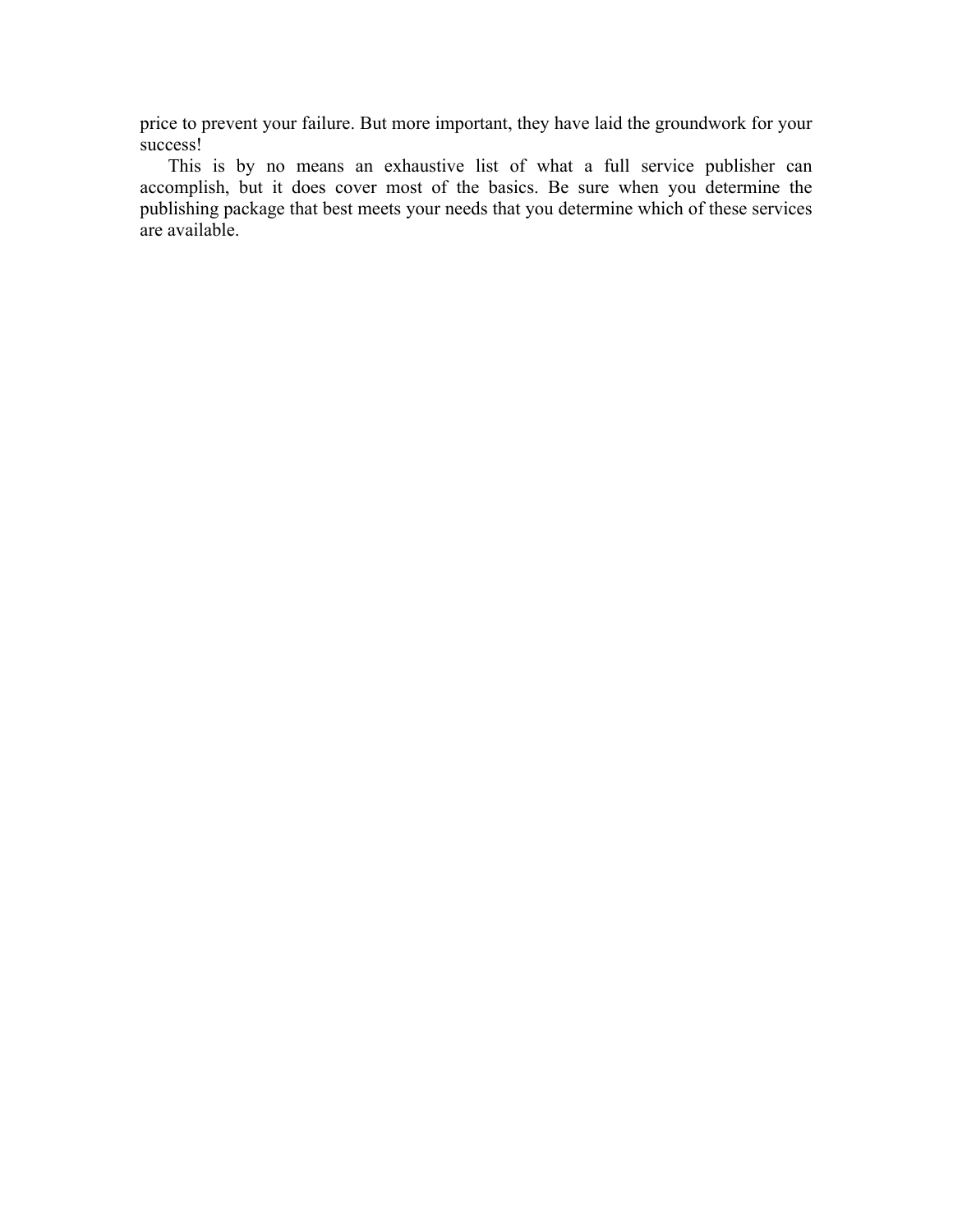price to prevent your failure. But more important, they have laid the groundwork for your success!

This is by no means an exhaustive list of what a full service publisher can accomplish, but it does cover most of the basics. Be sure when you determine the publishing package that best meets your needs that you determine which of these services are available.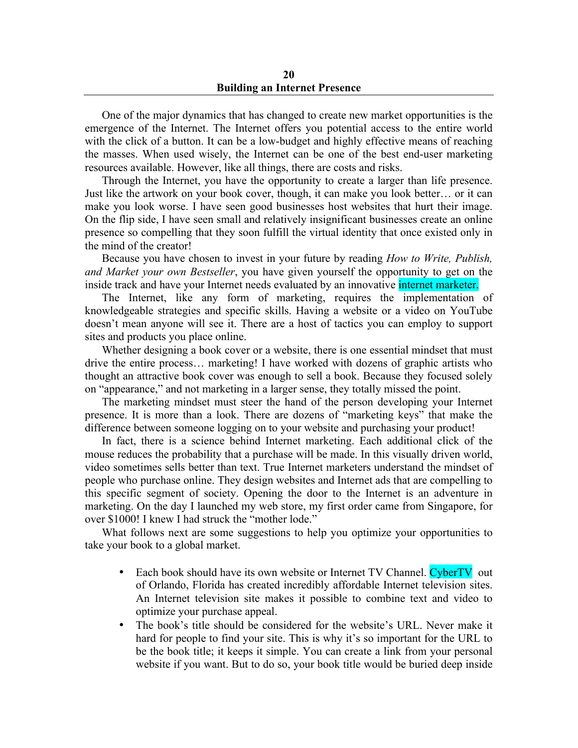# 20
# Building an Internet Presence

One of the major dynamics that has changed to create new market opportunities is the emergence of the Internet. The Internet offers you potential access to the entire world with the click of a button. It can be a low-budget and highly effective means of reaching the masses. When used wisely, the Internet can be one of the best end-user marketing resources available. However, like all things, there are costs and risks.

Through the Internet, you have the opportunity to create a larger than life presence. Just like the artwork on your book cover, though, it can make you look better… or it can make you look worse. I have seen good businesses host websites that hurt their image. On the flip side, I have seen small and relatively insignificant businesses create an online presence so compelling that they soon fulfill the virtual identity that once existed only in the mind of the creator!

Because you have chosen to invest in your future by reading *How to Write, Publish, and Market your own Bestseller*, you have given yourself the opportunity to get on the inside track and have your Internet needs evaluated by an innovative internet marketer.

The Internet, like any form of marketing, requires the implementation of knowledgeable strategies and specific skills. Having a website or a video on YouTube doesn't mean anyone will see it. There are a host of tactics you can employ to support sites and products you place online.

Whether designing a book cover or a website, there is one essential mindset that must drive the entire process… marketing! I have worked with dozens of graphic artists who thought an attractive book cover was enough to sell a book. Because they focused solely on "appearance," and not marketing in a larger sense, they totally missed the point.

The marketing mindset must steer the hand of the person developing your Internet presence. It is more than a look. There are dozens of "marketing keys" that make the difference between someone logging on to your website and purchasing your product!

In fact, there is a science behind Internet marketing. Each additional click of the mouse reduces the probability that a purchase will be made. In this visually driven world, video sometimes sells better than text. True Internet marketers understand the mindset of people who purchase online. They design websites and Internet ads that are compelling to this specific segment of society. Opening the door to the Internet is an adventure in marketing. On the day I launched my web store, my first order came from Singapore, for over $1000! I knew I had struck the "mother lode."

What follows next are some suggestions to help you optimize your opportunities to take your book to a global market.

- Each book should have its own website or Internet TV Channel. CyberTV out of Orlando, Florida has created incredibly affordable Internet television sites. An Internet television site makes it possible to combine text and video to optimize your purchase appeal.
- The book's title should be considered for the website's URL. Never make it hard for people to find your site. This is why it's so important for the URL to be the book title; it keeps it simple. You can create a link from your personal website if you want. But to do so, your book title would be buried deep inside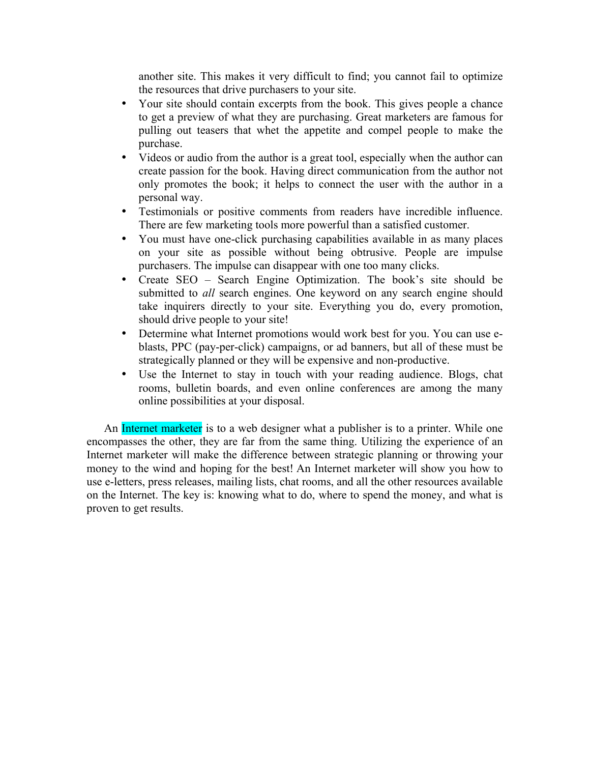another site. This makes it very difficult to find; you cannot fail to optimize the resources that drive purchasers to your site.

- Your site should contain excerpts from the book. This gives people a chance to get a preview of what they are purchasing. Great marketers are famous for pulling out teasers that whet the appetite and compel people to make the purchase.
- Videos or audio from the author is a great tool, especially when the author can create passion for the book. Having direct communication from the author not only promotes the book; it helps to connect the user with the author in a personal way.
- Testimonials or positive comments from readers have incredible influence. There are few marketing tools more powerful than a satisfied customer.
- You must have one-click purchasing capabilities available in as many places on your site as possible without being obtrusive. People are impulse purchasers. The impulse can disappear with one too many clicks.
- Create SEO – Search Engine Optimization. The book's site should be submitted to *all* search engines. One keyword on any search engine should take inquirers directly to your site. Everything you do, every promotion, should drive people to your site!
- Determine what Internet promotions would work best for you. You can use e-blasts, PPC (pay-per-click) campaigns, or ad banners, but all of these must be strategically planned or they will be expensive and non-productive.
- Use the Internet to stay in touch with your reading audience. Blogs, chat rooms, bulletin boards, and even online conferences are among the many online possibilities at your disposal.

An Internet marketer is to a web designer what a publisher is to a printer. While one encompasses the other, they are far from the same thing. Utilizing the experience of an Internet marketer will make the difference between strategic planning or throwing your money to the wind and hoping for the best! An Internet marketer will show you how to use e-letters, press releases, mailing lists, chat rooms, and all the other resources available on the Internet. The key is: knowing what to do, where to spend the money, and what is proven to get results.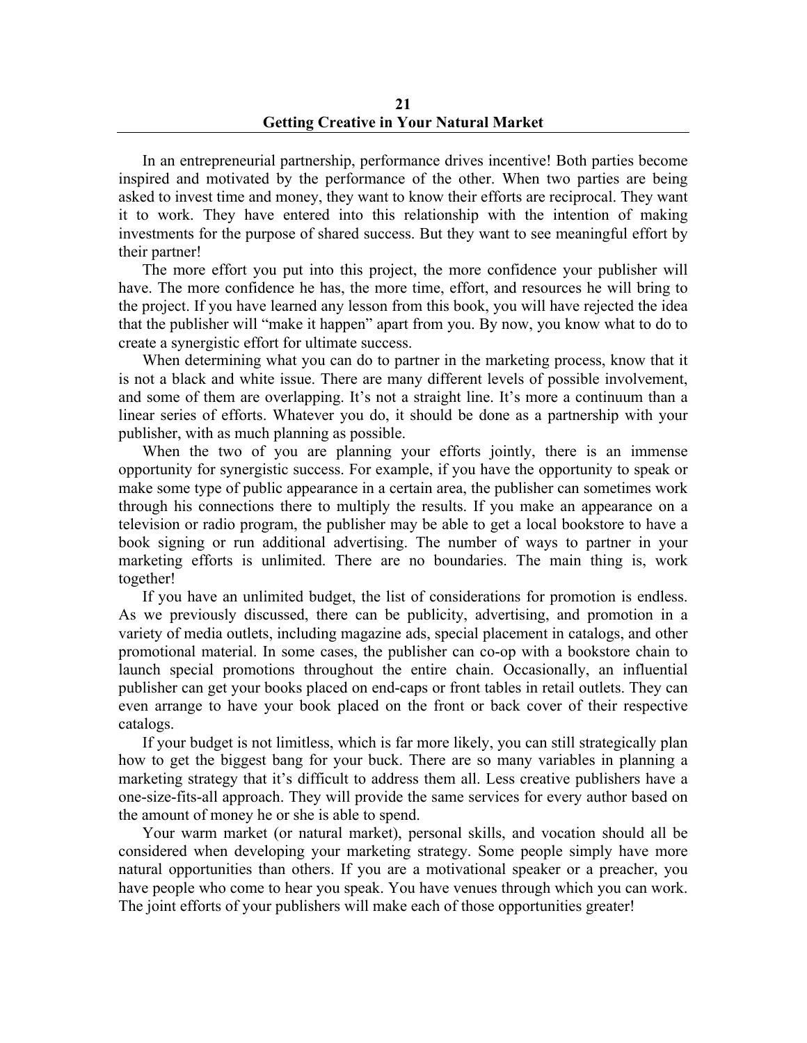## 21
## Getting Creative in Your Natural Market

In an entrepreneurial partnership, performance drives incentive! Both parties become inspired and motivated by the performance of the other. When two parties are being asked to invest time and money, they want to know their efforts are reciprocal. They want it to work. They have entered into this relationship with the intention of making investments for the purpose of shared success. But they want to see meaningful effort by their partner!

The more effort you put into this project, the more confidence your publisher will have. The more confidence he has, the more time, effort, and resources he will bring to the project. If you have learned any lesson from this book, you will have rejected the idea that the publisher will "make it happen" apart from you. By now, you know what to do to create a synergistic effort for ultimate success.

When determining what you can do to partner in the marketing process, know that it is not a black and white issue. There are many different levels of possible involvement, and some of them are overlapping. It's not a straight line. It's more a continuum than a linear series of efforts. Whatever you do, it should be done as a partnership with your publisher, with as much planning as possible.

When the two of you are planning your efforts jointly, there is an immense opportunity for synergistic success. For example, if you have the opportunity to speak or make some type of public appearance in a certain area, the publisher can sometimes work through his connections there to multiply the results. If you make an appearance on a television or radio program, the publisher may be able to get a local bookstore to have a book signing or run additional advertising. The number of ways to partner in your marketing efforts is unlimited. There are no boundaries. The main thing is, work together!

If you have an unlimited budget, the list of considerations for promotion is endless. As we previously discussed, there can be publicity, advertising, and promotion in a variety of media outlets, including magazine ads, special placement in catalogs, and other promotional material. In some cases, the publisher can co-op with a bookstore chain to launch special promotions throughout the entire chain. Occasionally, an influential publisher can get your books placed on end-caps or front tables in retail outlets. They can even arrange to have your book placed on the front or back cover of their respective catalogs.

If your budget is not limitless, which is far more likely, you can still strategically plan how to get the biggest bang for your buck. There are so many variables in planning a marketing strategy that it's difficult to address them all. Less creative publishers have a one-size-fits-all approach. They will provide the same services for every author based on the amount of money he or she is able to spend.

Your warm market (or natural market), personal skills, and vocation should all be considered when developing your marketing strategy. Some people simply have more natural opportunities than others. If you are a motivational speaker or a preacher, you have people who come to hear you speak. You have venues through which you can work. The joint efforts of your publishers will make each of those opportunities greater!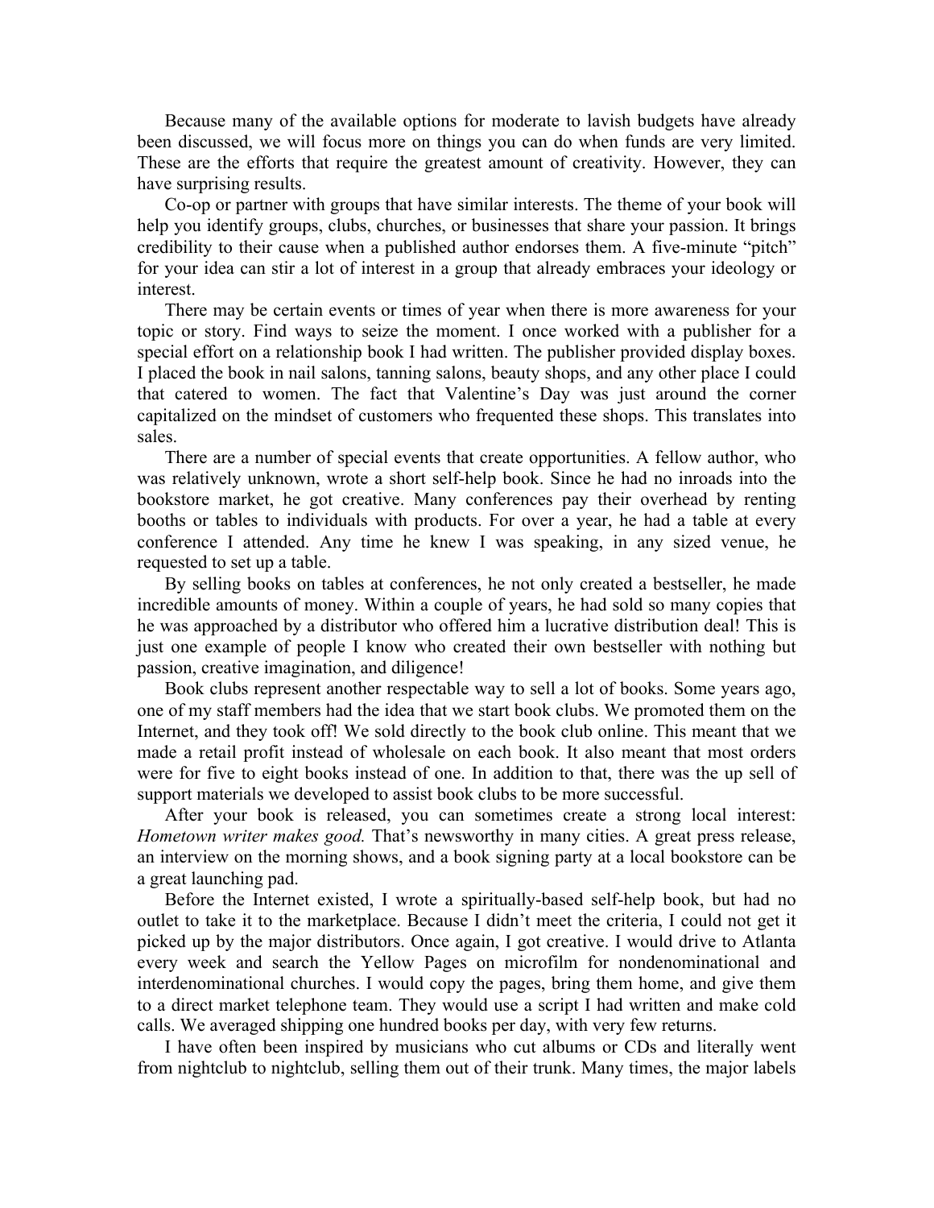Because many of the available options for moderate to lavish budgets have already been discussed, we will focus more on things you can do when funds are very limited. These are the efforts that require the greatest amount of creativity. However, they can have surprising results.

Co-op or partner with groups that have similar interests. The theme of your book will help you identify groups, clubs, churches, or businesses that share your passion. It brings credibility to their cause when a published author endorses them. A five-minute "pitch" for your idea can stir a lot of interest in a group that already embraces your ideology or interest.

There may be certain events or times of year when there is more awareness for your topic or story. Find ways to seize the moment. I once worked with a publisher for a special effort on a relationship book I had written. The publisher provided display boxes. I placed the book in nail salons, tanning salons, beauty shops, and any other place I could that catered to women. The fact that Valentine's Day was just around the corner capitalized on the mindset of customers who frequented these shops. This translates into sales.

There are a number of special events that create opportunities. A fellow author, who was relatively unknown, wrote a short self-help book. Since he had no inroads into the bookstore market, he got creative. Many conferences pay their overhead by renting booths or tables to individuals with products. For over a year, he had a table at every conference I attended. Any time he knew I was speaking, in any sized venue, he requested to set up a table.

By selling books on tables at conferences, he not only created a bestseller, he made incredible amounts of money. Within a couple of years, he had sold so many copies that he was approached by a distributor who offered him a lucrative distribution deal! This is just one example of people I know who created their own bestseller with nothing but passion, creative imagination, and diligence!

Book clubs represent another respectable way to sell a lot of books. Some years ago, one of my staff members had the idea that we start book clubs. We promoted them on the Internet, and they took off! We sold directly to the book club online. This meant that we made a retail profit instead of wholesale on each book. It also meant that most orders were for five to eight books instead of one. In addition to that, there was the up sell of support materials we developed to assist book clubs to be more successful.

After your book is released, you can sometimes create a strong local interest: *Hometown writer makes good.* That's newsworthy in many cities. A great press release, an interview on the morning shows, and a book signing party at a local bookstore can be a great launching pad.

Before the Internet existed, I wrote a spiritually-based self-help book, but had no outlet to take it to the marketplace. Because I didn't meet the criteria, I could not get it picked up by the major distributors. Once again, I got creative. I would drive to Atlanta every week and search the Yellow Pages on microfilm for nondenominational and interdenominational churches. I would copy the pages, bring them home, and give them to a direct market telephone team. They would use a script I had written and make cold calls. We averaged shipping one hundred books per day, with very few returns.

I have often been inspired by musicians who cut albums or CDs and literally went from nightclub to nightclub, selling them out of their trunk. Many times, the major labels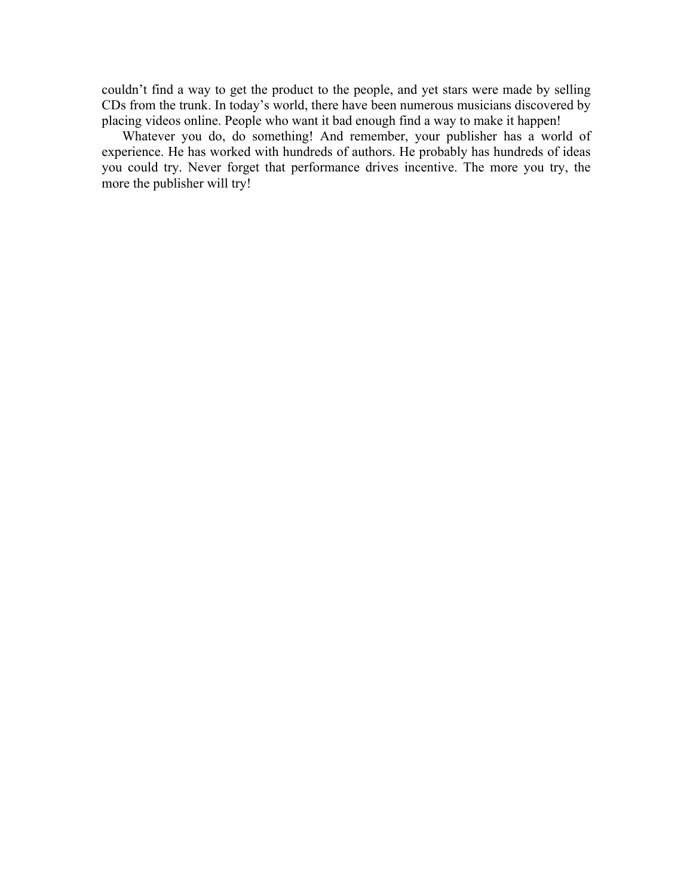couldn't find a way to get the product to the people, and yet stars were made by selling CDs from the trunk. In today's world, there have been numerous musicians discovered by placing videos online. People who want it bad enough find a way to make it happen!

Whatever you do, do something! And remember, your publisher has a world of experience. He has worked with hundreds of authors. He probably has hundreds of ideas you could try. Never forget that performance drives incentive. The more you try, the more the publisher will try!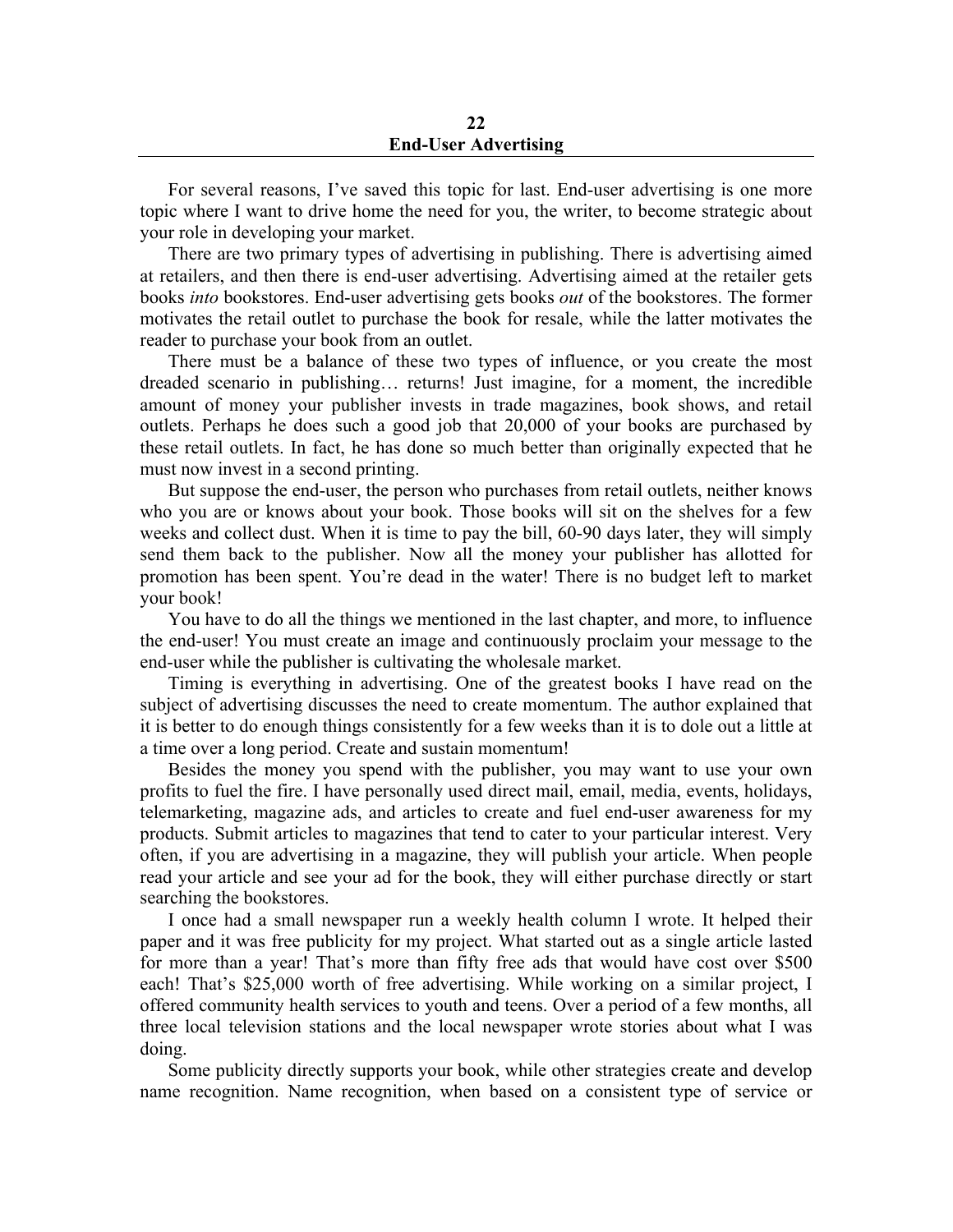# 22
# End-User Advertising

For several reasons, I've saved this topic for last. End-user advertising is one more topic where I want to drive home the need for you, the writer, to become strategic about your role in developing your market.

There are two primary types of advertising in publishing. There is advertising aimed at retailers, and then there is end-user advertising. Advertising aimed at the retailer gets books *into* bookstores. End-user advertising gets books *out* of the bookstores. The former motivates the retail outlet to purchase the book for resale, while the latter motivates the reader to purchase your book from an outlet.

There must be a balance of these two types of influence, or you create the most dreaded scenario in publishing… returns! Just imagine, for a moment, the incredible amount of money your publisher invests in trade magazines, book shows, and retail outlets. Perhaps he does such a good job that 20,000 of your books are purchased by these retail outlets. In fact, he has done so much better than originally expected that he must now invest in a second printing.

But suppose the end-user, the person who purchases from retail outlets, neither knows who you are or knows about your book. Those books will sit on the shelves for a few weeks and collect dust. When it is time to pay the bill, 60-90 days later, they will simply send them back to the publisher. Now all the money your publisher has allotted for promotion has been spent. You're dead in the water! There is no budget left to market your book!

You have to do all the things we mentioned in the last chapter, and more, to influence the end-user! You must create an image and continuously proclaim your message to the end-user while the publisher is cultivating the wholesale market.

Timing is everything in advertising. One of the greatest books I have read on the subject of advertising discusses the need to create momentum. The author explained that it is better to do enough things consistently for a few weeks than it is to dole out a little at a time over a long period. Create and sustain momentum!

Besides the money you spend with the publisher, you may want to use your own profits to fuel the fire. I have personally used direct mail, email, media, events, holidays, telemarketing, magazine ads, and articles to create and fuel end-user awareness for my products. Submit articles to magazines that tend to cater to your particular interest. Very often, if you are advertising in a magazine, they will publish your article. When people read your article and see your ad for the book, they will either purchase directly or start searching the bookstores.

I once had a small newspaper run a weekly health column I wrote. It helped their paper and it was free publicity for my project. What started out as a single article lasted for more than a year! That's more than fifty free ads that would have cost over $500 each! That's $25,000 worth of free advertising. While working on a similar project, I offered community health services to youth and teens. Over a period of a few months, all three local television stations and the local newspaper wrote stories about what I was doing.

Some publicity directly supports your book, while other strategies create and develop name recognition. Name recognition, when based on a consistent type of service or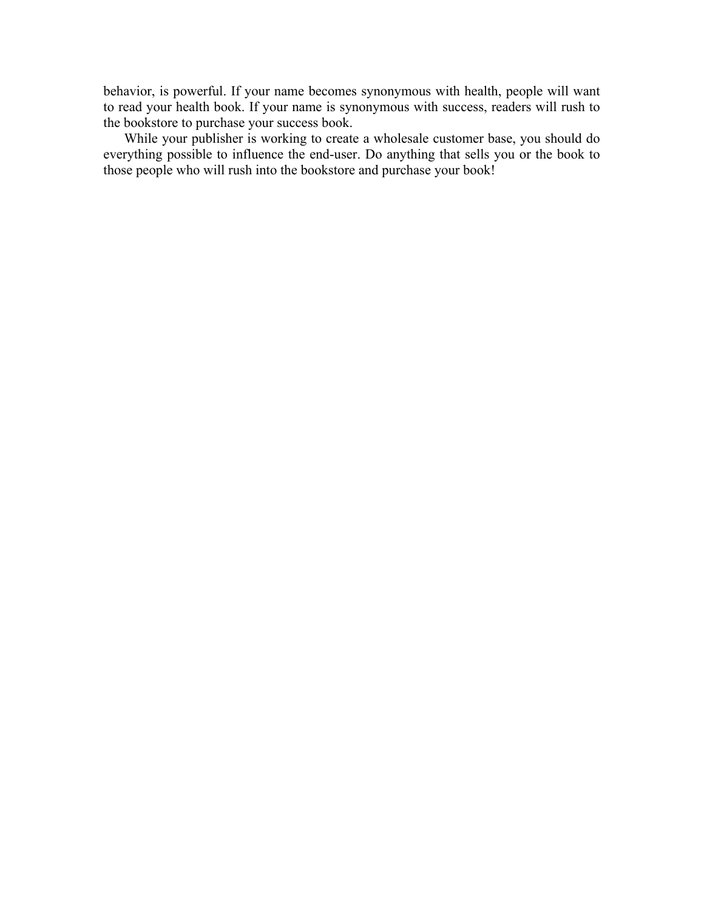behavior, is powerful. If your name becomes synonymous with health, people will want to read your health book. If your name is synonymous with success, readers will rush to the bookstore to purchase your success book.

While your publisher is working to create a wholesale customer base, you should do everything possible to influence the end-user. Do anything that sells you or the book to those people who will rush into the bookstore and purchase your book!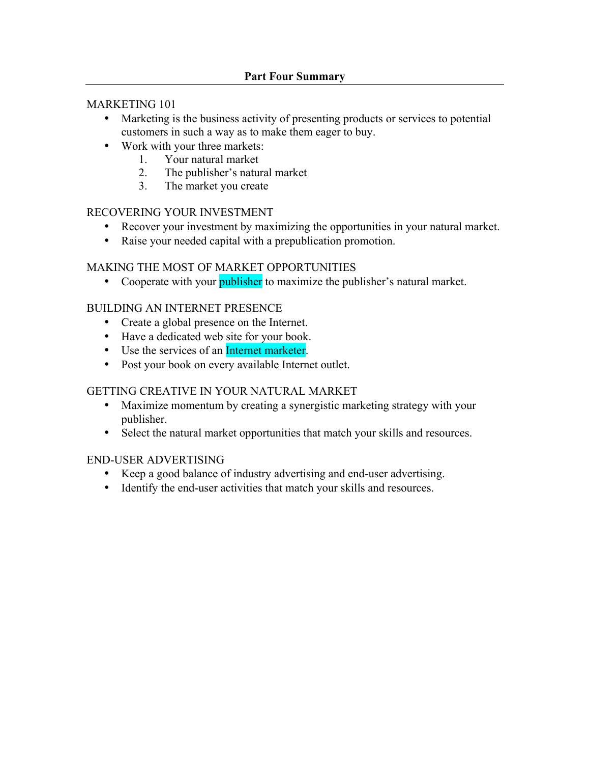## Part Four Summary

MARKETING 101

- Marketing is the business activity of presenting products or services to potential customers in such a way as to make them eager to buy.
- Work with your three markets:
    1. Your natural market
    2. The publisher's natural market
    3. The market you create

RECOVERING YOUR INVESTMENT

- Recover your investment by maximizing the opportunities in your natural market.
- Raise your needed capital with a prepublication promotion.

MAKING THE MOST OF MARKET OPPORTUNITIES

- Cooperate with your publisher to maximize the publisher's natural market.

BUILDING AN INTERNET PRESENCE

- Create a global presence on the Internet.
- Have a dedicated web site for your book.
- Use the services of an Internet marketer.
- Post your book on every available Internet outlet.

GETTING CREATIVE IN YOUR NATURAL MARKET

- Maximize momentum by creating a synergistic marketing strategy with your publisher.
- Select the natural market opportunities that match your skills and resources.

END-USER ADVERTISING

- Keep a good balance of industry advertising and end-user advertising.
- Identify the end-user activities that match your skills and resources.